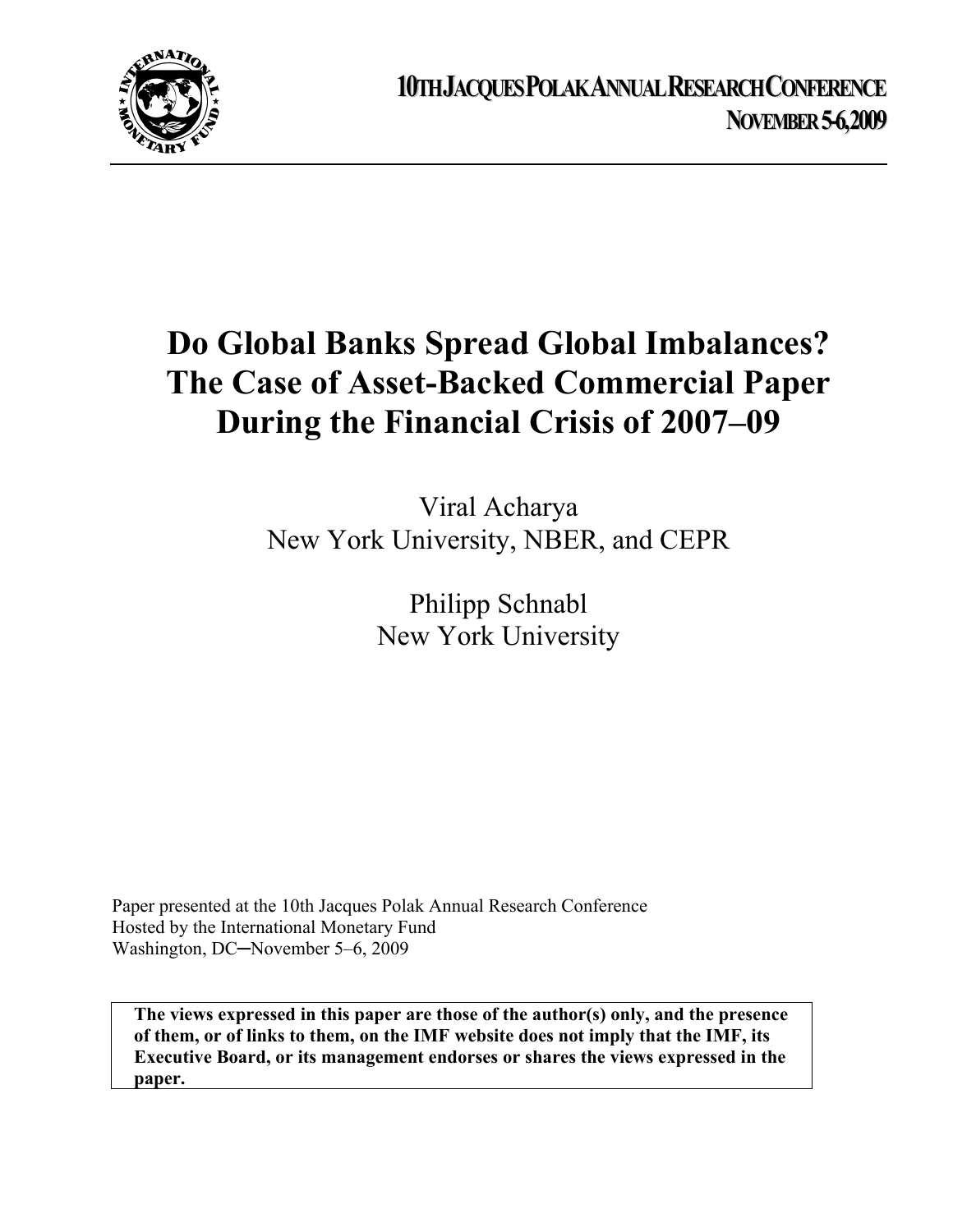**10TH JACQUES POLAK ANNUAL RESEARCH CONFERENCE**
**NOVEMBER 5-6, 2009**

# Do Global Banks Spread Global Imbalances? The Case of Asset-Backed Commercial Paper During the Financial Crisis of 2007–09

Viral Acharya
New York University, NBER, and CEPR

Philipp Schnabl
New York University

Paper presented at the 10th Jacques Polak Annual Research Conference
Hosted by the International Monetary Fund
Washington, DC─November 5–6, 2009

**The views expressed in this paper are those of the author(s) only, and the presence of them, or of links to them, on the IMF website does not imply that the IMF, its Executive Board, or its management endorses or shares the views expressed in the paper.**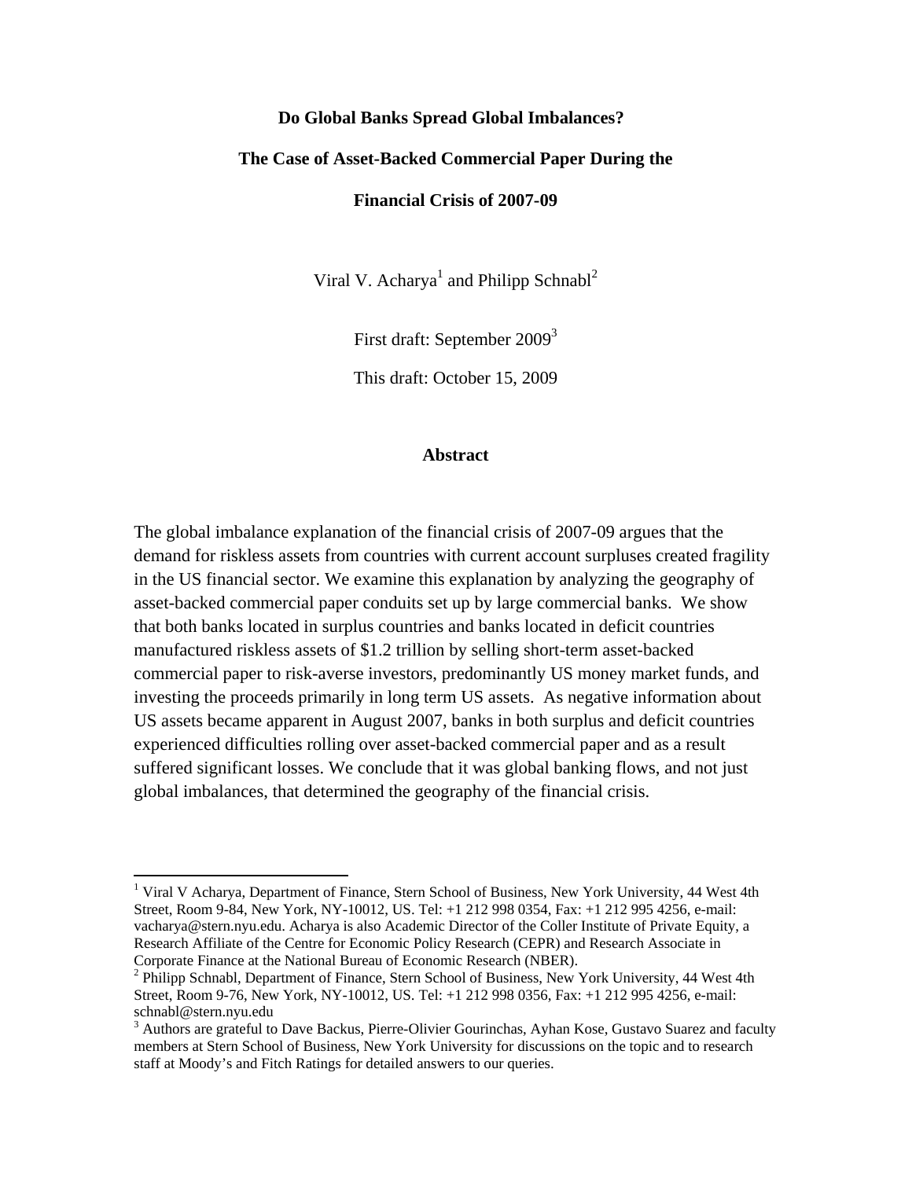**Do Global Banks Spread Global Imbalances?**

**The Case of Asset-Backed Commercial Paper During the**

**Financial Crisis of 2007-09**

Viral V. Acharya[1] and Philipp Schnabl[2]

First draft: September 2009[3]

This draft: October 15, 2009

## Abstract

The global imbalance explanation of the financial crisis of 2007-09 argues that the demand for riskless assets from countries with current account surpluses created fragility in the US financial sector. We examine this explanation by analyzing the geography of asset-backed commercial paper conduits set up by large commercial banks. We show that both banks located in surplus countries and banks located in deficit countries manufactured riskless assets of $1.2 trillion by selling short-term asset-backed commercial paper to risk-averse investors, predominantly US money market funds, and investing the proceeds primarily in long term US assets. As negative information about US assets became apparent in August 2007, banks in both surplus and deficit countries experienced difficulties rolling over asset-backed commercial paper and as a result suffered significant losses. We conclude that it was global banking flows, and not just global imbalances, that determined the geography of the financial crisis.

---

[1] Viral V Acharya, Department of Finance, Stern School of Business, New York University, 44 West 4th Street, Room 9-84, New York, NY-10012, US. Tel: +1 212 998 0354, Fax: +1 212 995 4256, e-mail: vacharya@stern.nyu.edu. Acharya is also Academic Director of the Coller Institute of Private Equity, a Research Affiliate of the Centre for Economic Policy Research (CEPR) and Research Associate in Corporate Finance at the National Bureau of Economic Research (NBER).

[2] Philipp Schnabl, Department of Finance, Stern School of Business, New York University, 44 West 4th Street, Room 9-76, New York, NY-10012, US. Tel: +1 212 998 0356, Fax: +1 212 995 4256, e-mail: schnabl@stern.nyu.edu

[3] Authors are grateful to Dave Backus, Pierre-Olivier Gourinchas, Ayhan Kose, Gustavo Suarez and faculty members at Stern School of Business, New York University for discussions on the topic and to research staff at Moody's and Fitch Ratings for detailed answers to our queries.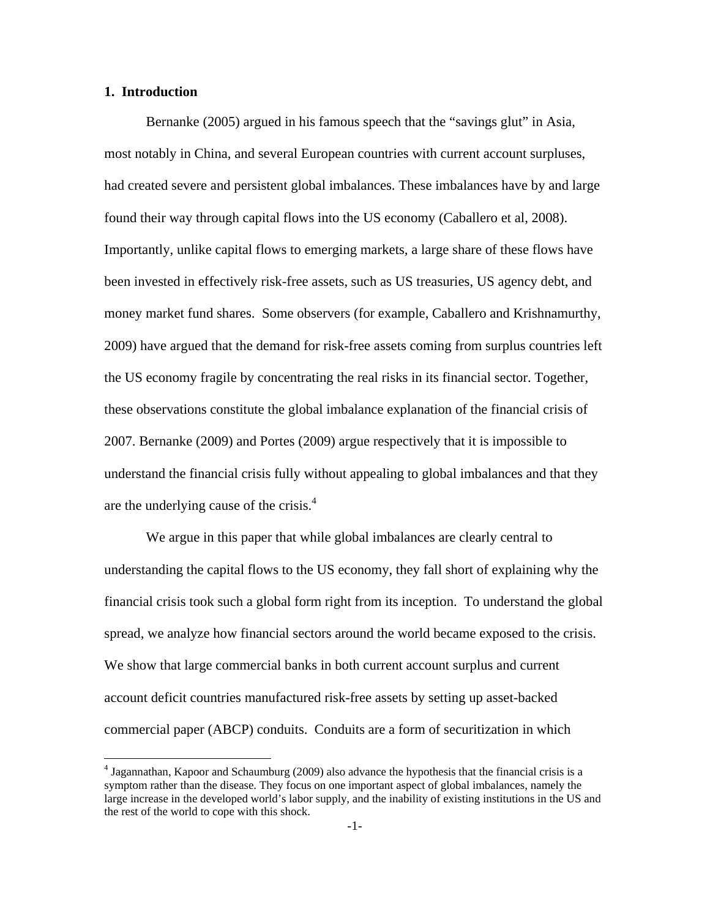## 1. Introduction

Bernanke (2005) argued in his famous speech that the "savings glut" in Asia, most notably in China, and several European countries with current account surpluses, had created severe and persistent global imbalances. These imbalances have by and large found their way through capital flows into the US economy (Caballero et al, 2008). Importantly, unlike capital flows to emerging markets, a large share of these flows have been invested in effectively risk-free assets, such as US treasuries, US agency debt, and money market fund shares. Some observers (for example, Caballero and Krishnamurthy, 2009) have argued that the demand for risk-free assets coming from surplus countries left the US economy fragile by concentrating the real risks in its financial sector. Together, these observations constitute the global imbalance explanation of the financial crisis of 2007. Bernanke (2009) and Portes (2009) argue respectively that it is impossible to understand the financial crisis fully without appealing to global imbalances and that they are the underlying cause of the crisis.[4]

We argue in this paper that while global imbalances are clearly central to understanding the capital flows to the US economy, they fall short of explaining why the financial crisis took such a global form right from its inception. To understand the global spread, we analyze how financial sectors around the world became exposed to the crisis. We show that large commercial banks in both current account surplus and current account deficit countries manufactured risk-free assets by setting up asset-backed commercial paper (ABCP) conduits. Conduits are a form of securitization in which

[4] Jagannathan, Kapoor and Schaumburg (2009) also advance the hypothesis that the financial crisis is a symptom rather than the disease. They focus on one important aspect of global imbalances, namely the large increase in the developed world's labor supply, and the inability of existing institutions in the US and the rest of the world to cope with this shock.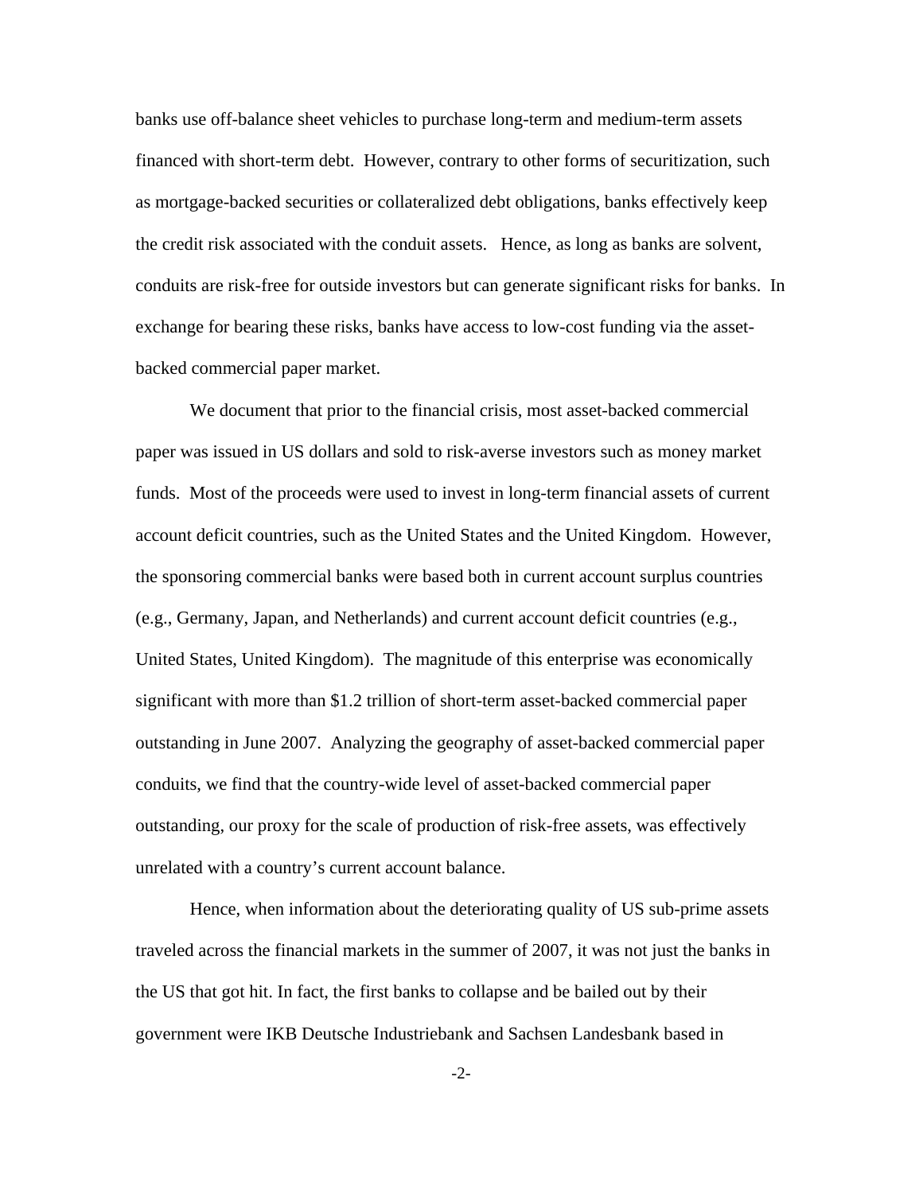banks use off-balance sheet vehicles to purchase long-term and medium-term assets financed with short-term debt. However, contrary to other forms of securitization, such as mortgage-backed securities or collateralized debt obligations, banks effectively keep the credit risk associated with the conduit assets. Hence, as long as banks are solvent, conduits are risk-free for outside investors but can generate significant risks for banks. In exchange for bearing these risks, banks have access to low-cost funding via the asset-backed commercial paper market.

We document that prior to the financial crisis, most asset-backed commercial paper was issued in US dollars and sold to risk-averse investors such as money market funds. Most of the proceeds were used to invest in long-term financial assets of current account deficit countries, such as the United States and the United Kingdom. However, the sponsoring commercial banks were based both in current account surplus countries (e.g., Germany, Japan, and Netherlands) and current account deficit countries (e.g., United States, United Kingdom). The magnitude of this enterprise was economically significant with more than $1.2 trillion of short-term asset-backed commercial paper outstanding in June 2007. Analyzing the geography of asset-backed commercial paper conduits, we find that the country-wide level of asset-backed commercial paper outstanding, our proxy for the scale of production of risk-free assets, was effectively unrelated with a country's current account balance.

Hence, when information about the deteriorating quality of US sub-prime assets traveled across the financial markets in the summer of 2007, it was not just the banks in the US that got hit. In fact, the first banks to collapse and be bailed out by their government were IKB Deutsche Industriebank and Sachsen Landesbank based in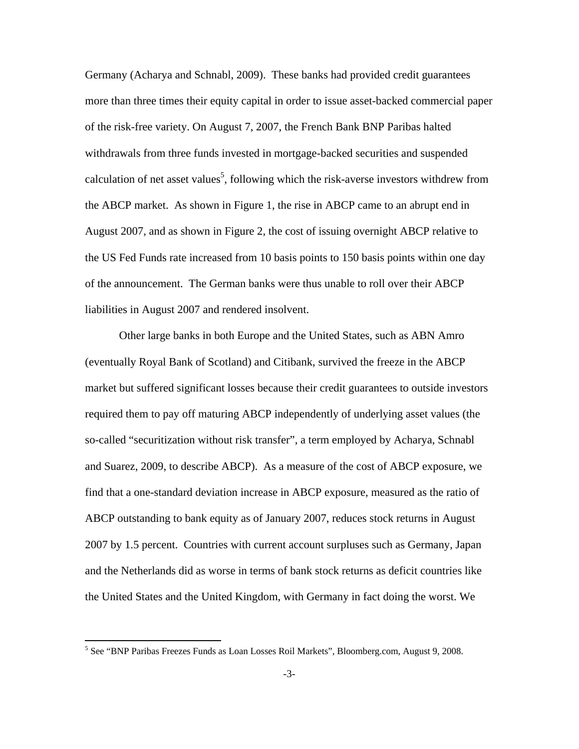Germany (Acharya and Schnabl, 2009). These banks had provided credit guarantees more than three times their equity capital in order to issue asset-backed commercial paper of the risk-free variety. On August 7, 2007, the French Bank BNP Paribas halted withdrawals from three funds invested in mortgage-backed securities and suspended calculation of net asset values[5], following which the risk-averse investors withdrew from the ABCP market. As shown in Figure 1, the rise in ABCP came to an abrupt end in August 2007, and as shown in Figure 2, the cost of issuing overnight ABCP relative to the US Fed Funds rate increased from 10 basis points to 150 basis points within one day of the announcement. The German banks were thus unable to roll over their ABCP liabilities in August 2007 and rendered insolvent.

Other large banks in both Europe and the United States, such as ABN Amro (eventually Royal Bank of Scotland) and Citibank, survived the freeze in the ABCP market but suffered significant losses because their credit guarantees to outside investors required them to pay off maturing ABCP independently of underlying asset values (the so-called "securitization without risk transfer", a term employed by Acharya, Schnabl and Suarez, 2009, to describe ABCP). As a measure of the cost of ABCP exposure, we find that a one-standard deviation increase in ABCP exposure, measured as the ratio of ABCP outstanding to bank equity as of January 2007, reduces stock returns in August 2007 by 1.5 percent. Countries with current account surpluses such as Germany, Japan and the Netherlands did as worse in terms of bank stock returns as deficit countries like the United States and the United Kingdom, with Germany in fact doing the worst. We

[5] See "BNP Paribas Freezes Funds as Loan Losses Roil Markets", Bloomberg.com, August 9, 2008.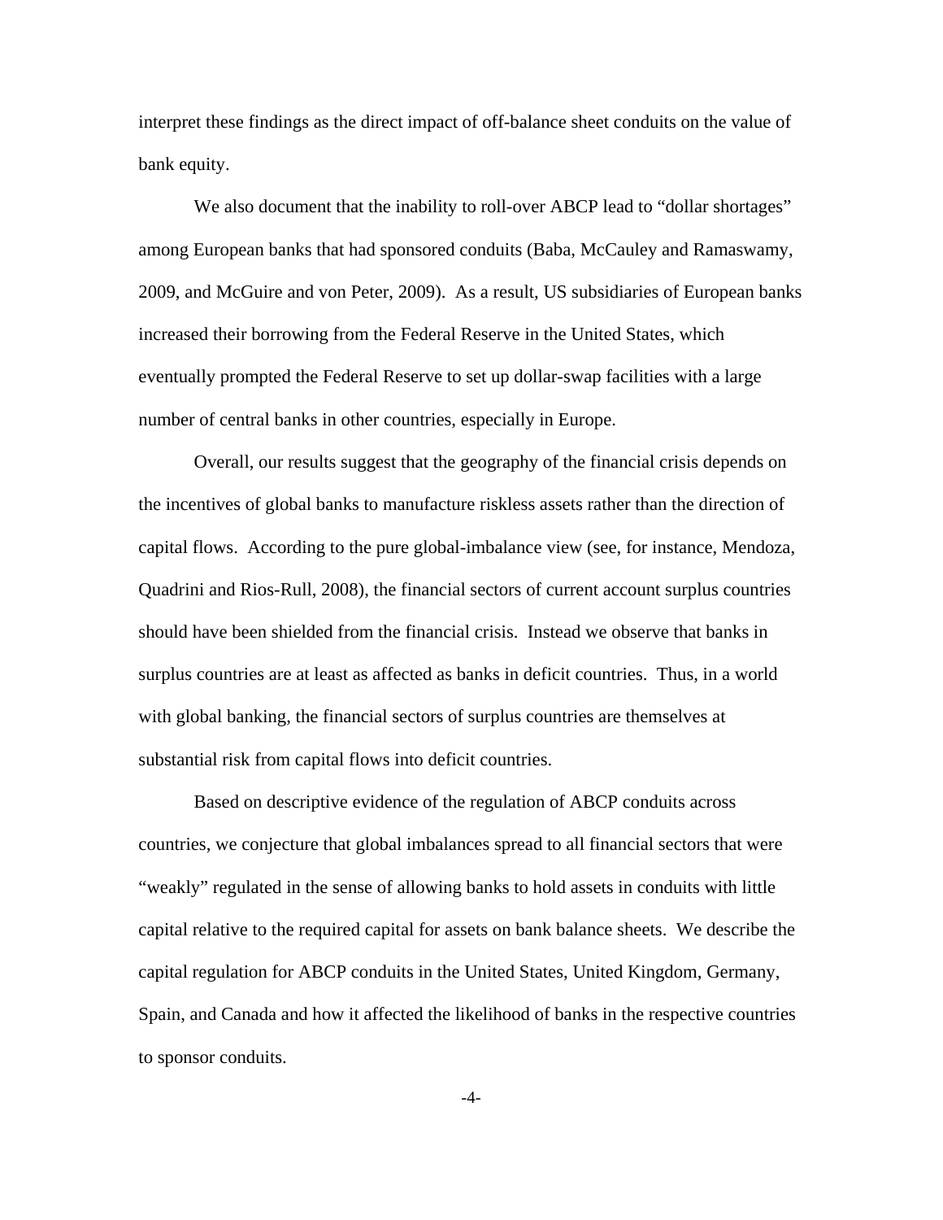interpret these findings as the direct impact of off-balance sheet conduits on the value of bank equity.

We also document that the inability to roll-over ABCP lead to "dollar shortages" among European banks that had sponsored conduits (Baba, McCauley and Ramaswamy, 2009, and McGuire and von Peter, 2009). As a result, US subsidiaries of European banks increased their borrowing from the Federal Reserve in the United States, which eventually prompted the Federal Reserve to set up dollar-swap facilities with a large number of central banks in other countries, especially in Europe.

Overall, our results suggest that the geography of the financial crisis depends on the incentives of global banks to manufacture riskless assets rather than the direction of capital flows. According to the pure global-imbalance view (see, for instance, Mendoza, Quadrini and Rios-Rull, 2008), the financial sectors of current account surplus countries should have been shielded from the financial crisis. Instead we observe that banks in surplus countries are at least as affected as banks in deficit countries. Thus, in a world with global banking, the financial sectors of surplus countries are themselves at substantial risk from capital flows into deficit countries.

Based on descriptive evidence of the regulation of ABCP conduits across countries, we conjecture that global imbalances spread to all financial sectors that were "weakly" regulated in the sense of allowing banks to hold assets in conduits with little capital relative to the required capital for assets on bank balance sheets. We describe the capital regulation for ABCP conduits in the United States, United Kingdom, Germany, Spain, and Canada and how it affected the likelihood of banks in the respective countries to sponsor conduits.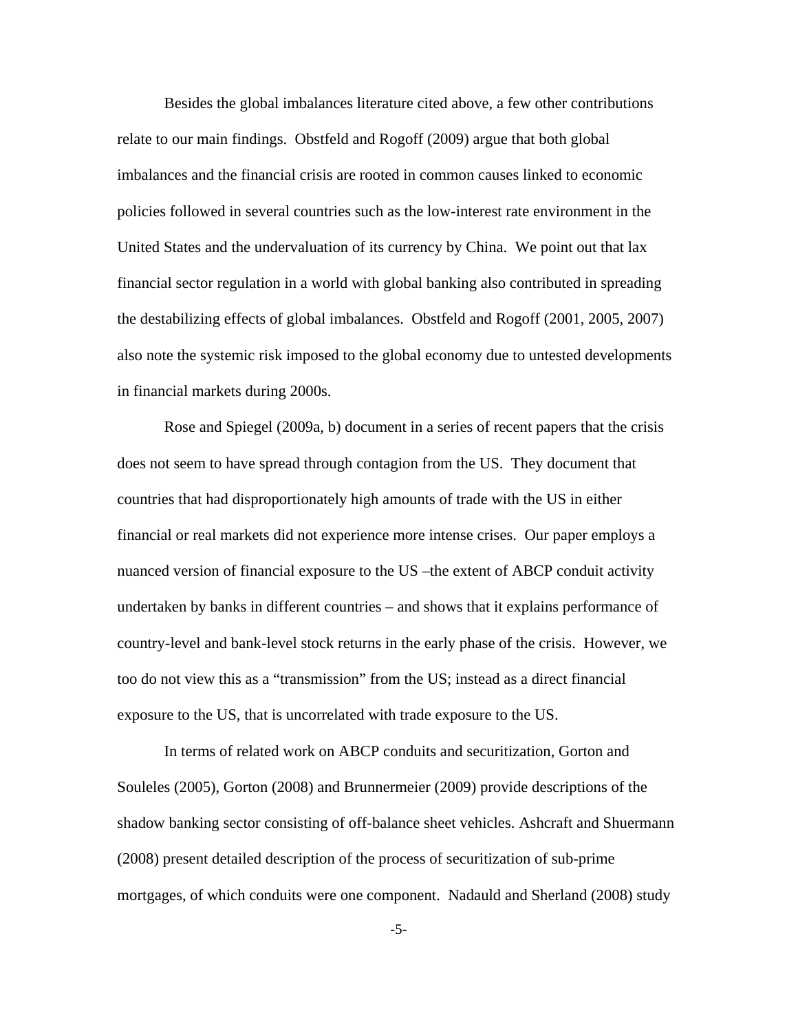Besides the global imbalances literature cited above, a few other contributions relate to our main findings. Obstfeld and Rogoff (2009) argue that both global imbalances and the financial crisis are rooted in common causes linked to economic policies followed in several countries such as the low-interest rate environment in the United States and the undervaluation of its currency by China. We point out that lax financial sector regulation in a world with global banking also contributed in spreading the destabilizing effects of global imbalances. Obstfeld and Rogoff (2001, 2005, 2007) also note the systemic risk imposed to the global economy due to untested developments in financial markets during 2000s.

Rose and Spiegel (2009a, b) document in a series of recent papers that the crisis does not seem to have spread through contagion from the US. They document that countries that had disproportionately high amounts of trade with the US in either financial or real markets did not experience more intense crises. Our paper employs a nuanced version of financial exposure to the US –the extent of ABCP conduit activity undertaken by banks in different countries – and shows that it explains performance of country-level and bank-level stock returns in the early phase of the crisis. However, we too do not view this as a "transmission" from the US; instead as a direct financial exposure to the US, that is uncorrelated with trade exposure to the US.

In terms of related work on ABCP conduits and securitization, Gorton and Souleles (2005), Gorton (2008) and Brunnermeier (2009) provide descriptions of the shadow banking sector consisting of off-balance sheet vehicles. Ashcraft and Shuermann (2008) present detailed description of the process of securitization of sub-prime mortgages, of which conduits were one component. Nadauld and Sherland (2008) study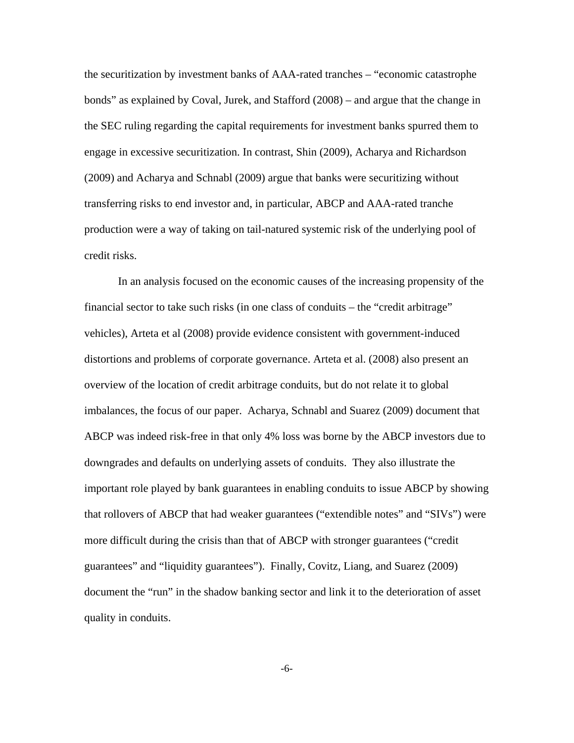the securitization by investment banks of AAA-rated tranches – "economic catastrophe bonds" as explained by Coval, Jurek, and Stafford (2008) – and argue that the change in the SEC ruling regarding the capital requirements for investment banks spurred them to engage in excessive securitization. In contrast, Shin (2009), Acharya and Richardson (2009) and Acharya and Schnabl (2009) argue that banks were securitizing without transferring risks to end investor and, in particular, ABCP and AAA-rated tranche production were a way of taking on tail-natured systemic risk of the underlying pool of credit risks.

In an analysis focused on the economic causes of the increasing propensity of the financial sector to take such risks (in one class of conduits – the "credit arbitrage" vehicles), Arteta et al (2008) provide evidence consistent with government-induced distortions and problems of corporate governance. Arteta et al. (2008) also present an overview of the location of credit arbitrage conduits, but do not relate it to global imbalances, the focus of our paper. Acharya, Schnabl and Suarez (2009) document that ABCP was indeed risk-free in that only 4% loss was borne by the ABCP investors due to downgrades and defaults on underlying assets of conduits. They also illustrate the important role played by bank guarantees in enabling conduits to issue ABCP by showing that rollovers of ABCP that had weaker guarantees ("extendible notes" and "SIVs") were more difficult during the crisis than that of ABCP with stronger guarantees ("credit guarantees" and "liquidity guarantees"). Finally, Covitz, Liang, and Suarez (2009) document the "run" in the shadow banking sector and link it to the deterioration of asset quality in conduits.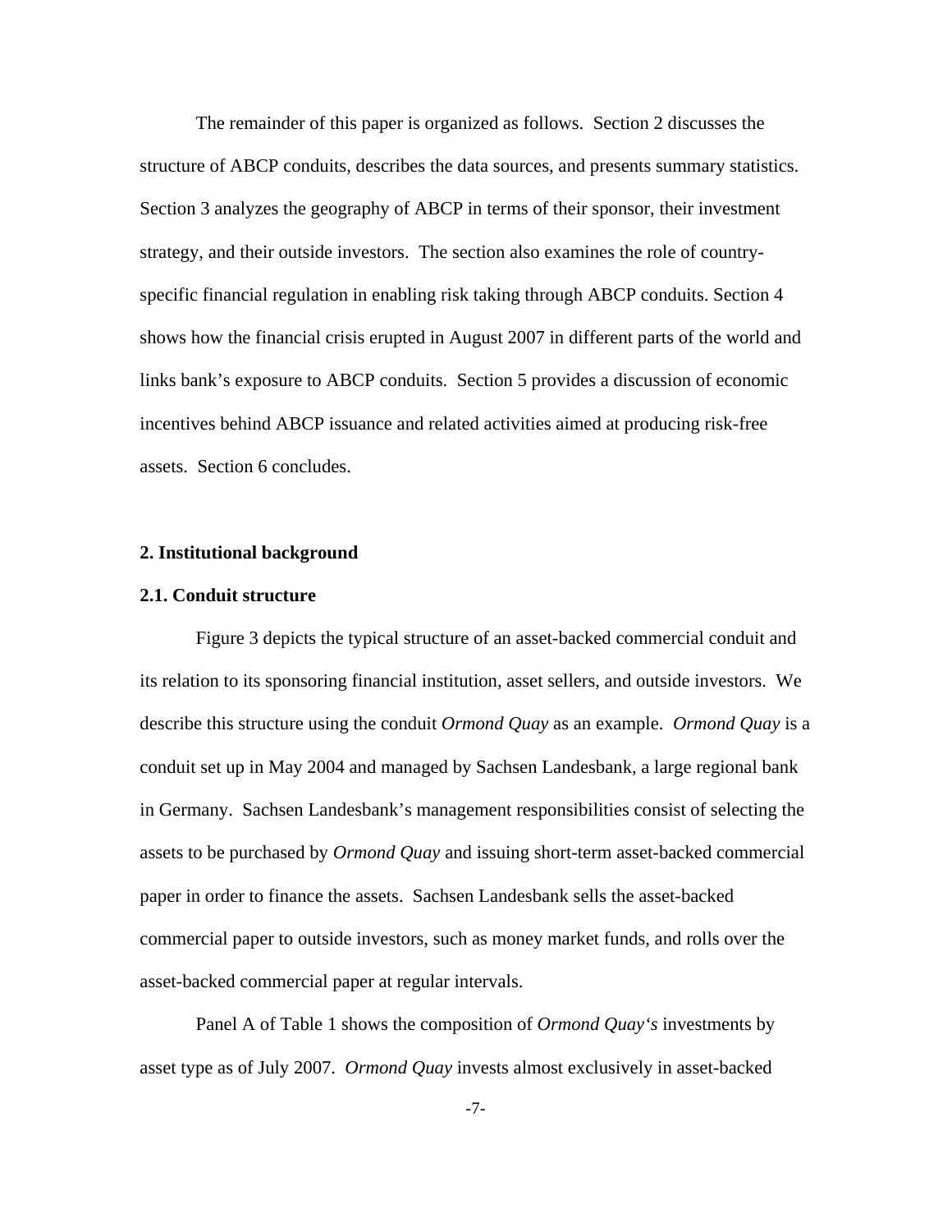The remainder of this paper is organized as follows. Section 2 discusses the structure of ABCP conduits, describes the data sources, and presents summary statistics. Section 3 analyzes the geography of ABCP in terms of their sponsor, their investment strategy, and their outside investors. The section also examines the role of country-specific financial regulation in enabling risk taking through ABCP conduits. Section 4 shows how the financial crisis erupted in August 2007 in different parts of the world and links bank's exposure to ABCP conduits. Section 5 provides a discussion of economic incentives behind ABCP issuance and related activities aimed at producing risk-free assets. Section 6 concludes.

## 2. Institutional background

### 2.1. Conduit structure

Figure 3 depicts the typical structure of an asset-backed commercial conduit and its relation to its sponsoring financial institution, asset sellers, and outside investors. We describe this structure using the conduit *Ormond Quay* as an example. *Ormond Quay* is a conduit set up in May 2004 and managed by Sachsen Landesbank, a large regional bank in Germany. Sachsen Landesbank's management responsibilities consist of selecting the assets to be purchased by *Ormond Quay* and issuing short-term asset-backed commercial paper in order to finance the assets. Sachsen Landesbank sells the asset-backed commercial paper to outside investors, such as money market funds, and rolls over the asset-backed commercial paper at regular intervals.

Panel A of Table 1 shows the composition of *Ormond Quay's* investments by asset type as of July 2007. *Ormond Quay* invests almost exclusively in asset-backed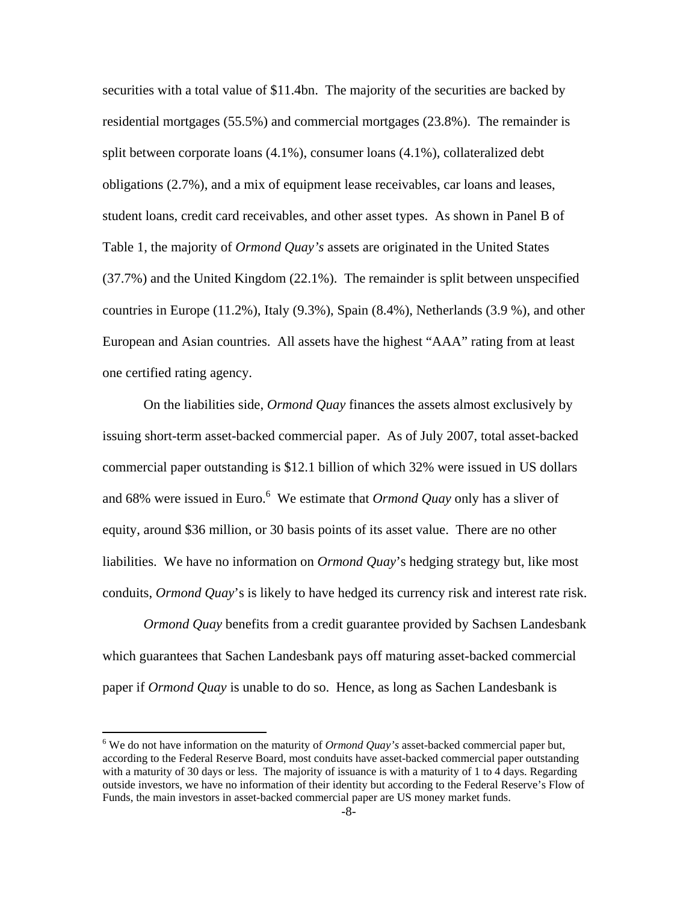securities with a total value of $11.4bn. The majority of the securities are backed by residential mortgages (55.5%) and commercial mortgages (23.8%). The remainder is split between corporate loans (4.1%), consumer loans (4.1%), collateralized debt obligations (2.7%), and a mix of equipment lease receivables, car loans and leases, student loans, credit card receivables, and other asset types. As shown in Panel B of Table 1, the majority of *Ormond Quay's* assets are originated in the United States (37.7%) and the United Kingdom (22.1%). The remainder is split between unspecified countries in Europe (11.2%), Italy (9.3%), Spain (8.4%), Netherlands (3.9 %), and other European and Asian countries. All assets have the highest "AAA" rating from at least one certified rating agency.

On the liabilities side, *Ormond Quay* finances the assets almost exclusively by issuing short-term asset-backed commercial paper. As of July 2007, total asset-backed commercial paper outstanding is $12.1 billion of which 32% were issued in US dollars and 68% were issued in Euro.[6] We estimate that *Ormond Quay* only has a sliver of equity, around $36 million, or 30 basis points of its asset value. There are no other liabilities. We have no information on *Ormond Quay*'s hedging strategy but, like most conduits, *Ormond Quay*'s is likely to have hedged its currency risk and interest rate risk.

*Ormond Quay* benefits from a credit guarantee provided by Sachsen Landesbank which guarantees that Sachen Landesbank pays off maturing asset-backed commercial paper if *Ormond Quay* is unable to do so. Hence, as long as Sachen Landesbank is

---

[6] We do not have information on the maturity of *Ormond Quay's* asset-backed commercial paper but, according to the Federal Reserve Board, most conduits have asset-backed commercial paper outstanding with a maturity of 30 days or less. The majority of issuance is with a maturity of 1 to 4 days. Regarding outside investors, we have no information of their identity but according to the Federal Reserve's Flow of Funds, the main investors in asset-backed commercial paper are US money market funds.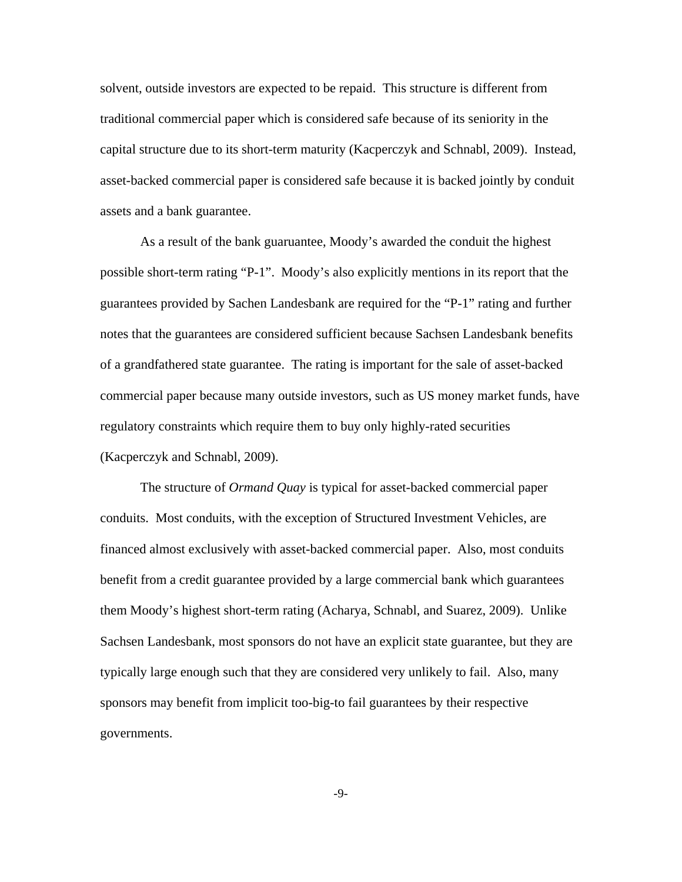solvent, outside investors are expected to be repaid. This structure is different from traditional commercial paper which is considered safe because of its seniority in the capital structure due to its short-term maturity (Kacperczyk and Schnabl, 2009). Instead, asset-backed commercial paper is considered safe because it is backed jointly by conduit assets and a bank guarantee.

As a result of the bank guaruantee, Moody's awarded the conduit the highest possible short-term rating "P-1". Moody's also explicitly mentions in its report that the guarantees provided by Sachen Landesbank are required for the "P-1" rating and further notes that the guarantees are considered sufficient because Sachsen Landesbank benefits of a grandfathered state guarantee. The rating is important for the sale of asset-backed commercial paper because many outside investors, such as US money market funds, have regulatory constraints which require them to buy only highly-rated securities (Kacperczyk and Schnabl, 2009).

The structure of *Ormand Quay* is typical for asset-backed commercial paper conduits. Most conduits, with the exception of Structured Investment Vehicles, are financed almost exclusively with asset-backed commercial paper. Also, most conduits benefit from a credit guarantee provided by a large commercial bank which guarantees them Moody's highest short-term rating (Acharya, Schnabl, and Suarez, 2009). Unlike Sachsen Landesbank, most sponsors do not have an explicit state guarantee, but they are typically large enough such that they are considered very unlikely to fail. Also, many sponsors may benefit from implicit too-big-to fail guarantees by their respective governments.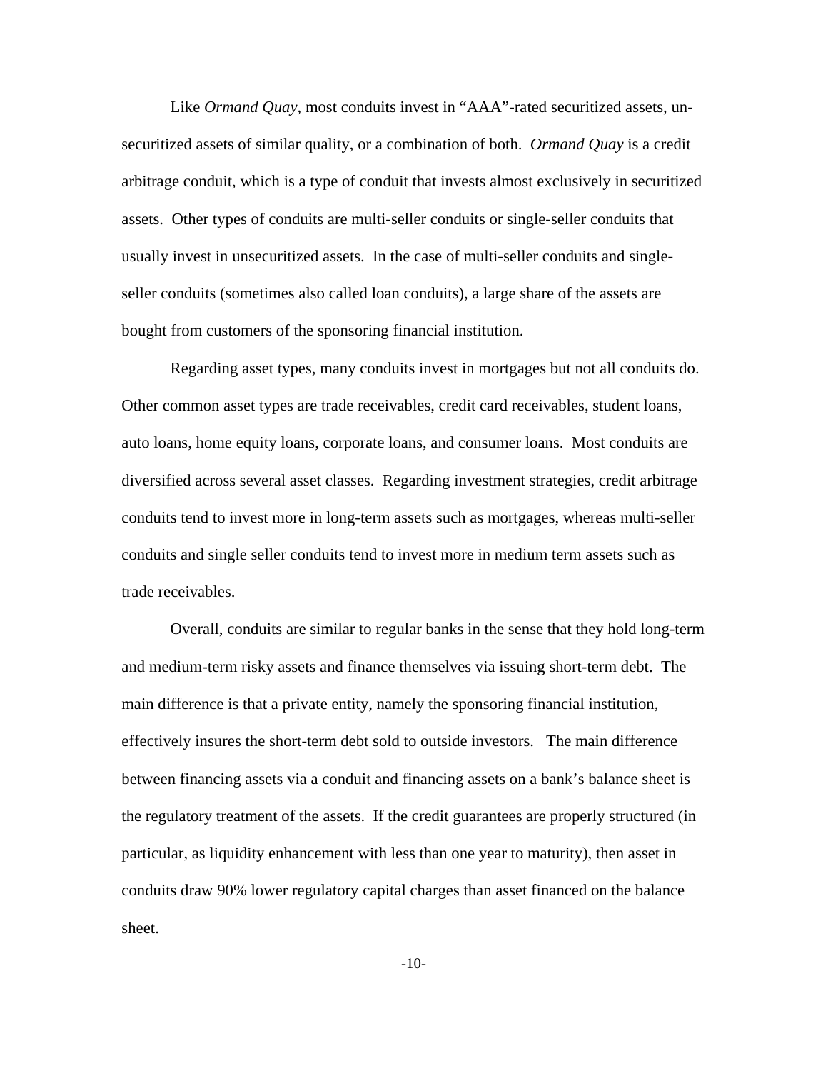Like *Ormand Quay*, most conduits invest in "AAA"-rated securitized assets, un-securitized assets of similar quality, or a combination of both. *Ormand Quay* is a credit arbitrage conduit, which is a type of conduit that invests almost exclusively in securitized assets. Other types of conduits are multi-seller conduits or single-seller conduits that usually invest in unsecuritized assets. In the case of multi-seller conduits and single-seller conduits (sometimes also called loan conduits), a large share of the assets are bought from customers of the sponsoring financial institution.

Regarding asset types, many conduits invest in mortgages but not all conduits do. Other common asset types are trade receivables, credit card receivables, student loans, auto loans, home equity loans, corporate loans, and consumer loans. Most conduits are diversified across several asset classes. Regarding investment strategies, credit arbitrage conduits tend to invest more in long-term assets such as mortgages, whereas multi-seller conduits and single seller conduits tend to invest more in medium term assets such as trade receivables.

Overall, conduits are similar to regular banks in the sense that they hold long-term and medium-term risky assets and finance themselves via issuing short-term debt. The main difference is that a private entity, namely the sponsoring financial institution, effectively insures the short-term debt sold to outside investors. The main difference between financing assets via a conduit and financing assets on a bank's balance sheet is the regulatory treatment of the assets. If the credit guarantees are properly structured (in particular, as liquidity enhancement with less than one year to maturity), then asset in conduits draw 90% lower regulatory capital charges than asset financed on the balance sheet.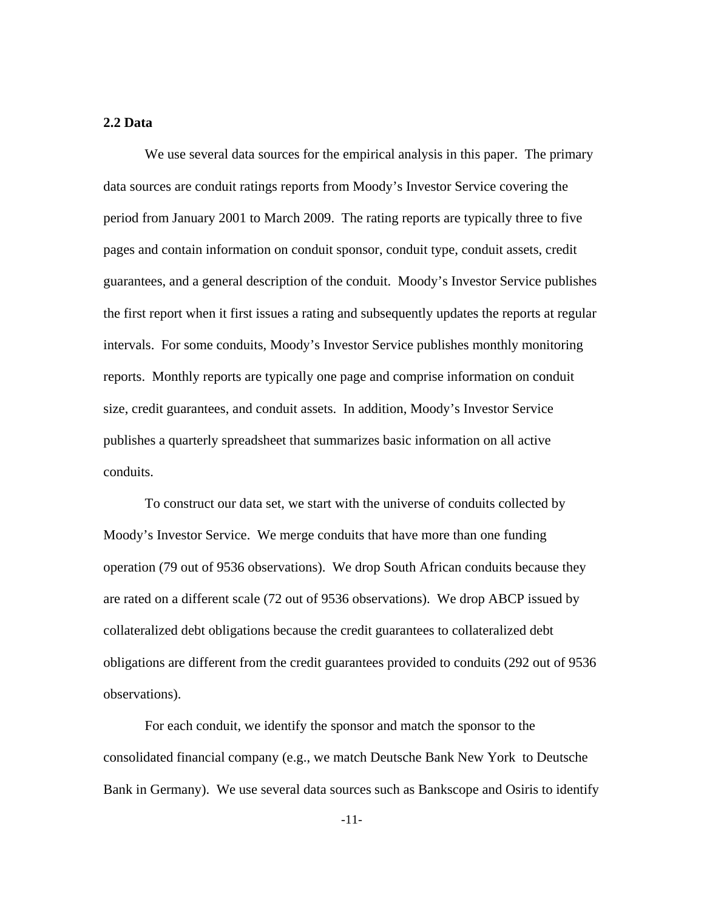### 2.2 Data

We use several data sources for the empirical analysis in this paper. The primary data sources are conduit ratings reports from Moody's Investor Service covering the period from January 2001 to March 2009. The rating reports are typically three to five pages and contain information on conduit sponsor, conduit type, conduit assets, credit guarantees, and a general description of the conduit. Moody's Investor Service publishes the first report when it first issues a rating and subsequently updates the reports at regular intervals. For some conduits, Moody's Investor Service publishes monthly monitoring reports. Monthly reports are typically one page and comprise information on conduit size, credit guarantees, and conduit assets. In addition, Moody's Investor Service publishes a quarterly spreadsheet that summarizes basic information on all active conduits.

To construct our data set, we start with the universe of conduits collected by Moody's Investor Service. We merge conduits that have more than one funding operation (79 out of 9536 observations). We drop South African conduits because they are rated on a different scale (72 out of 9536 observations). We drop ABCP issued by collateralized debt obligations because the credit guarantees to collateralized debt obligations are different from the credit guarantees provided to conduits (292 out of 9536 observations).

For each conduit, we identify the sponsor and match the sponsor to the consolidated financial company (e.g., we match Deutsche Bank New York to Deutsche Bank in Germany). We use several data sources such as Bankscope and Osiris to identify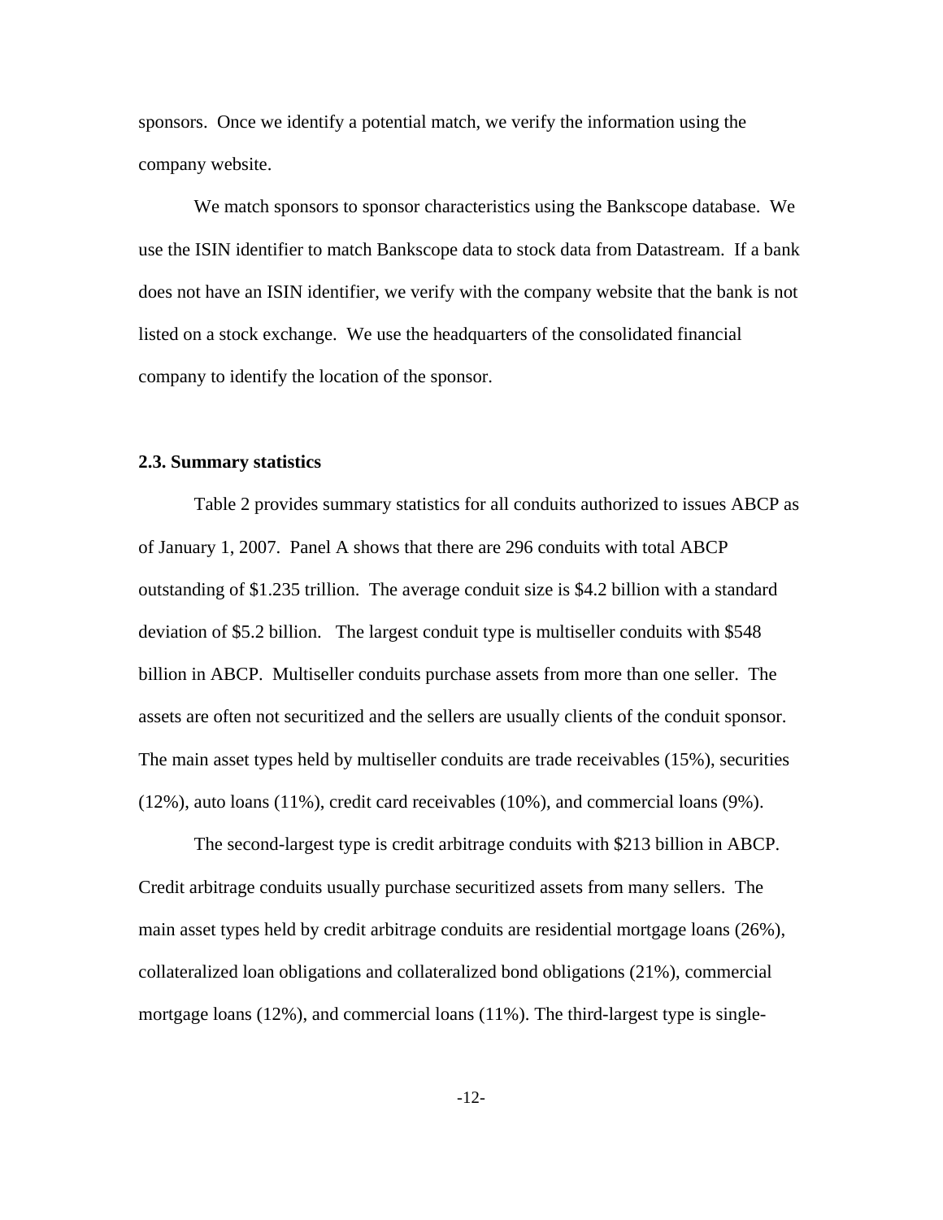sponsors. Once we identify a potential match, we verify the information using the company website.

We match sponsors to sponsor characteristics using the Bankscope database. We use the ISIN identifier to match Bankscope data to stock data from Datastream. If a bank does not have an ISIN identifier, we verify with the company website that the bank is not listed on a stock exchange. We use the headquarters of the consolidated financial company to identify the location of the sponsor.

### 2.3. Summary statistics

Table 2 provides summary statistics for all conduits authorized to issues ABCP as of January 1, 2007. Panel A shows that there are 296 conduits with total ABCP outstanding of $1.235 trillion. The average conduit size is $4.2 billion with a standard deviation of $5.2 billion. The largest conduit type is multiseller conduits with $548 billion in ABCP. Multiseller conduits purchase assets from more than one seller. The assets are often not securitized and the sellers are usually clients of the conduit sponsor. The main asset types held by multiseller conduits are trade receivables (15%), securities (12%), auto loans (11%), credit card receivables (10%), and commercial loans (9%).

The second-largest type is credit arbitrage conduits with $213 billion in ABCP. Credit arbitrage conduits usually purchase securitized assets from many sellers. The main asset types held by credit arbitrage conduits are residential mortgage loans (26%), collateralized loan obligations and collateralized bond obligations (21%), commercial mortgage loans (12%), and commercial loans (11%). The third-largest type is single-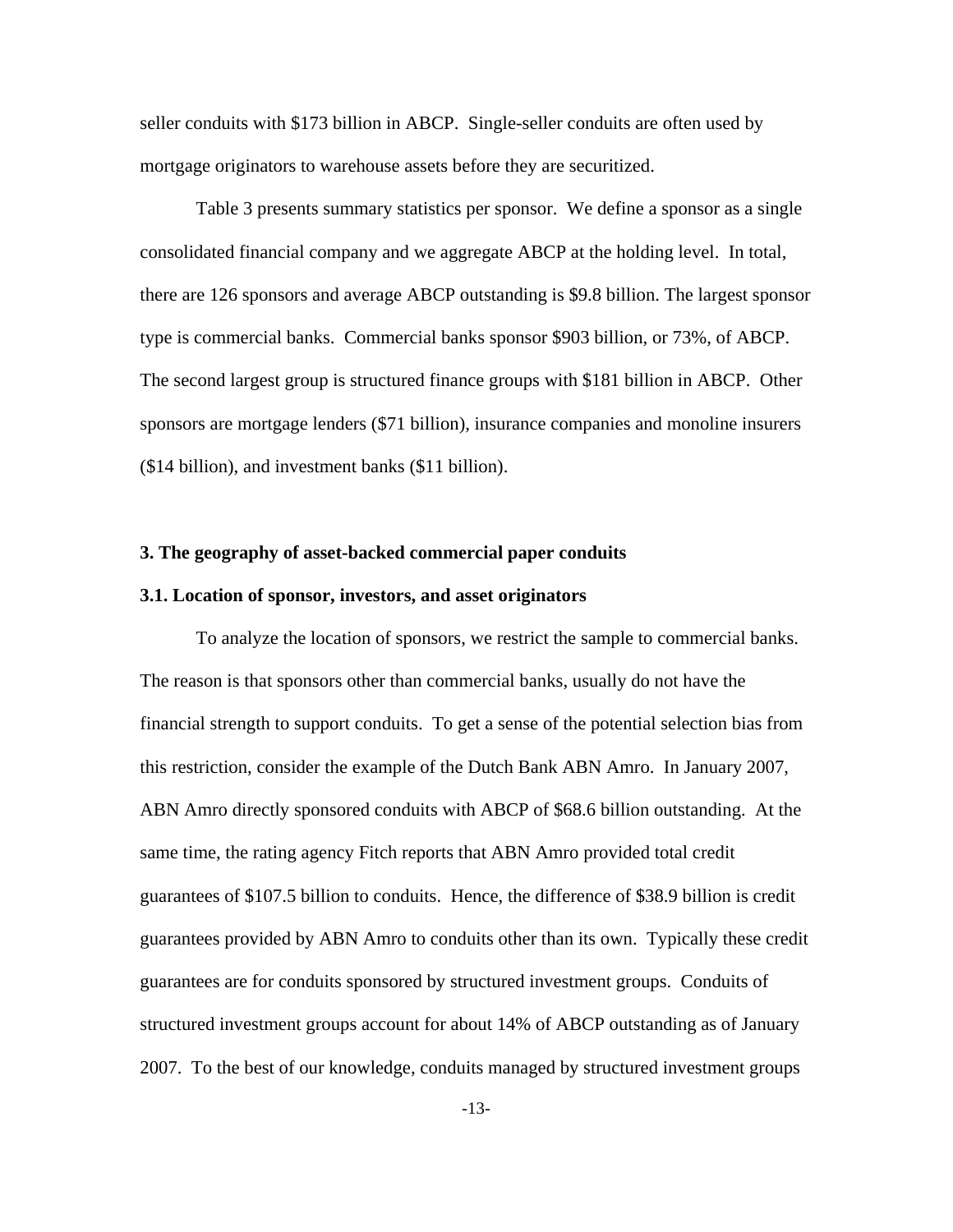seller conduits with $173 billion in ABCP. Single-seller conduits are often used by mortgage originators to warehouse assets before they are securitized.

Table 3 presents summary statistics per sponsor. We define a sponsor as a single consolidated financial company and we aggregate ABCP at the holding level. In total, there are 126 sponsors and average ABCP outstanding is $9.8 billion. The largest sponsor type is commercial banks. Commercial banks sponsor $903 billion, or 73%, of ABCP. The second largest group is structured finance groups with $181 billion in ABCP. Other sponsors are mortgage lenders ($71 billion), insurance companies and monoline insurers ($14 billion), and investment banks ($11 billion).

## 3. The geography of asset-backed commercial paper conduits

### 3.1. Location of sponsor, investors, and asset originators

To analyze the location of sponsors, we restrict the sample to commercial banks. The reason is that sponsors other than commercial banks, usually do not have the financial strength to support conduits. To get a sense of the potential selection bias from this restriction, consider the example of the Dutch Bank ABN Amro. In January 2007, ABN Amro directly sponsored conduits with ABCP of $68.6 billion outstanding. At the same time, the rating agency Fitch reports that ABN Amro provided total credit guarantees of $107.5 billion to conduits. Hence, the difference of $38.9 billion is credit guarantees provided by ABN Amro to conduits other than its own. Typically these credit guarantees are for conduits sponsored by structured investment groups. Conduits of structured investment groups account for about 14% of ABCP outstanding as of January 2007. To the best of our knowledge, conduits managed by structured investment groups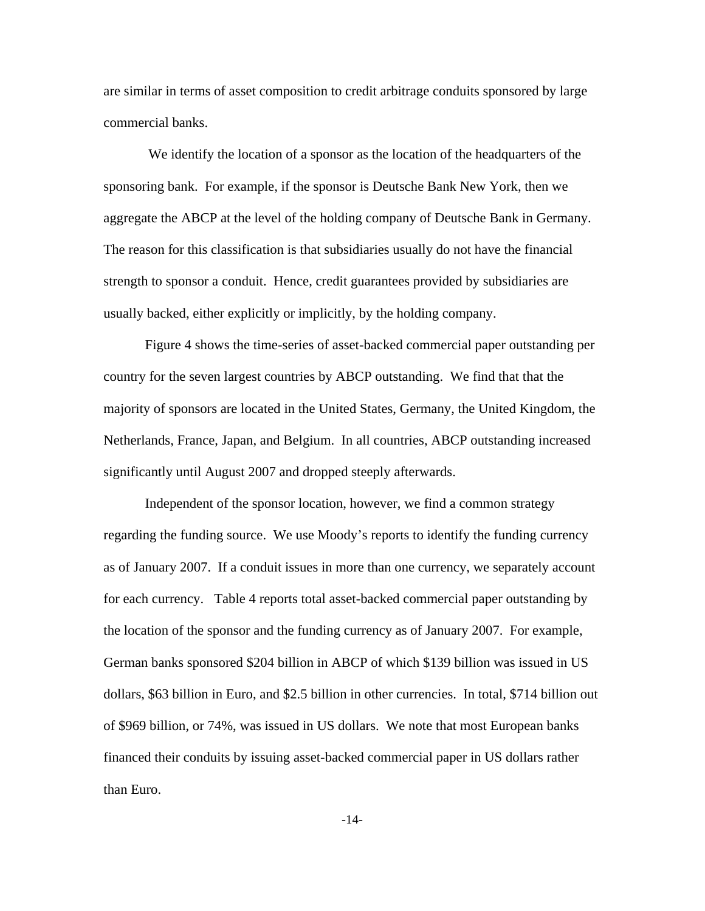are similar in terms of asset composition to credit arbitrage conduits sponsored by large commercial banks.

We identify the location of a sponsor as the location of the headquarters of the sponsoring bank. For example, if the sponsor is Deutsche Bank New York, then we aggregate the ABCP at the level of the holding company of Deutsche Bank in Germany. The reason for this classification is that subsidiaries usually do not have the financial strength to sponsor a conduit. Hence, credit guarantees provided by subsidiaries are usually backed, either explicitly or implicitly, by the holding company.

Figure 4 shows the time-series of asset-backed commercial paper outstanding per country for the seven largest countries by ABCP outstanding. We find that that the majority of sponsors are located in the United States, Germany, the United Kingdom, the Netherlands, France, Japan, and Belgium. In all countries, ABCP outstanding increased significantly until August 2007 and dropped steeply afterwards.

Independent of the sponsor location, however, we find a common strategy regarding the funding source. We use Moody's reports to identify the funding currency as of January 2007. If a conduit issues in more than one currency, we separately account for each currency. Table 4 reports total asset-backed commercial paper outstanding by the location of the sponsor and the funding currency as of January 2007. For example, German banks sponsored \$204 billion in ABCP of which \$139 billion was issued in US dollars, \$63 billion in Euro, and \$2.5 billion in other currencies. In total, \$714 billion out of \$969 billion, or 74%, was issued in US dollars. We note that most European banks financed their conduits by issuing asset-backed commercial paper in US dollars rather than Euro.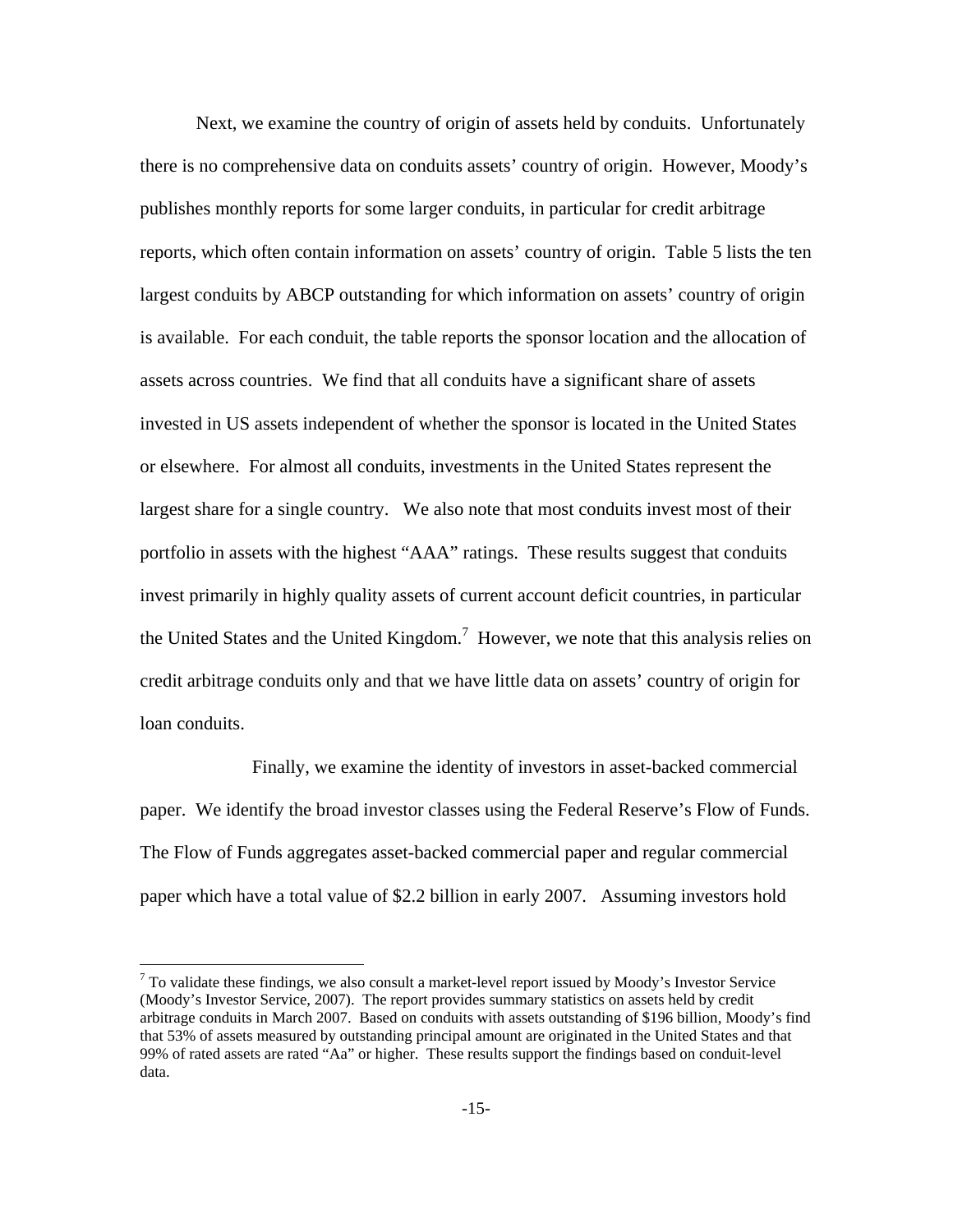Next, we examine the country of origin of assets held by conduits. Unfortunately there is no comprehensive data on conduits assets' country of origin. However, Moody's publishes monthly reports for some larger conduits, in particular for credit arbitrage reports, which often contain information on assets' country of origin. Table 5 lists the ten largest conduits by ABCP outstanding for which information on assets' country of origin is available. For each conduit, the table reports the sponsor location and the allocation of assets across countries. We find that all conduits have a significant share of assets invested in US assets independent of whether the sponsor is located in the United States or elsewhere. For almost all conduits, investments in the United States represent the largest share for a single country. We also note that most conduits invest most of their portfolio in assets with the highest "AAA" ratings. These results suggest that conduits invest primarily in highly quality assets of current account deficit countries, in particular the United States and the United Kingdom.[7] However, we note that this analysis relies on credit arbitrage conduits only and that we have little data on assets' country of origin for loan conduits.

Finally, we examine the identity of investors in asset-backed commercial paper. We identify the broad investor classes using the Federal Reserve's Flow of Funds. The Flow of Funds aggregates asset-backed commercial paper and regular commercial paper which have a total value of $2.2 billion in early 2007. Assuming investors hold

[7] To validate these findings, we also consult a market-level report issued by Moody's Investor Service (Moody's Investor Service, 2007). The report provides summary statistics on assets held by credit arbitrage conduits in March 2007. Based on conduits with assets outstanding of $196 billion, Moody's find that 53% of assets measured by outstanding principal amount are originated in the United States and that 99% of rated assets are rated "Aa" or higher. These results support the findings based on conduit-level data.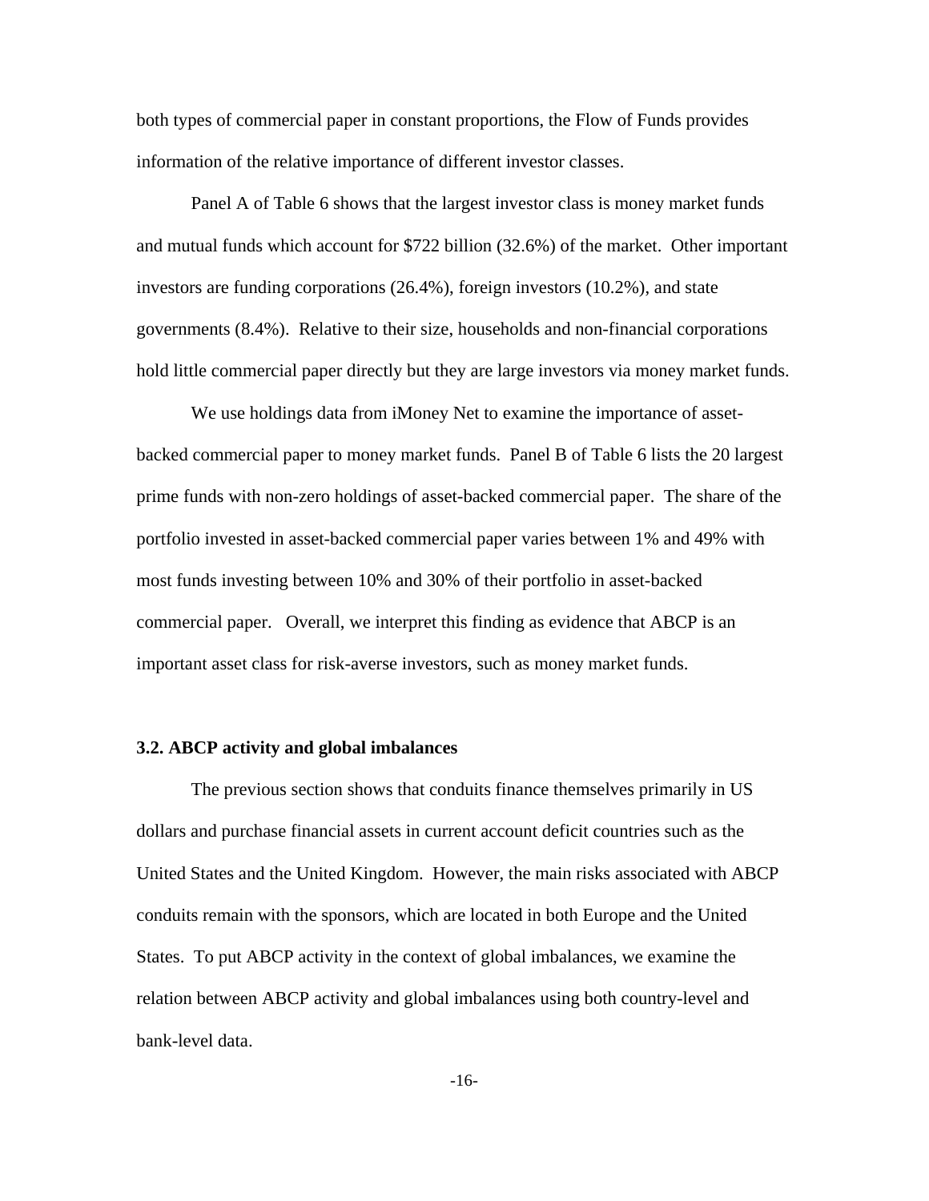both types of commercial paper in constant proportions, the Flow of Funds provides information of the relative importance of different investor classes.

Panel A of Table 6 shows that the largest investor class is money market funds and mutual funds which account for $722 billion (32.6%) of the market. Other important investors are funding corporations (26.4%), foreign investors (10.2%), and state governments (8.4%). Relative to their size, households and non-financial corporations hold little commercial paper directly but they are large investors via money market funds.

We use holdings data from iMoney Net to examine the importance of asset-backed commercial paper to money market funds. Panel B of Table 6 lists the 20 largest prime funds with non-zero holdings of asset-backed commercial paper. The share of the portfolio invested in asset-backed commercial paper varies between 1% and 49% with most funds investing between 10% and 30% of their portfolio in asset-backed commercial paper. Overall, we interpret this finding as evidence that ABCP is an important asset class for risk-averse investors, such as money market funds.

### 3.2. ABCP activity and global imbalances

The previous section shows that conduits finance themselves primarily in US dollars and purchase financial assets in current account deficit countries such as the United States and the United Kingdom. However, the main risks associated with ABCP conduits remain with the sponsors, which are located in both Europe and the United States. To put ABCP activity in the context of global imbalances, we examine the relation between ABCP activity and global imbalances using both country-level and bank-level data.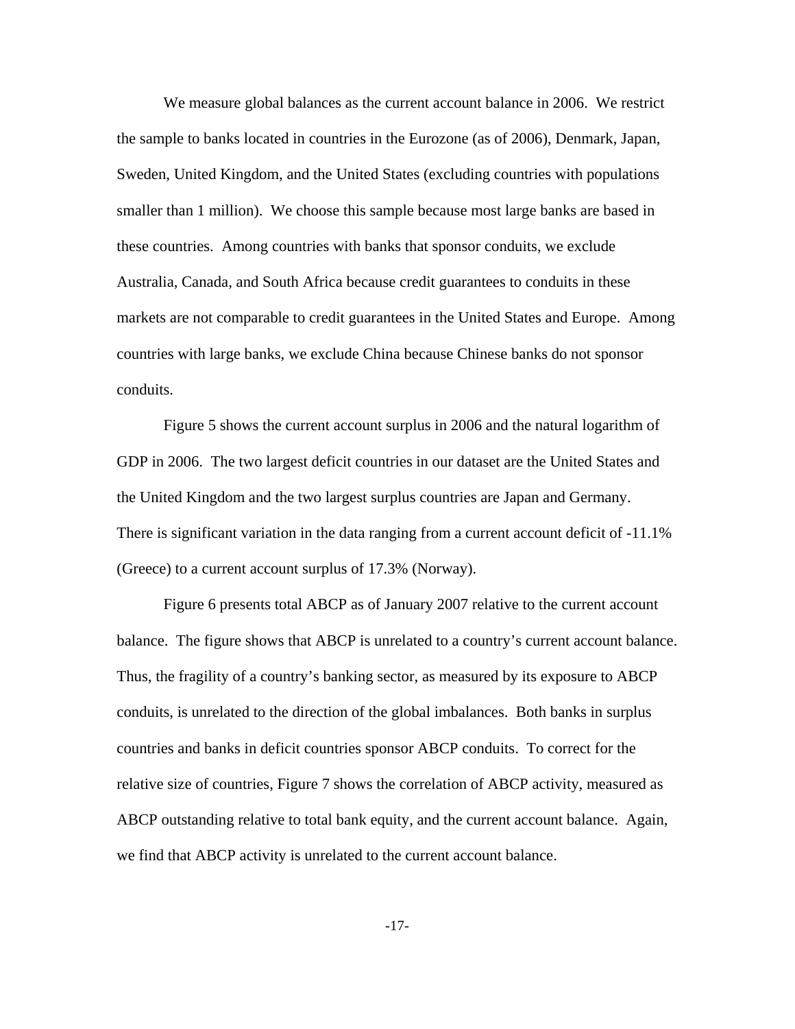We measure global balances as the current account balance in 2006. We restrict the sample to banks located in countries in the Eurozone (as of 2006), Denmark, Japan, Sweden, United Kingdom, and the United States (excluding countries with populations smaller than 1 million). We choose this sample because most large banks are based in these countries. Among countries with banks that sponsor conduits, we exclude Australia, Canada, and South Africa because credit guarantees to conduits in these markets are not comparable to credit guarantees in the United States and Europe. Among countries with large banks, we exclude China because Chinese banks do not sponsor conduits.

Figure 5 shows the current account surplus in 2006 and the natural logarithm of GDP in 2006. The two largest deficit countries in our dataset are the United States and the United Kingdom and the two largest surplus countries are Japan and Germany. There is significant variation in the data ranging from a current account deficit of -11.1% (Greece) to a current account surplus of 17.3% (Norway).

Figure 6 presents total ABCP as of January 2007 relative to the current account balance. The figure shows that ABCP is unrelated to a country's current account balance. Thus, the fragility of a country's banking sector, as measured by its exposure to ABCP conduits, is unrelated to the direction of the global imbalances. Both banks in surplus countries and banks in deficit countries sponsor ABCP conduits. To correct for the relative size of countries, Figure 7 shows the correlation of ABCP activity, measured as ABCP outstanding relative to total bank equity, and the current account balance. Again, we find that ABCP activity is unrelated to the current account balance.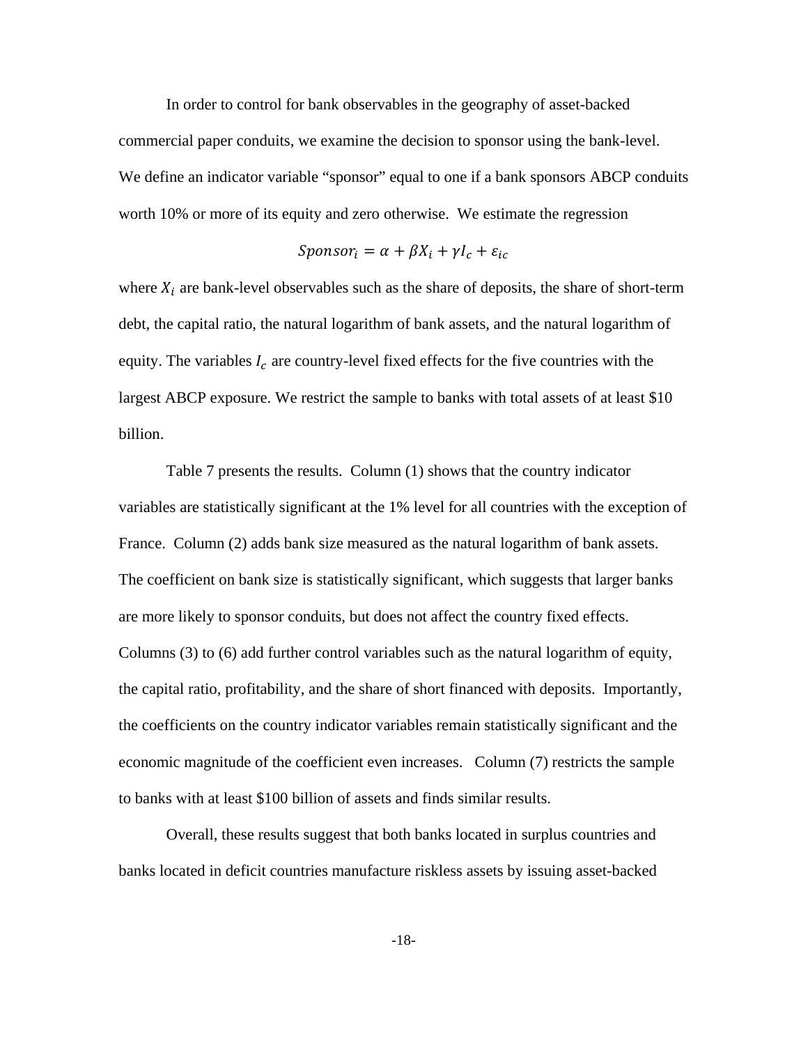In order to control for bank observables in the geography of asset-backed commercial paper conduits, we examine the decision to sponsor using the bank-level. We define an indicator variable "sponsor" equal to one if a bank sponsors ABCP conduits worth 10% or more of its equity and zero otherwise. We estimate the regression

$$Sponsor_i = \alpha + \beta X_i + \gamma I_c + \varepsilon_{ic}$$

where $X_i$ are bank-level observables such as the share of deposits, the share of short-term debt, the capital ratio, the natural logarithm of bank assets, and the natural logarithm of equity. The variables $I_c$ are country-level fixed effects for the five countries with the largest ABCP exposure. We restrict the sample to banks with total assets of at least $10 billion.

Table 7 presents the results. Column (1) shows that the country indicator variables are statistically significant at the 1% level for all countries with the exception of France. Column (2) adds bank size measured as the natural logarithm of bank assets. The coefficient on bank size is statistically significant, which suggests that larger banks are more likely to sponsor conduits, but does not affect the country fixed effects. Columns (3) to (6) add further control variables such as the natural logarithm of equity, the capital ratio, profitability, and the share of short financed with deposits. Importantly, the coefficients on the country indicator variables remain statistically significant and the economic magnitude of the coefficient even increases. Column (7) restricts the sample to banks with at least $100 billion of assets and finds similar results.

Overall, these results suggest that both banks located in surplus countries and banks located in deficit countries manufacture riskless assets by issuing asset-backed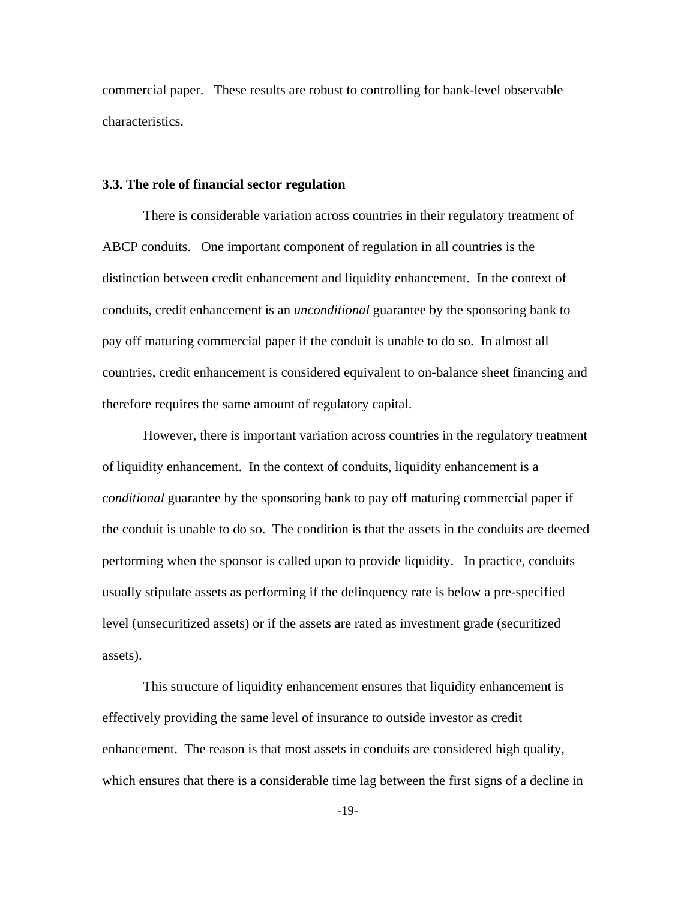commercial paper. These results are robust to controlling for bank-level observable characteristics.

### 3.3. The role of financial sector regulation

There is considerable variation across countries in their regulatory treatment of ABCP conduits. One important component of regulation in all countries is the distinction between credit enhancement and liquidity enhancement. In the context of conduits, credit enhancement is an *unconditional* guarantee by the sponsoring bank to pay off maturing commercial paper if the conduit is unable to do so. In almost all countries, credit enhancement is considered equivalent to on-balance sheet financing and therefore requires the same amount of regulatory capital.

However, there is important variation across countries in the regulatory treatment of liquidity enhancement. In the context of conduits, liquidity enhancement is a *conditional* guarantee by the sponsoring bank to pay off maturing commercial paper if the conduit is unable to do so. The condition is that the assets in the conduits are deemed performing when the sponsor is called upon to provide liquidity. In practice, conduits usually stipulate assets as performing if the delinquency rate is below a pre-specified level (unsecuritized assets) or if the assets are rated as investment grade (securitized assets).

This structure of liquidity enhancement ensures that liquidity enhancement is effectively providing the same level of insurance to outside investor as credit enhancement. The reason is that most assets in conduits are considered high quality, which ensures that there is a considerable time lag between the first signs of a decline in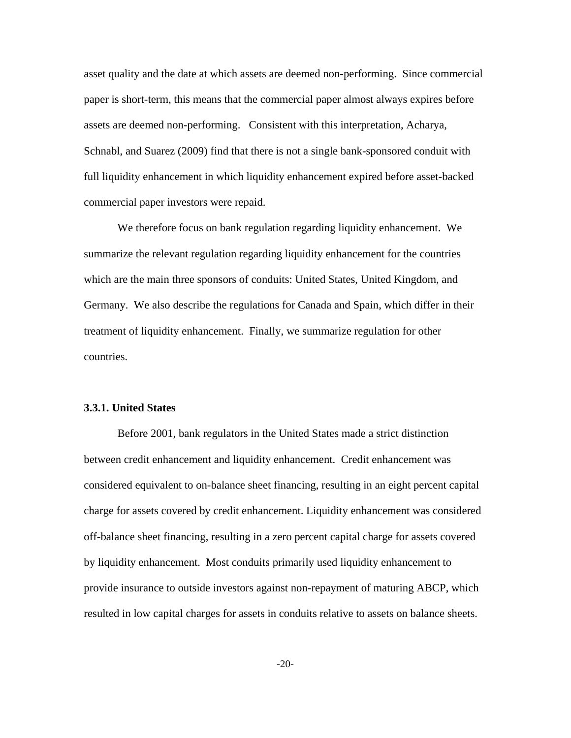asset quality and the date at which assets are deemed non-performing. Since commercial paper is short-term, this means that the commercial paper almost always expires before assets are deemed non-performing. Consistent with this interpretation, Acharya, Schnabl, and Suarez (2009) find that there is not a single bank-sponsored conduit with full liquidity enhancement in which liquidity enhancement expired before asset-backed commercial paper investors were repaid.

We therefore focus on bank regulation regarding liquidity enhancement. We summarize the relevant regulation regarding liquidity enhancement for the countries which are the main three sponsors of conduits: United States, United Kingdom, and Germany. We also describe the regulations for Canada and Spain, which differ in their treatment of liquidity enhancement. Finally, we summarize regulation for other countries.

### 3.3.1. United States

Before 2001, bank regulators in the United States made a strict distinction between credit enhancement and liquidity enhancement. Credit enhancement was considered equivalent to on-balance sheet financing, resulting in an eight percent capital charge for assets covered by credit enhancement. Liquidity enhancement was considered off-balance sheet financing, resulting in a zero percent capital charge for assets covered by liquidity enhancement. Most conduits primarily used liquidity enhancement to provide insurance to outside investors against non-repayment of maturing ABCP, which resulted in low capital charges for assets in conduits relative to assets on balance sheets.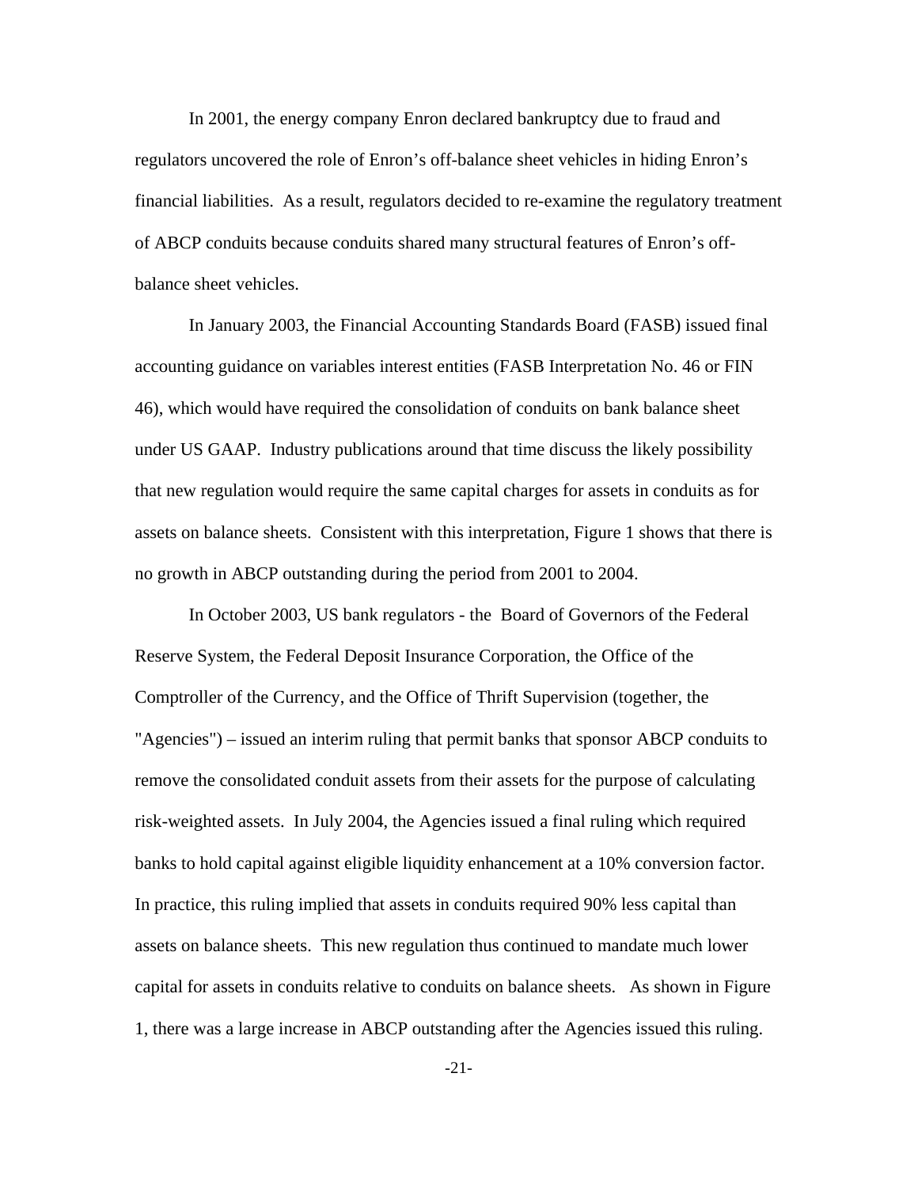In 2001, the energy company Enron declared bankruptcy due to fraud and regulators uncovered the role of Enron's off-balance sheet vehicles in hiding Enron's financial liabilities. As a result, regulators decided to re-examine the regulatory treatment of ABCP conduits because conduits shared many structural features of Enron's off-balance sheet vehicles.

In January 2003, the Financial Accounting Standards Board (FASB) issued final accounting guidance on variables interest entities (FASB Interpretation No. 46 or FIN 46), which would have required the consolidation of conduits on bank balance sheet under US GAAP. Industry publications around that time discuss the likely possibility that new regulation would require the same capital charges for assets in conduits as for assets on balance sheets. Consistent with this interpretation, Figure 1 shows that there is no growth in ABCP outstanding during the period from 2001 to 2004.

In October 2003, US bank regulators - the Board of Governors of the Federal Reserve System, the Federal Deposit Insurance Corporation, the Office of the Comptroller of the Currency, and the Office of Thrift Supervision (together, the "Agencies") – issued an interim ruling that permit banks that sponsor ABCP conduits to remove the consolidated conduit assets from their assets for the purpose of calculating risk-weighted assets. In July 2004, the Agencies issued a final ruling which required banks to hold capital against eligible liquidity enhancement at a 10% conversion factor. In practice, this ruling implied that assets in conduits required 90% less capital than assets on balance sheets. This new regulation thus continued to mandate much lower capital for assets in conduits relative to conduits on balance sheets. As shown in Figure 1, there was a large increase in ABCP outstanding after the Agencies issued this ruling.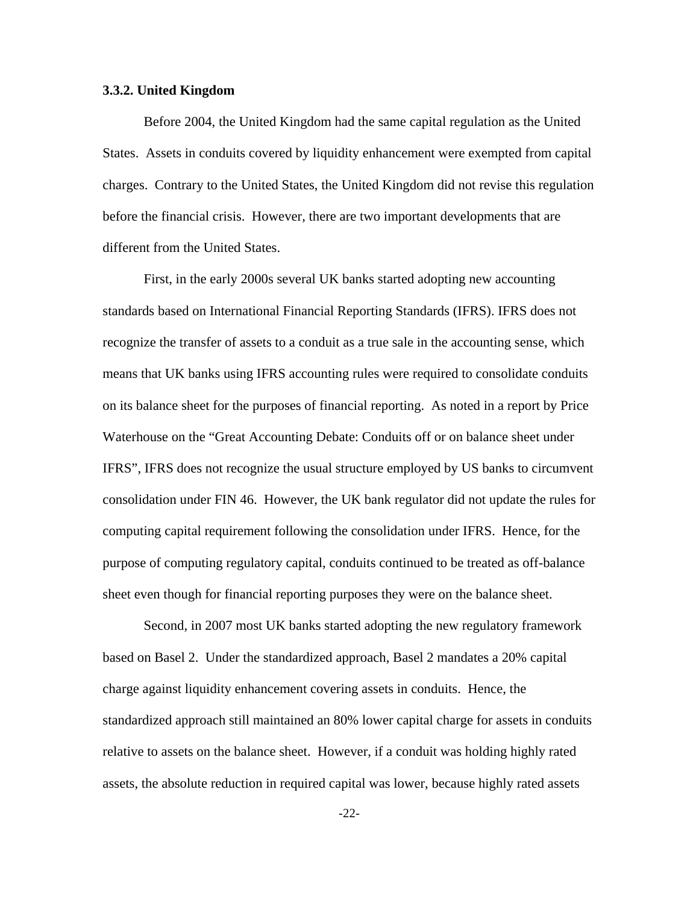### 3.3.2. United Kingdom

Before 2004, the United Kingdom had the same capital regulation as the United States. Assets in conduits covered by liquidity enhancement were exempted from capital charges. Contrary to the United States, the United Kingdom did not revise this regulation before the financial crisis. However, there are two important developments that are different from the United States.

First, in the early 2000s several UK banks started adopting new accounting standards based on International Financial Reporting Standards (IFRS). IFRS does not recognize the transfer of assets to a conduit as a true sale in the accounting sense, which means that UK banks using IFRS accounting rules were required to consolidate conduits on its balance sheet for the purposes of financial reporting. As noted in a report by Price Waterhouse on the "Great Accounting Debate: Conduits off or on balance sheet under IFRS", IFRS does not recognize the usual structure employed by US banks to circumvent consolidation under FIN 46. However, the UK bank regulator did not update the rules for computing capital requirement following the consolidation under IFRS. Hence, for the purpose of computing regulatory capital, conduits continued to be treated as off-balance sheet even though for financial reporting purposes they were on the balance sheet.

Second, in 2007 most UK banks started adopting the new regulatory framework based on Basel 2. Under the standardized approach, Basel 2 mandates a 20% capital charge against liquidity enhancement covering assets in conduits. Hence, the standardized approach still maintained an 80% lower capital charge for assets in conduits relative to assets on the balance sheet. However, if a conduit was holding highly rated assets, the absolute reduction in required capital was lower, because highly rated assets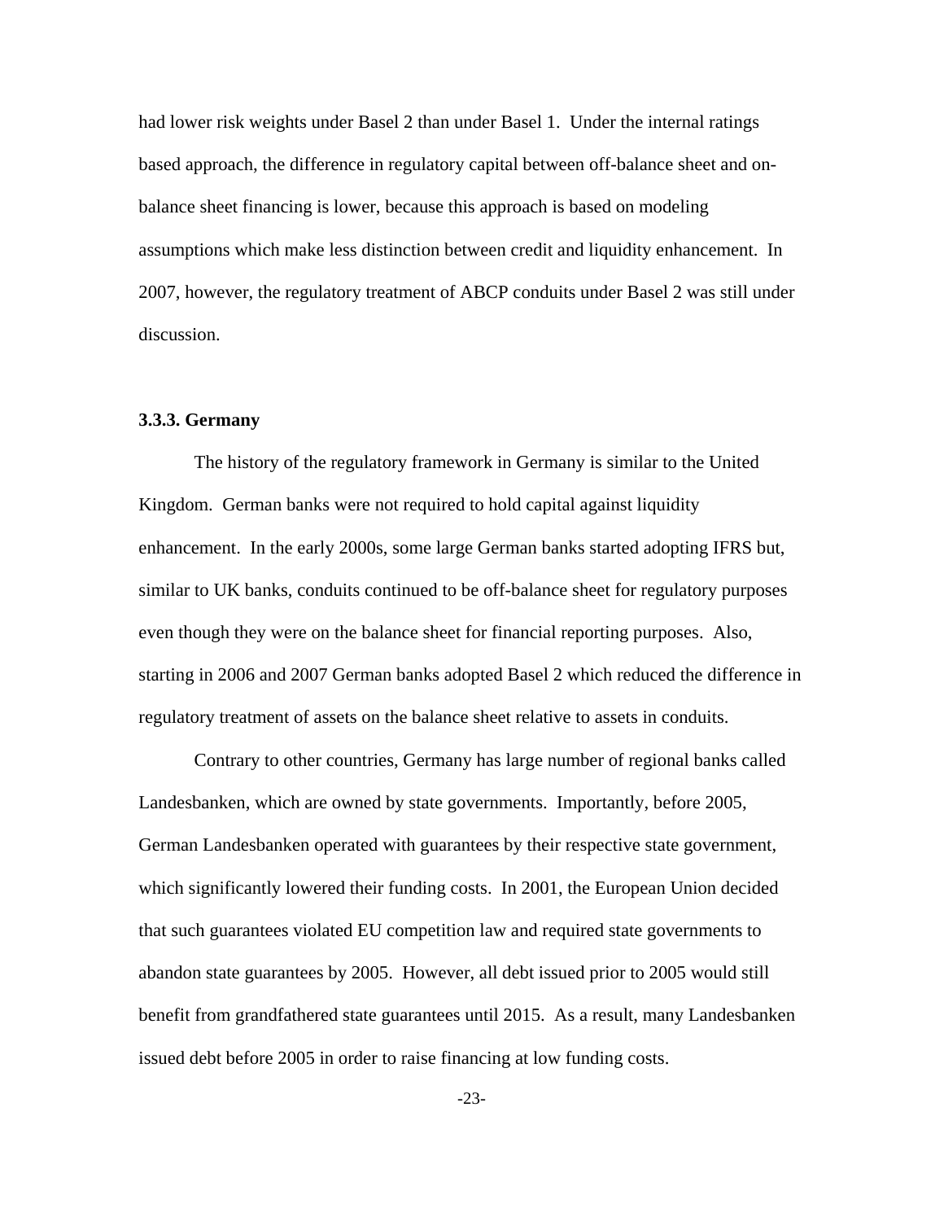had lower risk weights under Basel 2 than under Basel 1. Under the internal ratings based approach, the difference in regulatory capital between off-balance sheet and on-balance sheet financing is lower, because this approach is based on modeling assumptions which make less distinction between credit and liquidity enhancement. In 2007, however, the regulatory treatment of ABCP conduits under Basel 2 was still under discussion.

### 3.3.3. Germany

The history of the regulatory framework in Germany is similar to the United Kingdom. German banks were not required to hold capital against liquidity enhancement. In the early 2000s, some large German banks started adopting IFRS but, similar to UK banks, conduits continued to be off-balance sheet for regulatory purposes even though they were on the balance sheet for financial reporting purposes. Also, starting in 2006 and 2007 German banks adopted Basel 2 which reduced the difference in regulatory treatment of assets on the balance sheet relative to assets in conduits.

Contrary to other countries, Germany has large number of regional banks called Landesbanken, which are owned by state governments. Importantly, before 2005, German Landesbanken operated with guarantees by their respective state government, which significantly lowered their funding costs. In 2001, the European Union decided that such guarantees violated EU competition law and required state governments to abandon state guarantees by 2005. However, all debt issued prior to 2005 would still benefit from grandfathered state guarantees until 2015. As a result, many Landesbanken issued debt before 2005 in order to raise financing at low funding costs.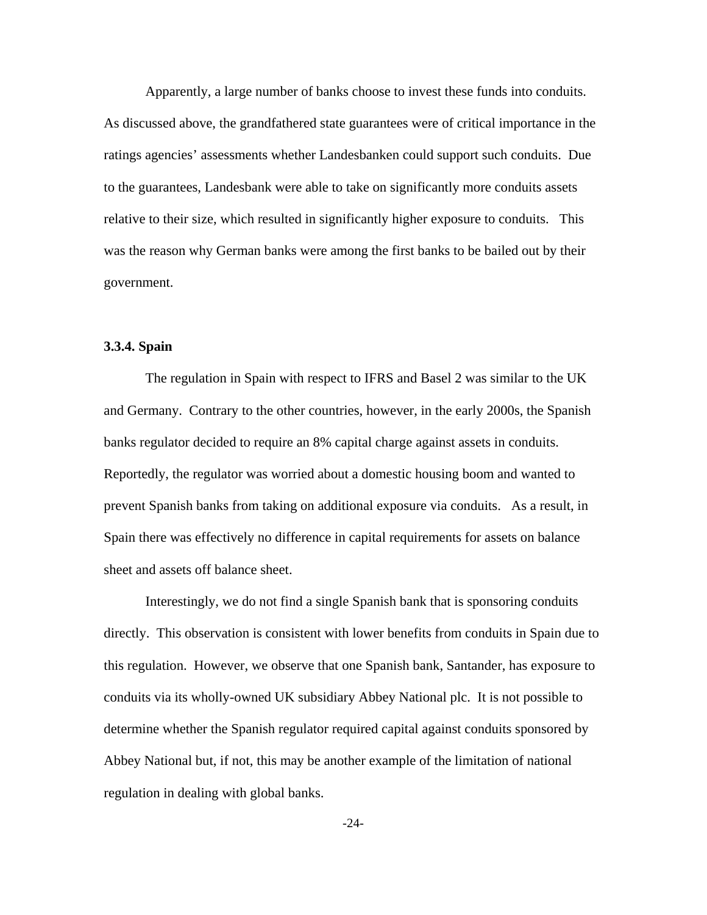Apparently, a large number of banks choose to invest these funds into conduits. As discussed above, the grandfathered state guarantees were of critical importance in the ratings agencies' assessments whether Landesbanken could support such conduits. Due to the guarantees, Landesbank were able to take on significantly more conduits assets relative to their size, which resulted in significantly higher exposure to conduits. This was the reason why German banks were among the first banks to be bailed out by their government.

### 3.3.4. Spain

The regulation in Spain with respect to IFRS and Basel 2 was similar to the UK and Germany. Contrary to the other countries, however, in the early 2000s, the Spanish banks regulator decided to require an 8% capital charge against assets in conduits. Reportedly, the regulator was worried about a domestic housing boom and wanted to prevent Spanish banks from taking on additional exposure via conduits. As a result, in Spain there was effectively no difference in capital requirements for assets on balance sheet and assets off balance sheet.

Interestingly, we do not find a single Spanish bank that is sponsoring conduits directly. This observation is consistent with lower benefits from conduits in Spain due to this regulation. However, we observe that one Spanish bank, Santander, has exposure to conduits via its wholly-owned UK subsidiary Abbey National plc. It is not possible to determine whether the Spanish regulator required capital against conduits sponsored by Abbey National but, if not, this may be another example of the limitation of national regulation in dealing with global banks.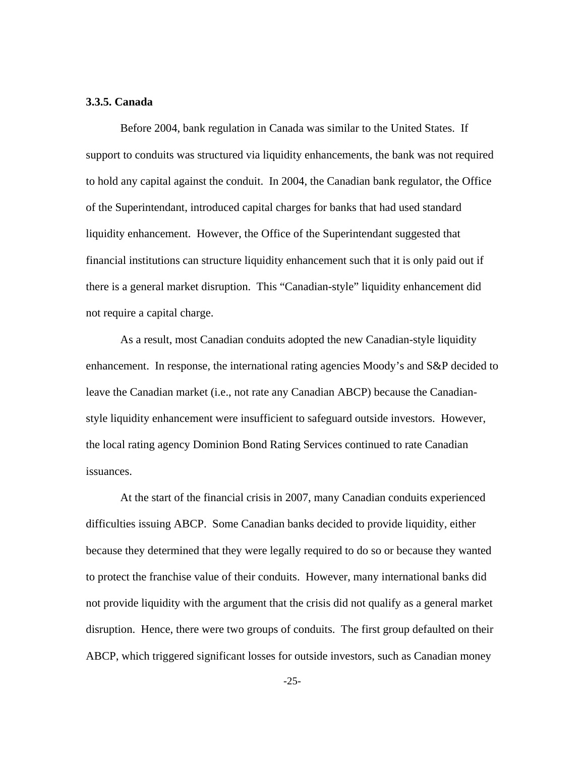### 3.3.5. Canada

Before 2004, bank regulation in Canada was similar to the United States. If support to conduits was structured via liquidity enhancements, the bank was not required to hold any capital against the conduit. In 2004, the Canadian bank regulator, the Office of the Superintendant, introduced capital charges for banks that had used standard liquidity enhancement. However, the Office of the Superintendant suggested that financial institutions can structure liquidity enhancement such that it is only paid out if there is a general market disruption. This "Canadian-style" liquidity enhancement did not require a capital charge.

As a result, most Canadian conduits adopted the new Canadian-style liquidity enhancement. In response, the international rating agencies Moody's and S&P decided to leave the Canadian market (i.e., not rate any Canadian ABCP) because the Canadian-style liquidity enhancement were insufficient to safeguard outside investors. However, the local rating agency Dominion Bond Rating Services continued to rate Canadian issuances.

At the start of the financial crisis in 2007, many Canadian conduits experienced difficulties issuing ABCP. Some Canadian banks decided to provide liquidity, either because they determined that they were legally required to do so or because they wanted to protect the franchise value of their conduits. However, many international banks did not provide liquidity with the argument that the crisis did not qualify as a general market disruption. Hence, there were two groups of conduits. The first group defaulted on their ABCP, which triggered significant losses for outside investors, such as Canadian money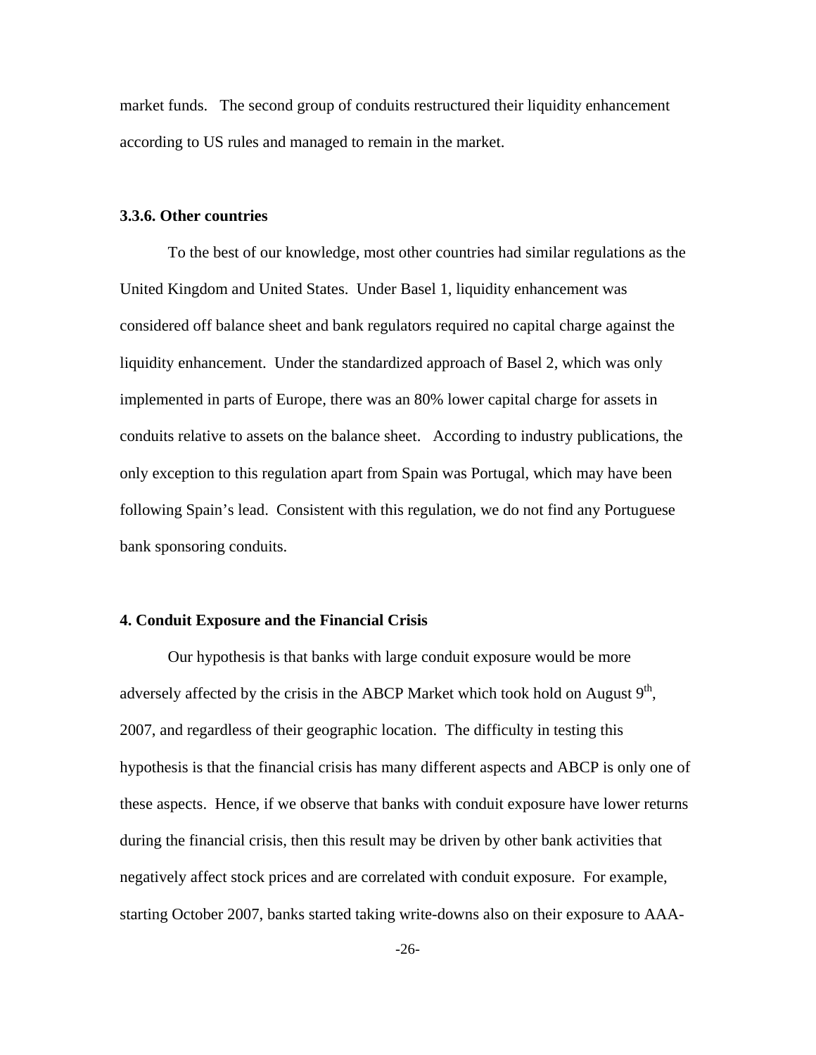market funds. The second group of conduits restructured their liquidity enhancement according to US rules and managed to remain in the market.

### 3.3.6. Other countries

To the best of our knowledge, most other countries had similar regulations as the United Kingdom and United States. Under Basel 1, liquidity enhancement was considered off balance sheet and bank regulators required no capital charge against the liquidity enhancement. Under the standardized approach of Basel 2, which was only implemented in parts of Europe, there was an 80% lower capital charge for assets in conduits relative to assets on the balance sheet. According to industry publications, the only exception to this regulation apart from Spain was Portugal, which may have been following Spain's lead. Consistent with this regulation, we do not find any Portuguese bank sponsoring conduits.

## 4. Conduit Exposure and the Financial Crisis

Our hypothesis is that banks with large conduit exposure would be more adversely affected by the crisis in the ABCP Market which took hold on August 9th, 2007, and regardless of their geographic location. The difficulty in testing this hypothesis is that the financial crisis has many different aspects and ABCP is only one of these aspects. Hence, if we observe that banks with conduit exposure have lower returns during the financial crisis, then this result may be driven by other bank activities that negatively affect stock prices and are correlated with conduit exposure. For example, starting October 2007, banks started taking write-downs also on their exposure to AAA-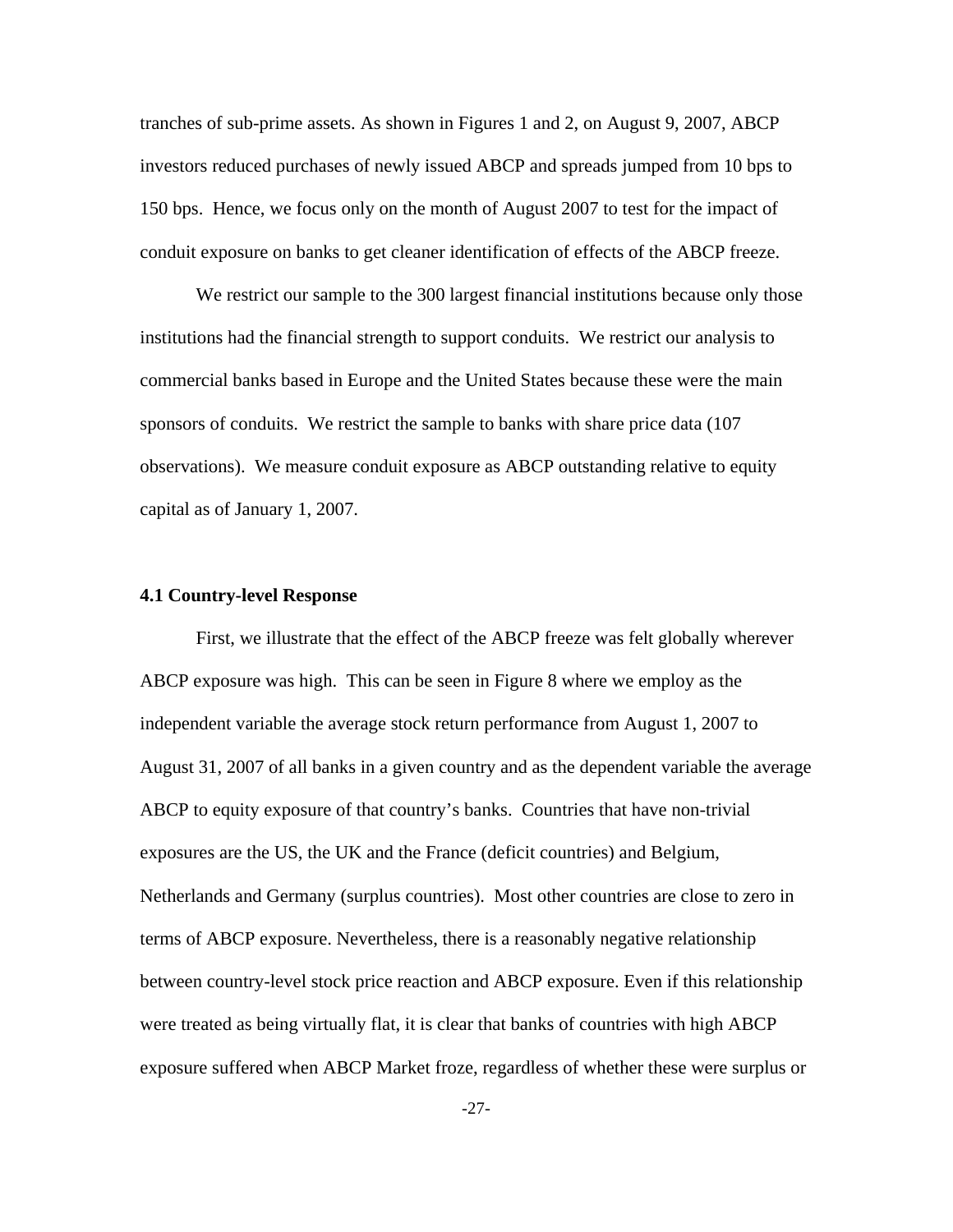tranches of sub-prime assets. As shown in Figures 1 and 2, on August 9, 2007, ABCP investors reduced purchases of newly issued ABCP and spreads jumped from 10 bps to 150 bps. Hence, we focus only on the month of August 2007 to test for the impact of conduit exposure on banks to get cleaner identification of effects of the ABCP freeze.

We restrict our sample to the 300 largest financial institutions because only those institutions had the financial strength to support conduits. We restrict our analysis to commercial banks based in Europe and the United States because these were the main sponsors of conduits. We restrict the sample to banks with share price data (107 observations). We measure conduit exposure as ABCP outstanding relative to equity capital as of January 1, 2007.

### 4.1 Country-level Response

First, we illustrate that the effect of the ABCP freeze was felt globally wherever ABCP exposure was high. This can be seen in Figure 8 where we employ as the independent variable the average stock return performance from August 1, 2007 to August 31, 2007 of all banks in a given country and as the dependent variable the average ABCP to equity exposure of that country's banks. Countries that have non-trivial exposures are the US, the UK and the France (deficit countries) and Belgium, Netherlands and Germany (surplus countries). Most other countries are close to zero in terms of ABCP exposure. Nevertheless, there is a reasonably negative relationship between country-level stock price reaction and ABCP exposure. Even if this relationship were treated as being virtually flat, it is clear that banks of countries with high ABCP exposure suffered when ABCP Market froze, regardless of whether these were surplus or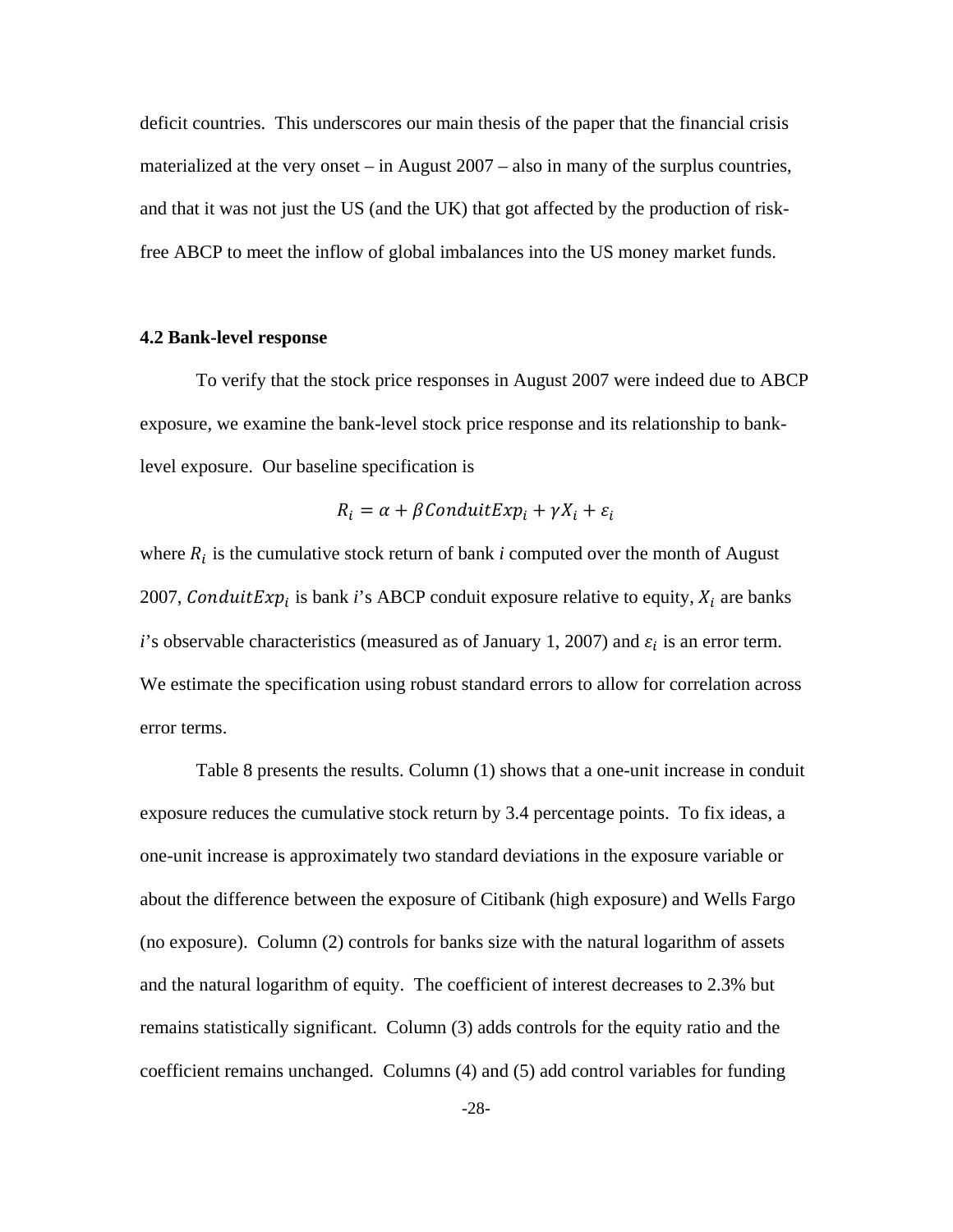deficit countries. This underscores our main thesis of the paper that the financial crisis materialized at the very onset – in August 2007 – also in many of the surplus countries, and that it was not just the US (and the UK) that got affected by the production of risk-free ABCP to meet the inflow of global imbalances into the US money market funds.

### 4.2 Bank-level response

To verify that the stock price responses in August 2007 were indeed due to ABCP exposure, we examine the bank-level stock price response and its relationship to bank-level exposure. Our baseline specification is

$$R_i = \alpha + \beta ConduitExp_i + \gamma X_i + \varepsilon_i$$

where $R_i$ is the cumulative stock return of bank *i* computed over the month of August 2007, $ConduitExp_i$ is bank *i*'s ABCP conduit exposure relative to equity, $X_i$ are banks *i*'s observable characteristics (measured as of January 1, 2007) and $\varepsilon_i$ is an error term. We estimate the specification using robust standard errors to allow for correlation across error terms.

Table 8 presents the results. Column (1) shows that a one-unit increase in conduit exposure reduces the cumulative stock return by 3.4 percentage points. To fix ideas, a one-unit increase is approximately two standard deviations in the exposure variable or about the difference between the exposure of Citibank (high exposure) and Wells Fargo (no exposure). Column (2) controls for banks size with the natural logarithm of assets and the natural logarithm of equity. The coefficient of interest decreases to 2.3% but remains statistically significant. Column (3) adds controls for the equity ratio and the coefficient remains unchanged. Columns (4) and (5) add control variables for funding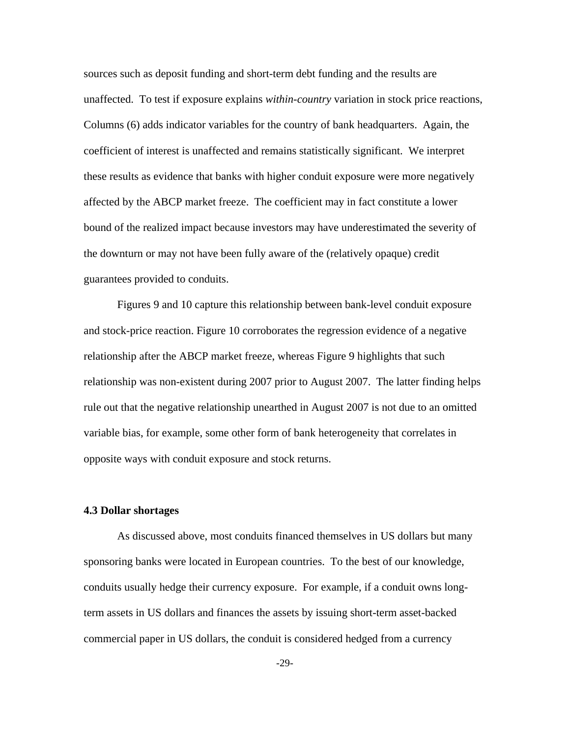sources such as deposit funding and short-term debt funding and the results are unaffected. To test if exposure explains *within-country* variation in stock price reactions, Columns (6) adds indicator variables for the country of bank headquarters. Again, the coefficient of interest is unaffected and remains statistically significant. We interpret these results as evidence that banks with higher conduit exposure were more negatively affected by the ABCP market freeze. The coefficient may in fact constitute a lower bound of the realized impact because investors may have underestimated the severity of the downturn or may not have been fully aware of the (relatively opaque) credit guarantees provided to conduits.

Figures 9 and 10 capture this relationship between bank-level conduit exposure and stock-price reaction. Figure 10 corroborates the regression evidence of a negative relationship after the ABCP market freeze, whereas Figure 9 highlights that such relationship was non-existent during 2007 prior to August 2007. The latter finding helps rule out that the negative relationship unearthed in August 2007 is not due to an omitted variable bias, for example, some other form of bank heterogeneity that correlates in opposite ways with conduit exposure and stock returns.

### 4.3 Dollar shortages

As discussed above, most conduits financed themselves in US dollars but many sponsoring banks were located in European countries. To the best of our knowledge, conduits usually hedge their currency exposure. For example, if a conduit owns long-term assets in US dollars and finances the assets by issuing short-term asset-backed commercial paper in US dollars, the conduit is considered hedged from a currency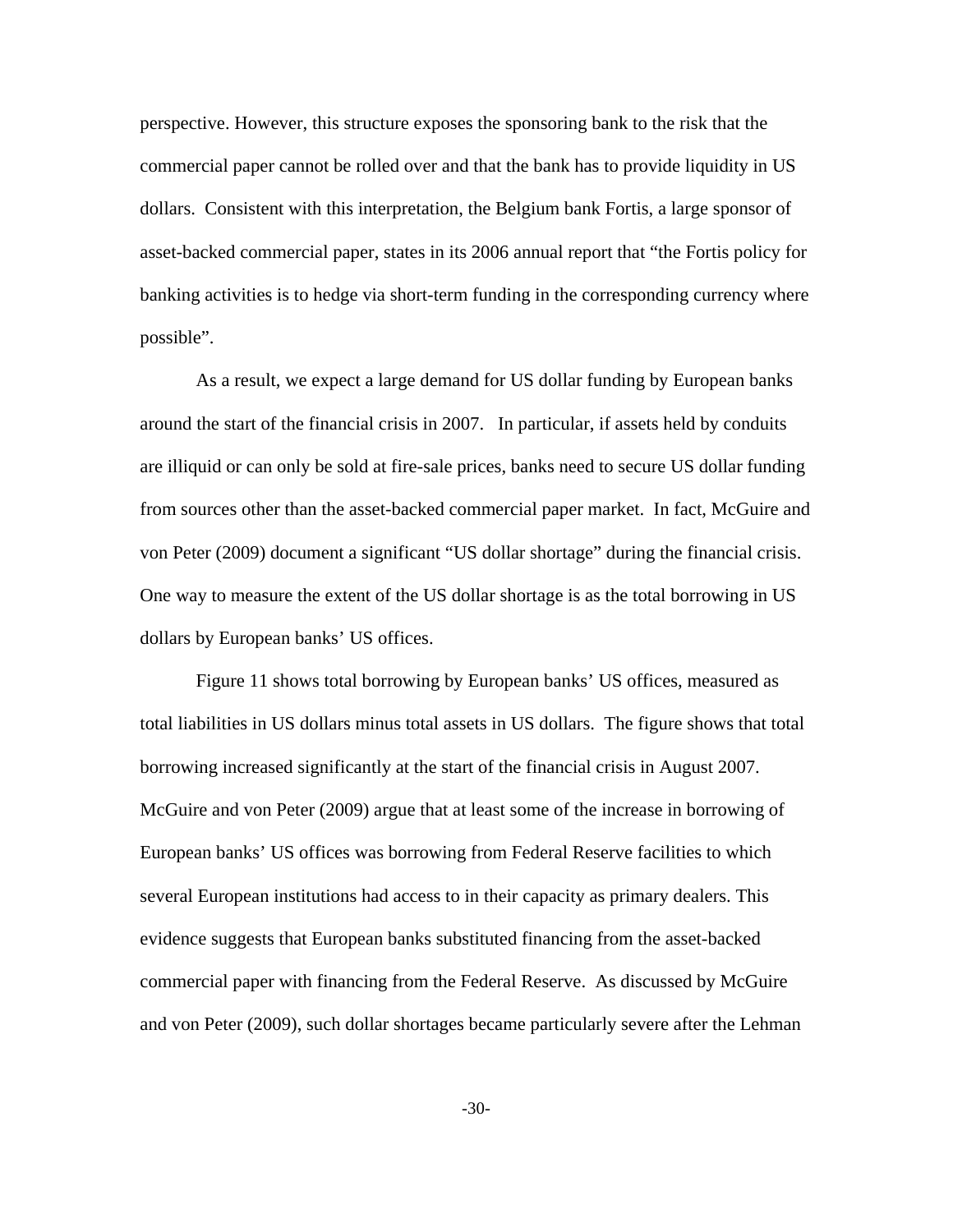perspective. However, this structure exposes the sponsoring bank to the risk that the commercial paper cannot be rolled over and that the bank has to provide liquidity in US dollars. Consistent with this interpretation, the Belgium bank Fortis, a large sponsor of asset-backed commercial paper, states in its 2006 annual report that "the Fortis policy for banking activities is to hedge via short-term funding in the corresponding currency where possible".

As a result, we expect a large demand for US dollar funding by European banks around the start of the financial crisis in 2007. In particular, if assets held by conduits are illiquid or can only be sold at fire-sale prices, banks need to secure US dollar funding from sources other than the asset-backed commercial paper market. In fact, McGuire and von Peter (2009) document a significant "US dollar shortage" during the financial crisis. One way to measure the extent of the US dollar shortage is as the total borrowing in US dollars by European banks' US offices.

Figure 11 shows total borrowing by European banks' US offices, measured as total liabilities in US dollars minus total assets in US dollars. The figure shows that total borrowing increased significantly at the start of the financial crisis in August 2007. McGuire and von Peter (2009) argue that at least some of the increase in borrowing of European banks' US offices was borrowing from Federal Reserve facilities to which several European institutions had access to in their capacity as primary dealers. This evidence suggests that European banks substituted financing from the asset-backed commercial paper with financing from the Federal Reserve. As discussed by McGuire and von Peter (2009), such dollar shortages became particularly severe after the Lehman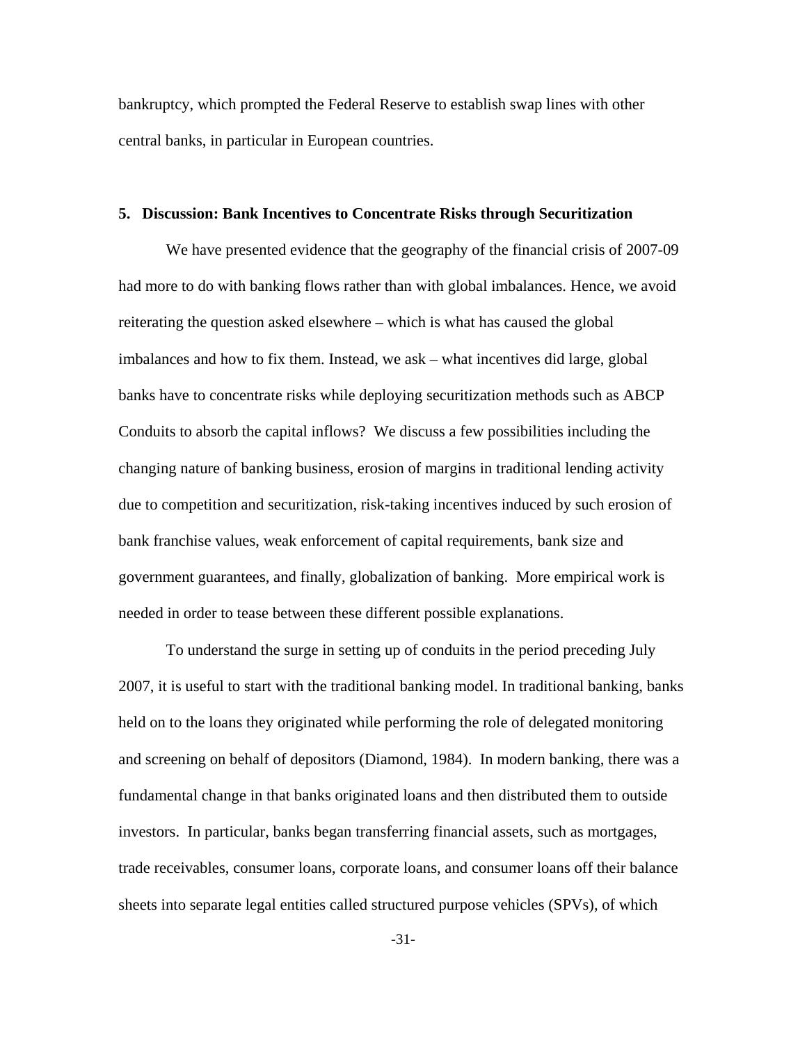bankruptcy, which prompted the Federal Reserve to establish swap lines with other central banks, in particular in European countries.

## 5. Discussion: Bank Incentives to Concentrate Risks through Securitization

We have presented evidence that the geography of the financial crisis of 2007-09 had more to do with banking flows rather than with global imbalances. Hence, we avoid reiterating the question asked elsewhere – which is what has caused the global imbalances and how to fix them. Instead, we ask – what incentives did large, global banks have to concentrate risks while deploying securitization methods such as ABCP Conduits to absorb the capital inflows? We discuss a few possibilities including the changing nature of banking business, erosion of margins in traditional lending activity due to competition and securitization, risk-taking incentives induced by such erosion of bank franchise values, weak enforcement of capital requirements, bank size and government guarantees, and finally, globalization of banking. More empirical work is needed in order to tease between these different possible explanations.

To understand the surge in setting up of conduits in the period preceding July 2007, it is useful to start with the traditional banking model. In traditional banking, banks held on to the loans they originated while performing the role of delegated monitoring and screening on behalf of depositors (Diamond, 1984). In modern banking, there was a fundamental change in that banks originated loans and then distributed them to outside investors. In particular, banks began transferring financial assets, such as mortgages, trade receivables, consumer loans, corporate loans, and consumer loans off their balance sheets into separate legal entities called structured purpose vehicles (SPVs), of which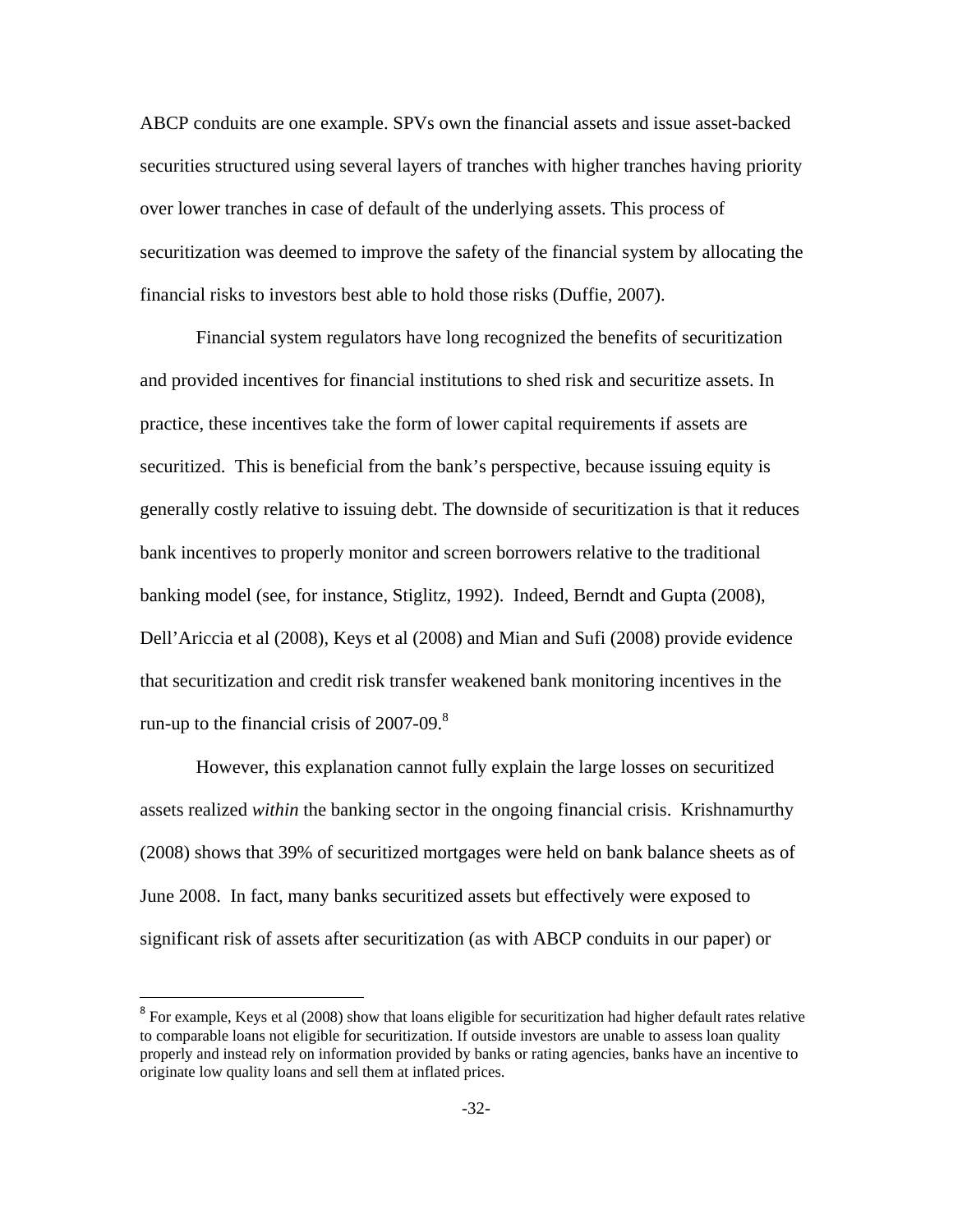ABCP conduits are one example. SPVs own the financial assets and issue asset-backed securities structured using several layers of tranches with higher tranches having priority over lower tranches in case of default of the underlying assets. This process of securitization was deemed to improve the safety of the financial system by allocating the financial risks to investors best able to hold those risks (Duffie, 2007).

Financial system regulators have long recognized the benefits of securitization and provided incentives for financial institutions to shed risk and securitize assets. In practice, these incentives take the form of lower capital requirements if assets are securitized. This is beneficial from the bank's perspective, because issuing equity is generally costly relative to issuing debt. The downside of securitization is that it reduces bank incentives to properly monitor and screen borrowers relative to the traditional banking model (see, for instance, Stiglitz, 1992). Indeed, Berndt and Gupta (2008), Dell'Ariccia et al (2008), Keys et al (2008) and Mian and Sufi (2008) provide evidence that securitization and credit risk transfer weakened bank monitoring incentives in the run-up to the financial crisis of 2007-09.[8]

However, this explanation cannot fully explain the large losses on securitized assets realized *within* the banking sector in the ongoing financial crisis. Krishnamurthy (2008) shows that 39% of securitized mortgages were held on bank balance sheets as of June 2008. In fact, many banks securitized assets but effectively were exposed to significant risk of assets after securitization (as with ABCP conduits in our paper) or

[8] For example, Keys et al (2008) show that loans eligible for securitization had higher default rates relative to comparable loans not eligible for securitization. If outside investors are unable to assess loan quality properly and instead rely on information provided by banks or rating agencies, banks have an incentive to originate low quality loans and sell them at inflated prices.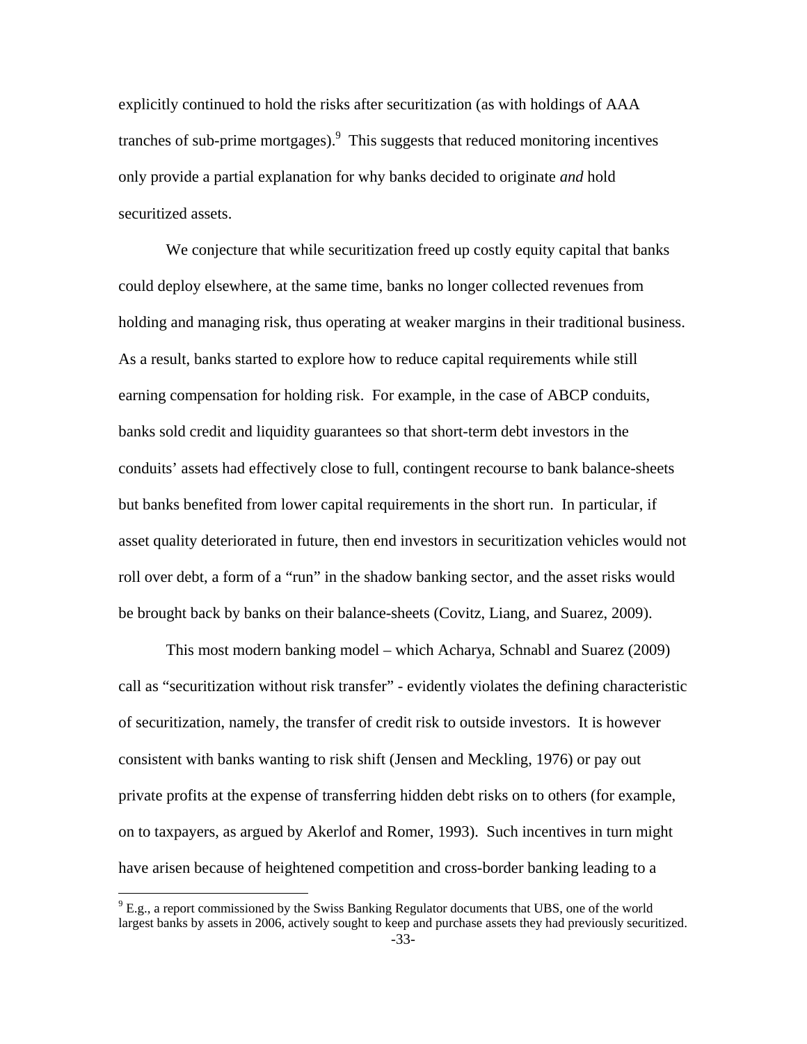explicitly continued to hold the risks after securitization (as with holdings of AAA tranches of sub-prime mortgages).[9] This suggests that reduced monitoring incentives only provide a partial explanation for why banks decided to originate *and* hold securitized assets.

We conjecture that while securitization freed up costly equity capital that banks could deploy elsewhere, at the same time, banks no longer collected revenues from holding and managing risk, thus operating at weaker margins in their traditional business. As a result, banks started to explore how to reduce capital requirements while still earning compensation for holding risk. For example, in the case of ABCP conduits, banks sold credit and liquidity guarantees so that short-term debt investors in the conduits' assets had effectively close to full, contingent recourse to bank balance-sheets but banks benefited from lower capital requirements in the short run. In particular, if asset quality deteriorated in future, then end investors in securitization vehicles would not roll over debt, a form of a "run" in the shadow banking sector, and the asset risks would be brought back by banks on their balance-sheets (Covitz, Liang, and Suarez, 2009).

This most modern banking model – which Acharya, Schnabl and Suarez (2009) call as "securitization without risk transfer" - evidently violates the defining characteristic of securitization, namely, the transfer of credit risk to outside investors. It is however consistent with banks wanting to risk shift (Jensen and Meckling, 1976) or pay out private profits at the expense of transferring hidden debt risks on to others (for example, on to taxpayers, as argued by Akerlof and Romer, 1993). Such incentives in turn might have arisen because of heightened competition and cross-border banking leading to a

[9] E.g., a report commissioned by the Swiss Banking Regulator documents that UBS, one of the world largest banks by assets in 2006, actively sought to keep and purchase assets they had previously securitized.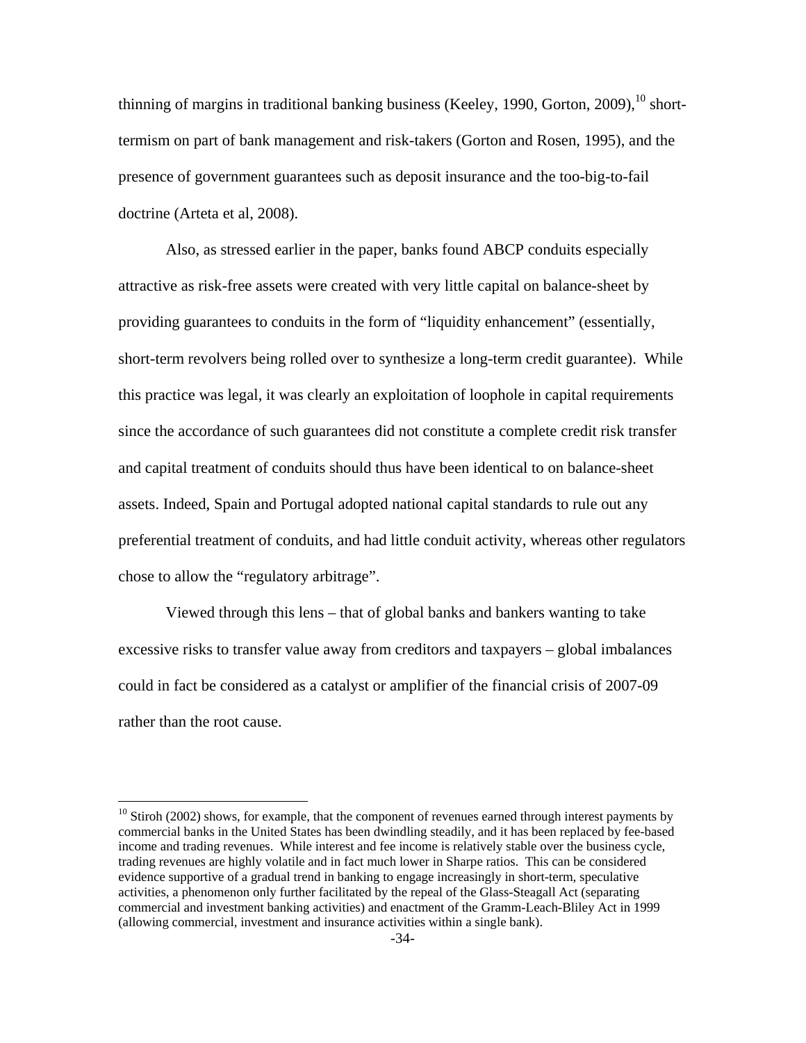thinning of margins in traditional banking business (Keeley, 1990, Gorton, 2009),[10] short-termism on part of bank management and risk-takers (Gorton and Rosen, 1995), and the presence of government guarantees such as deposit insurance and the too-big-to-fail doctrine (Arteta et al, 2008).

Also, as stressed earlier in the paper, banks found ABCP conduits especially attractive as risk-free assets were created with very little capital on balance-sheet by providing guarantees to conduits in the form of "liquidity enhancement" (essentially, short-term revolvers being rolled over to synthesize a long-term credit guarantee). While this practice was legal, it was clearly an exploitation of loophole in capital requirements since the accordance of such guarantees did not constitute a complete credit risk transfer and capital treatment of conduits should thus have been identical to on balance-sheet assets. Indeed, Spain and Portugal adopted national capital standards to rule out any preferential treatment of conduits, and had little conduit activity, whereas other regulators chose to allow the "regulatory arbitrage".

Viewed through this lens – that of global banks and bankers wanting to take excessive risks to transfer value away from creditors and taxpayers – global imbalances could in fact be considered as a catalyst or amplifier of the financial crisis of 2007-09 rather than the root cause.

---

[10] Stiroh (2002) shows, for example, that the component of revenues earned through interest payments by commercial banks in the United States has been dwindling steadily, and it has been replaced by fee-based income and trading revenues. While interest and fee income is relatively stable over the business cycle, trading revenues are highly volatile and in fact much lower in Sharpe ratios. This can be considered evidence supportive of a gradual trend in banking to engage increasingly in short-term, speculative activities, a phenomenon only further facilitated by the repeal of the Glass-Steagall Act (separating commercial and investment banking activities) and enactment of the Gramm-Leach-Bliley Act in 1999 (allowing commercial, investment and insurance activities within a single bank).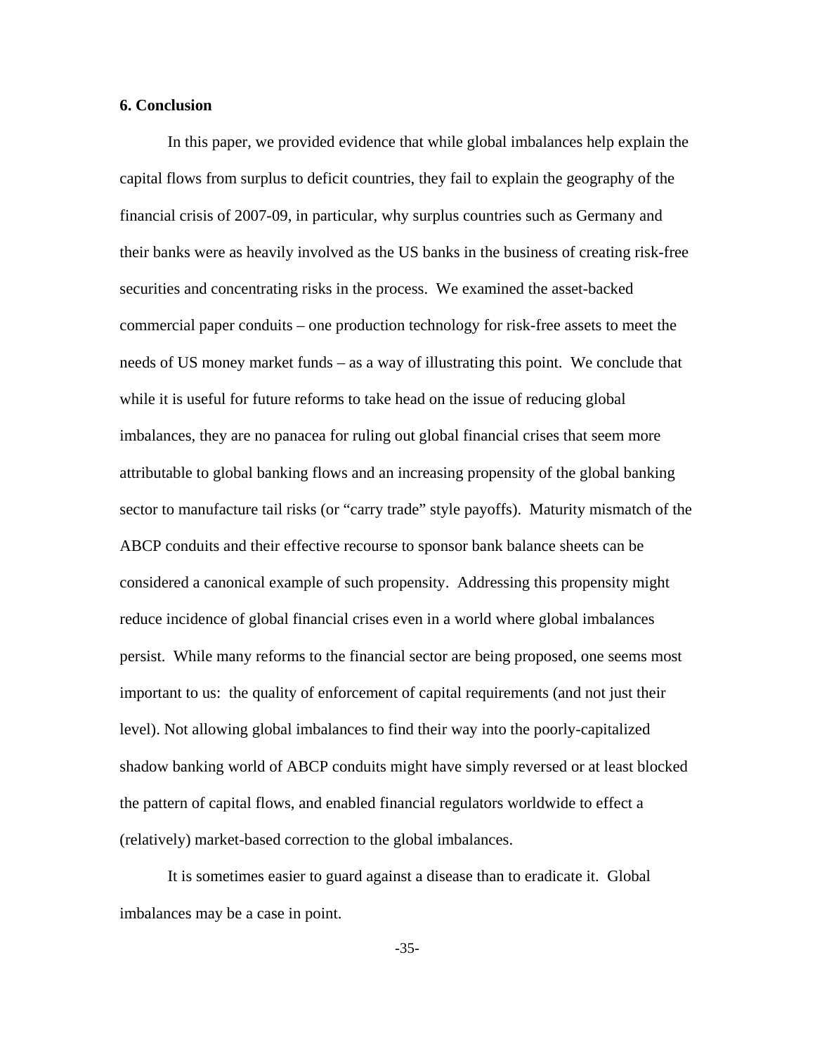## 6. Conclusion

In this paper, we provided evidence that while global imbalances help explain the capital flows from surplus to deficit countries, they fail to explain the geography of the financial crisis of 2007-09, in particular, why surplus countries such as Germany and their banks were as heavily involved as the US banks in the business of creating risk-free securities and concentrating risks in the process. We examined the asset-backed commercial paper conduits – one production technology for risk-free assets to meet the needs of US money market funds – as a way of illustrating this point. We conclude that while it is useful for future reforms to take head on the issue of reducing global imbalances, they are no panacea for ruling out global financial crises that seem more attributable to global banking flows and an increasing propensity of the global banking sector to manufacture tail risks (or "carry trade" style payoffs). Maturity mismatch of the ABCP conduits and their effective recourse to sponsor bank balance sheets can be considered a canonical example of such propensity. Addressing this propensity might reduce incidence of global financial crises even in a world where global imbalances persist. While many reforms to the financial sector are being proposed, one seems most important to us: the quality of enforcement of capital requirements (and not just their level). Not allowing global imbalances to find their way into the poorly-capitalized shadow banking world of ABCP conduits might have simply reversed or at least blocked the pattern of capital flows, and enabled financial regulators worldwide to effect a (relatively) market-based correction to the global imbalances.

It is sometimes easier to guard against a disease than to eradicate it. Global imbalances may be a case in point.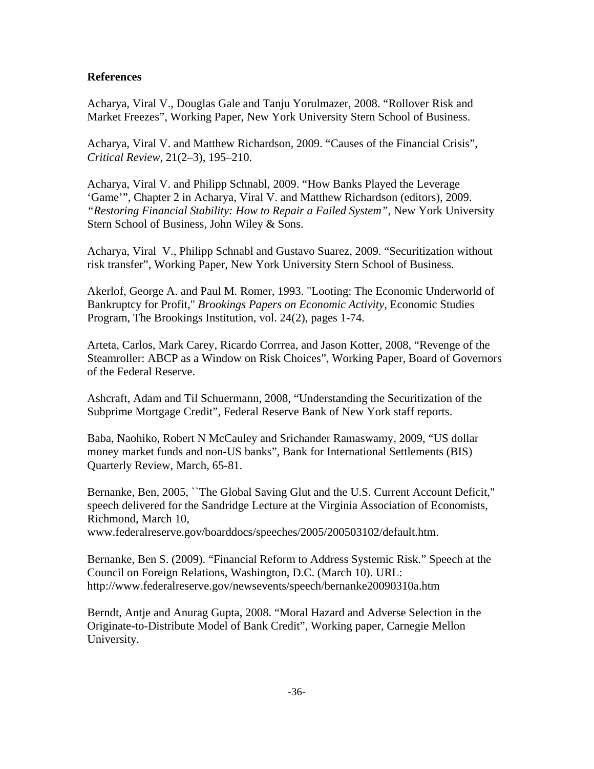**References**

Acharya, Viral V., Douglas Gale and Tanju Yorulmazer, 2008. “Rollover Risk and Market Freezes”, Working Paper, New York University Stern School of Business.

Acharya, Viral V. and Matthew Richardson, 2009. “Causes of the Financial Crisis”, *Critical Review*, 21(2–3), 195–210.

Acharya, Viral V. and Philipp Schnabl, 2009. “How Banks Played the Leverage ‘Game’”, Chapter 2 in Acharya, Viral V. and Matthew Richardson (editors), 2009. *“Restoring Financial Stability: How to Repair a Failed System”*, New York University Stern School of Business, John Wiley & Sons.

Acharya, Viral V., Philipp Schnabl and Gustavo Suarez, 2009. “Securitization without risk transfer”, Working Paper, New York University Stern School of Business.

Akerlof, George A. and Paul M. Romer, 1993. "Looting: The Economic Underworld of Bankruptcy for Profit," *Brookings Papers on Economic Activity*, Economic Studies Program, The Brookings Institution, vol. 24(2), pages 1-74.

Arteta, Carlos, Mark Carey, Ricardo Corrrea, and Jason Kotter, 2008, “Revenge of the Steamroller: ABCP as a Window on Risk Choices”, Working Paper, Board of Governors of the Federal Reserve.

Ashcraft, Adam and Til Schuermann, 2008, “Understanding the Securitization of the Subprime Mortgage Credit”, Federal Reserve Bank of New York staff reports.

Baba, Naohiko, Robert N McCauley and Srichander Ramaswamy, 2009, “US dollar money market funds and non-US banks”, Bank for International Settlements (BIS) Quarterly Review, March, 65-81.

Bernanke, Ben, 2005, ``The Global Saving Glut and the U.S. Current Account Deficit," speech delivered for the Sandridge Lecture at the Virginia Association of Economists, Richmond, March 10, www.federalreserve.gov/boarddocs/speeches/2005/200503102/default.htm.

Bernanke, Ben S. (2009). “Financial Reform to Address Systemic Risk.” Speech at the Council on Foreign Relations, Washington, D.C. (March 10). URL: http://www.federalreserve.gov/newsevents/speech/bernanke20090310a.htm

Berndt, Antje and Anurag Gupta, 2008. “Moral Hazard and Adverse Selection in the Originate-to-Distribute Model of Bank Credit”, Working paper, Carnegie Mellon University.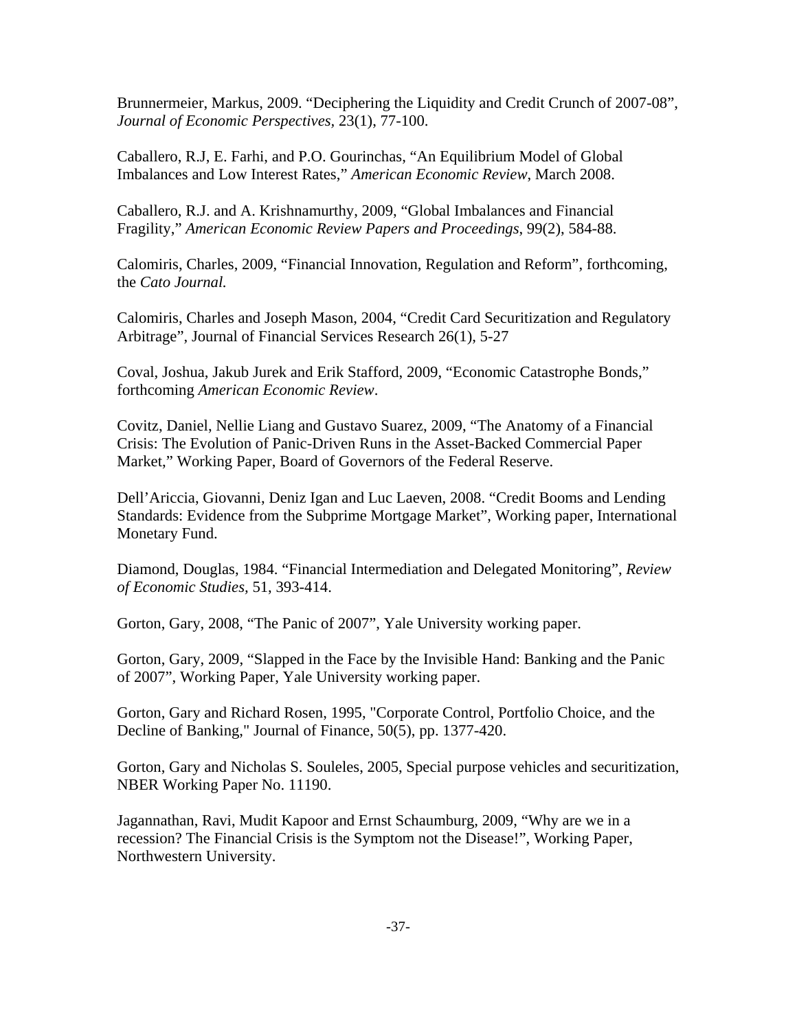Brunnermeier, Markus, 2009. "Deciphering the Liquidity and Credit Crunch of 2007-08", *Journal of Economic Perspectives,* 23(1), 77-100.

Caballero, R.J, E. Farhi, and P.O. Gourinchas, "An Equilibrium Model of Global Imbalances and Low Interest Rates," *American Economic Review*, March 2008.

Caballero, R.J. and A. Krishnamurthy, 2009, "Global Imbalances and Financial Fragility," *American Economic Review Papers and Proceedings*, 99(2), 584-88.

Calomiris, Charles, 2009, "Financial Innovation, Regulation and Reform", forthcoming, the *Cato Journal.*

Calomiris, Charles and Joseph Mason, 2004, "Credit Card Securitization and Regulatory Arbitrage", Journal of Financial Services Research 26(1), 5-27

Coval, Joshua, Jakub Jurek and Erik Stafford, 2009, "Economic Catastrophe Bonds," forthcoming *American Economic Review*.

Covitz, Daniel, Nellie Liang and Gustavo Suarez, 2009, "The Anatomy of a Financial Crisis: The Evolution of Panic-Driven Runs in the Asset-Backed Commercial Paper Market," Working Paper, Board of Governors of the Federal Reserve.

Dell'Ariccia, Giovanni, Deniz Igan and Luc Laeven, 2008. "Credit Booms and Lending Standards: Evidence from the Subprime Mortgage Market", Working paper, International Monetary Fund.

Diamond, Douglas, 1984. "Financial Intermediation and Delegated Monitoring", *Review of Economic Studies,* 51, 393-414.

Gorton, Gary, 2008, "The Panic of 2007", Yale University working paper.

Gorton, Gary, 2009, "Slapped in the Face by the Invisible Hand: Banking and the Panic of 2007", Working Paper, Yale University working paper.

Gorton, Gary and Richard Rosen, 1995, "Corporate Control, Portfolio Choice, and the Decline of Banking," Journal of Finance, 50(5), pp. 1377-420.

Gorton, Gary and Nicholas S. Souleles, 2005, Special purpose vehicles and securitization, NBER Working Paper No. 11190.

Jagannathan, Ravi, Mudit Kapoor and Ernst Schaumburg, 2009, "Why are we in a recession? The Financial Crisis is the Symptom not the Disease!", Working Paper, Northwestern University.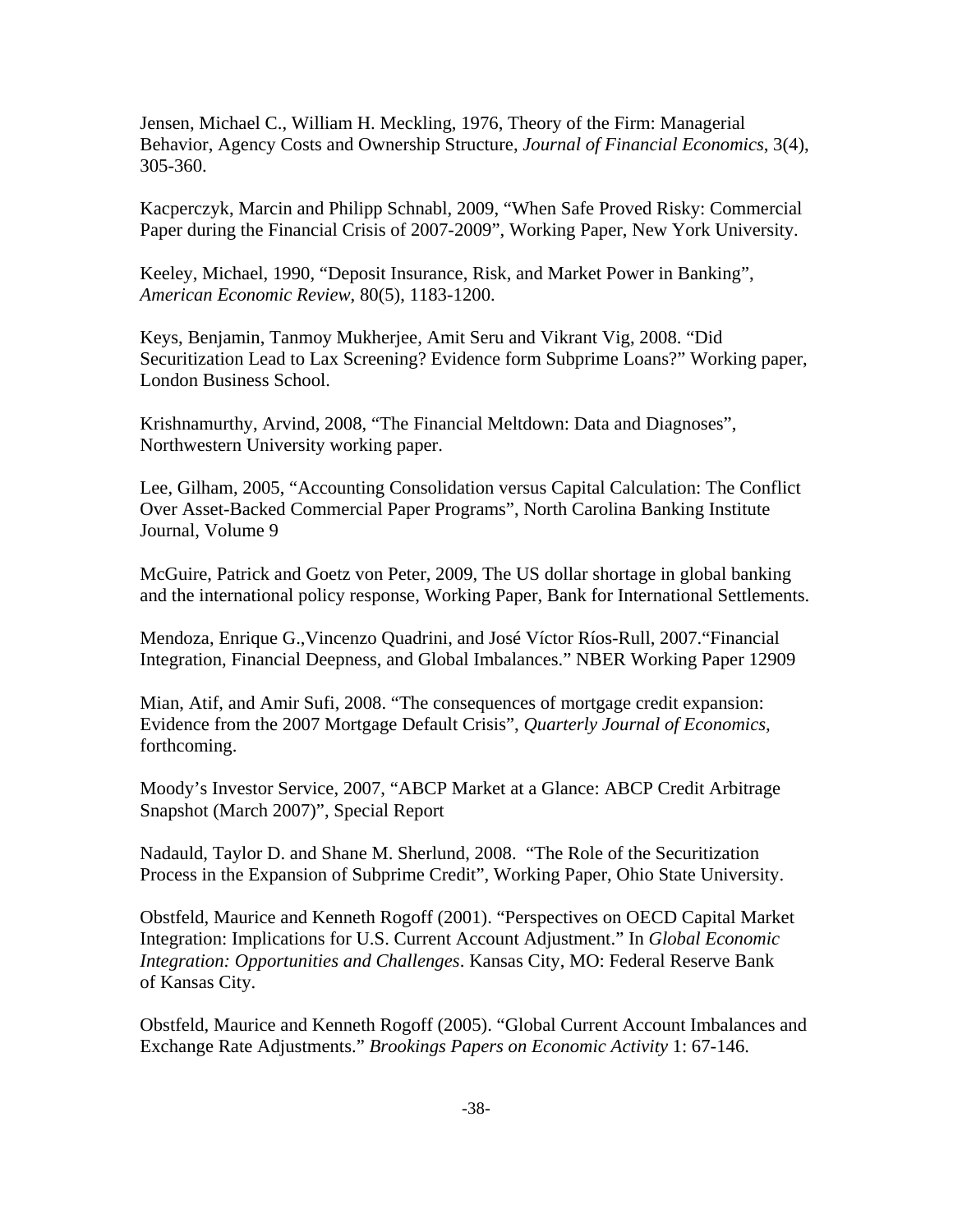Jensen, Michael C., William H. Meckling, 1976, Theory of the Firm: Managerial Behavior, Agency Costs and Ownership Structure, *Journal of Financial Economics*, 3(4), 305-360.

Kacperczyk, Marcin and Philipp Schnabl, 2009, "When Safe Proved Risky: Commercial Paper during the Financial Crisis of 2007-2009", Working Paper, New York University.

Keeley, Michael, 1990, "Deposit Insurance, Risk, and Market Power in Banking", *American Economic Review*, 80(5), 1183-1200.

Keys, Benjamin, Tanmoy Mukherjee, Amit Seru and Vikrant Vig, 2008. "Did Securitization Lead to Lax Screening? Evidence form Subprime Loans?" Working paper, London Business School.

Krishnamurthy, Arvind, 2008, "The Financial Meltdown: Data and Diagnoses", Northwestern University working paper.

Lee, Gilham, 2005, "Accounting Consolidation versus Capital Calculation: The Conflict Over Asset-Backed Commercial Paper Programs", North Carolina Banking Institute Journal, Volume 9

McGuire, Patrick and Goetz von Peter, 2009, The US dollar shortage in global banking and the international policy response, Working Paper, Bank for International Settlements.

Mendoza, Enrique G.,Vincenzo Quadrini, and José Víctor Ríos-Rull, 2007."Financial Integration, Financial Deepness, and Global Imbalances." NBER Working Paper 12909

Mian, Atif, and Amir Sufi, 2008. "The consequences of mortgage credit expansion: Evidence from the 2007 Mortgage Default Crisis", *Quarterly Journal of Economics*, forthcoming.

Moody's Investor Service, 2007, "ABCP Market at a Glance: ABCP Credit Arbitrage Snapshot (March 2007)", Special Report

Nadauld, Taylor D. and Shane M. Sherlund, 2008. "The Role of the Securitization Process in the Expansion of Subprime Credit", Working Paper, Ohio State University.

Obstfeld, Maurice and Kenneth Rogoff (2001). "Perspectives on OECD Capital Market Integration: Implications for U.S. Current Account Adjustment." In *Global Economic Integration: Opportunities and Challenges*. Kansas City, MO: Federal Reserve Bank of Kansas City.

Obstfeld, Maurice and Kenneth Rogoff (2005). "Global Current Account Imbalances and Exchange Rate Adjustments." *Brookings Papers on Economic Activity* 1: 67-146.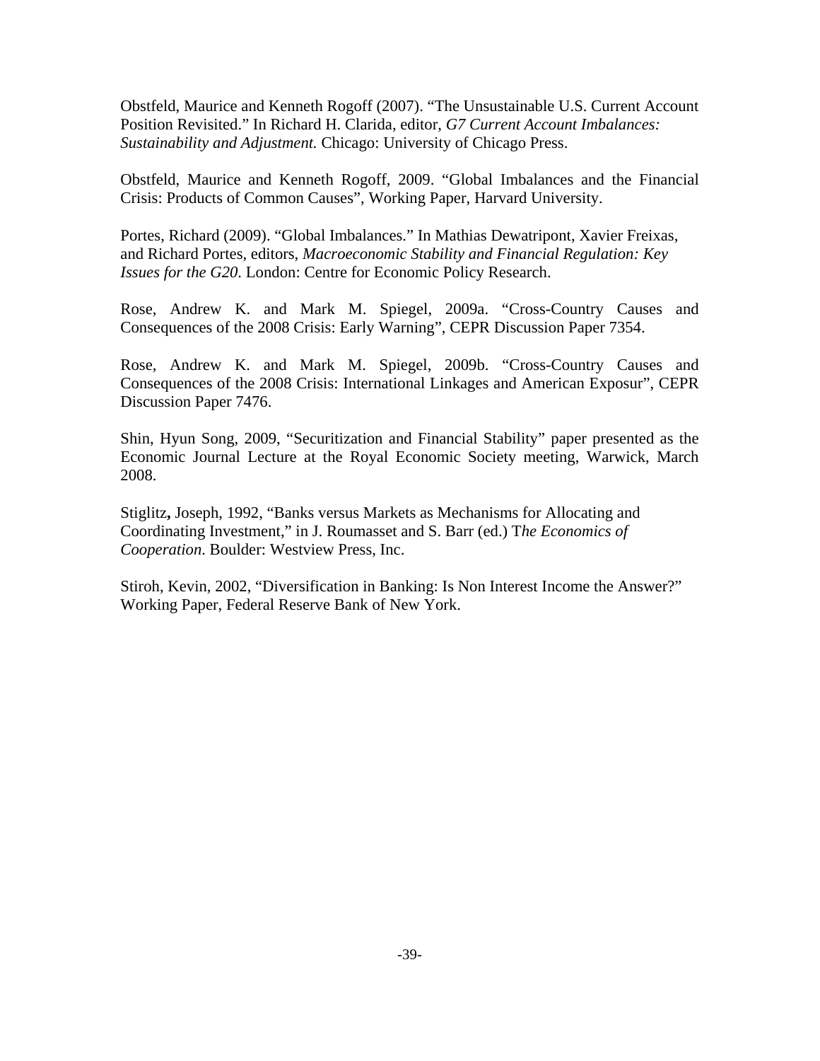Obstfeld, Maurice and Kenneth Rogoff (2007). "The Unsustainable U.S. Current Account Position Revisited." In Richard H. Clarida, editor, *G7 Current Account Imbalances: Sustainability and Adjustment.* Chicago: University of Chicago Press.

Obstfeld, Maurice and Kenneth Rogoff, 2009. "Global Imbalances and the Financial Crisis: Products of Common Causes", Working Paper, Harvard University.

Portes, Richard (2009). "Global Imbalances." In Mathias Dewatripont, Xavier Freixas, and Richard Portes, editors, *Macroeconomic Stability and Financial Regulation: Key Issues for the G20*. London: Centre for Economic Policy Research.

Rose, Andrew K. and Mark M. Spiegel, 2009a. "Cross-Country Causes and Consequences of the 2008 Crisis: Early Warning", CEPR Discussion Paper 7354.

Rose, Andrew K. and Mark M. Spiegel, 2009b. "Cross-Country Causes and Consequences of the 2008 Crisis: International Linkages and American Exposur", CEPR Discussion Paper 7476.

Shin, Hyun Song, 2009, "Securitization and Financial Stability" paper presented as the Economic Journal Lecture at the Royal Economic Society meeting, Warwick, March 2008.

Stiglitz**,** Joseph, 1992, "Banks versus Markets as Mechanisms for Allocating and Coordinating Investment," in J. Roumasset and S. Barr (ed.) T*he Economics of Cooperation*. Boulder: Westview Press, Inc.

Stiroh, Kevin, 2002, "Diversification in Banking: Is Non Interest Income the Answer?" Working Paper, Federal Reserve Bank of New York.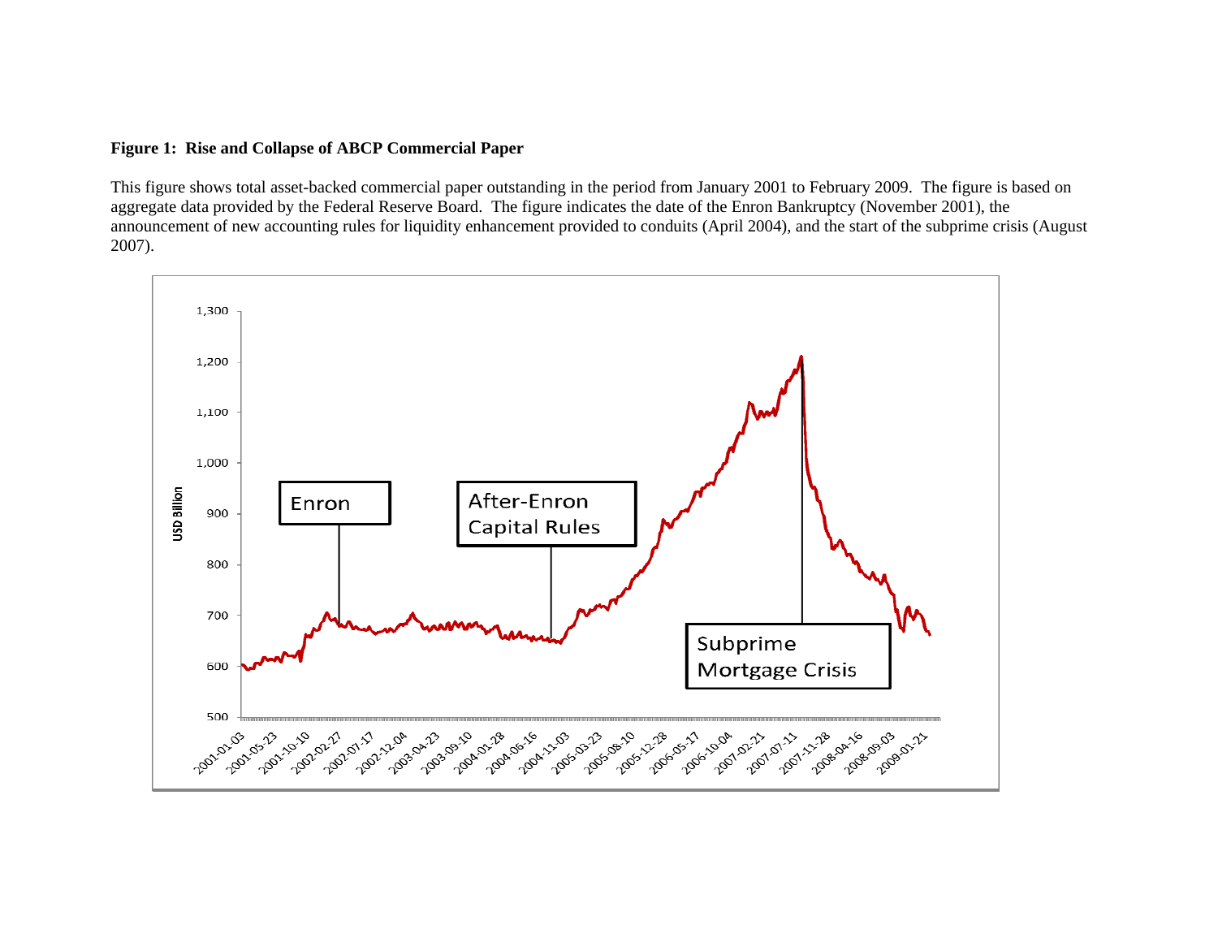**Figure 1: Rise and Collapse of ABCP Commercial Paper**

This figure shows total asset-backed commercial paper outstanding in the period from January 2001 to February 2009. The figure is based on aggregate data provided by the Federal Reserve Board. The figure indicates the date of the Enron Bankruptcy (November 2001), the announcement of new accounting rules for liquidity enhancement provided to conduits (April 2004), and the start of the subprime crisis (August 2007).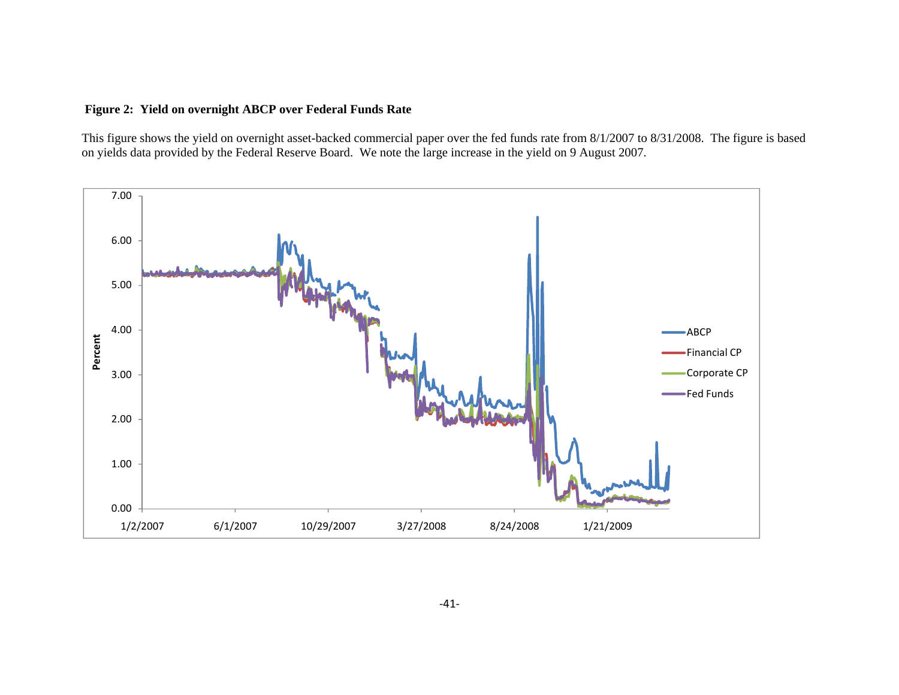**Figure 2: Yield on overnight ABCP over Federal Funds Rate**

This figure shows the yield on overnight asset-backed commercial paper over the fed funds rate from 8/1/2007 to 8/31/2008. The figure is based on yields data provided by the Federal Reserve Board. We note the large increase in the yield on 9 August 2007.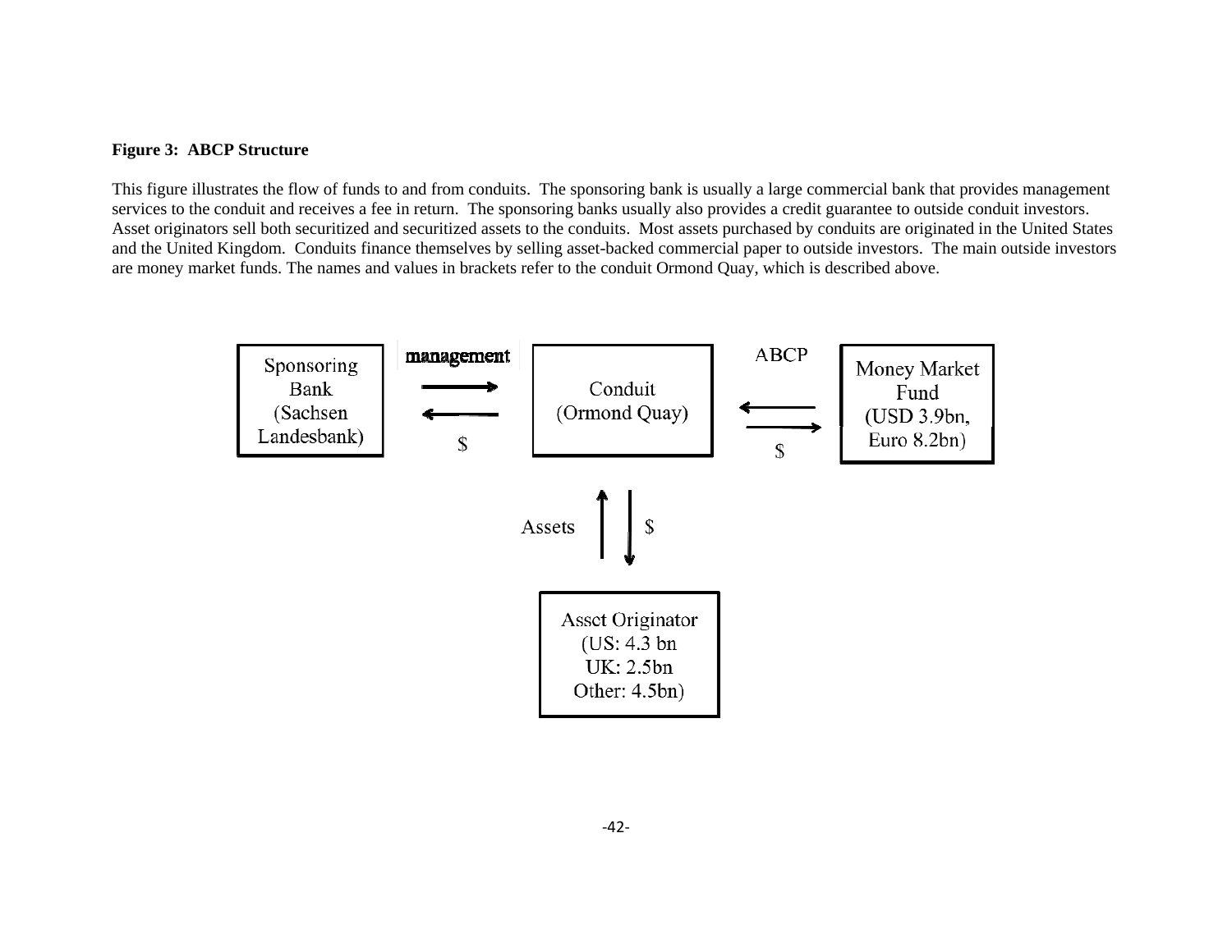**Figure 3: ABCP Structure**

This figure illustrates the flow of funds to and from conduits. The sponsoring bank is usually a large commercial bank that provides management services to the conduit and receives a fee in return. The sponsoring banks usually also provides a credit guarantee to outside conduit investors. Asset originators sell both securitized and securitized assets to the conduits. Most assets purchased by conduits are originated in the United States and the United Kingdom. Conduits finance themselves by selling asset-backed commercial paper to outside investors. The main outside investors are money market funds. The names and values in brackets refer to the conduit Ormond Quay, which is described above.

Sponsoring Bank (Sachsen Landesbank) — management → / ← $ — Conduit (Ormond Quay) — ← ABCP / $ → — Money Market Fund (USD 3.9bn, Euro 8.2bn)

Conduit (Ormond Quay) — ↑ Assets / $ ↓ — Asset Originator (US: 4.3 bn UK: 2.5bn Other: 4.5bn)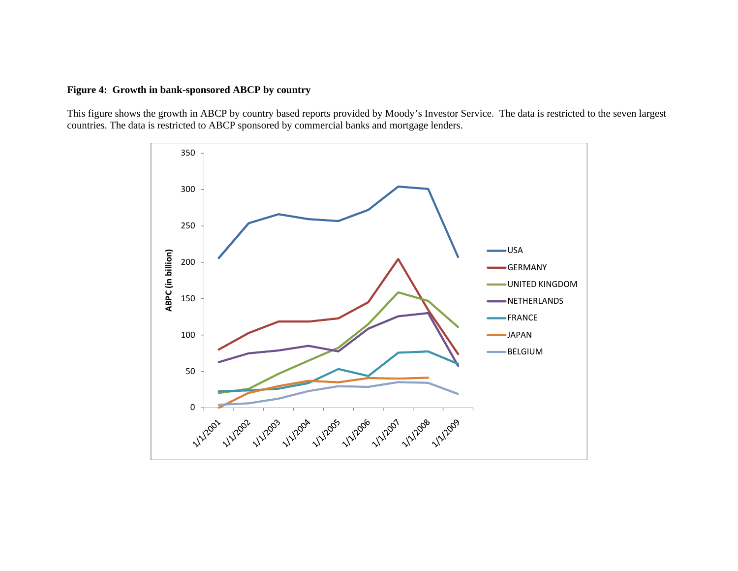**Figure 4: Growth in bank-sponsored ABCP by country**

This figure shows the growth in ABCP by country based reports provided by Moody's Investor Service. The data is restricted to the seven largest countries. The data is restricted to ABCP sponsored by commercial banks and mortgage lenders.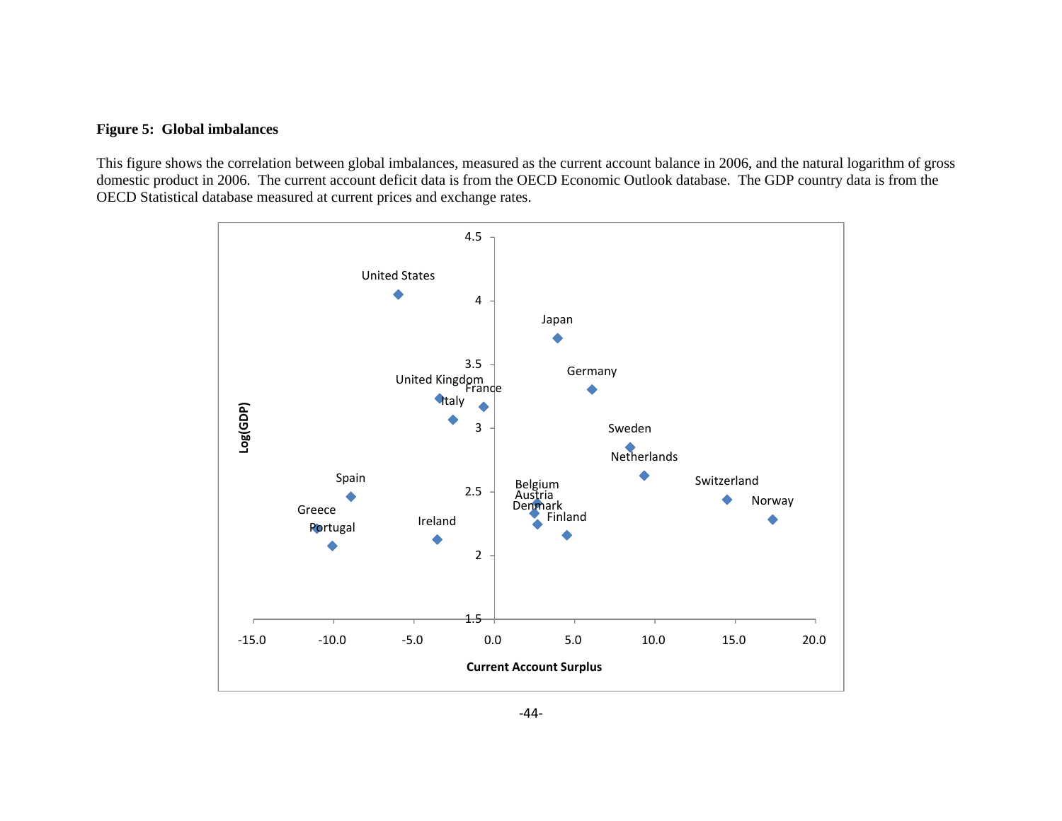**Figure 5: Global imbalances**

This figure shows the correlation between global imbalances, measured as the current account balance in 2006, and the natural logarithm of gross domestic product in 2006. The current account deficit data is from the OECD Economic Outlook database. The GDP country data is from the OECD Statistical database measured at current prices and exchange rates.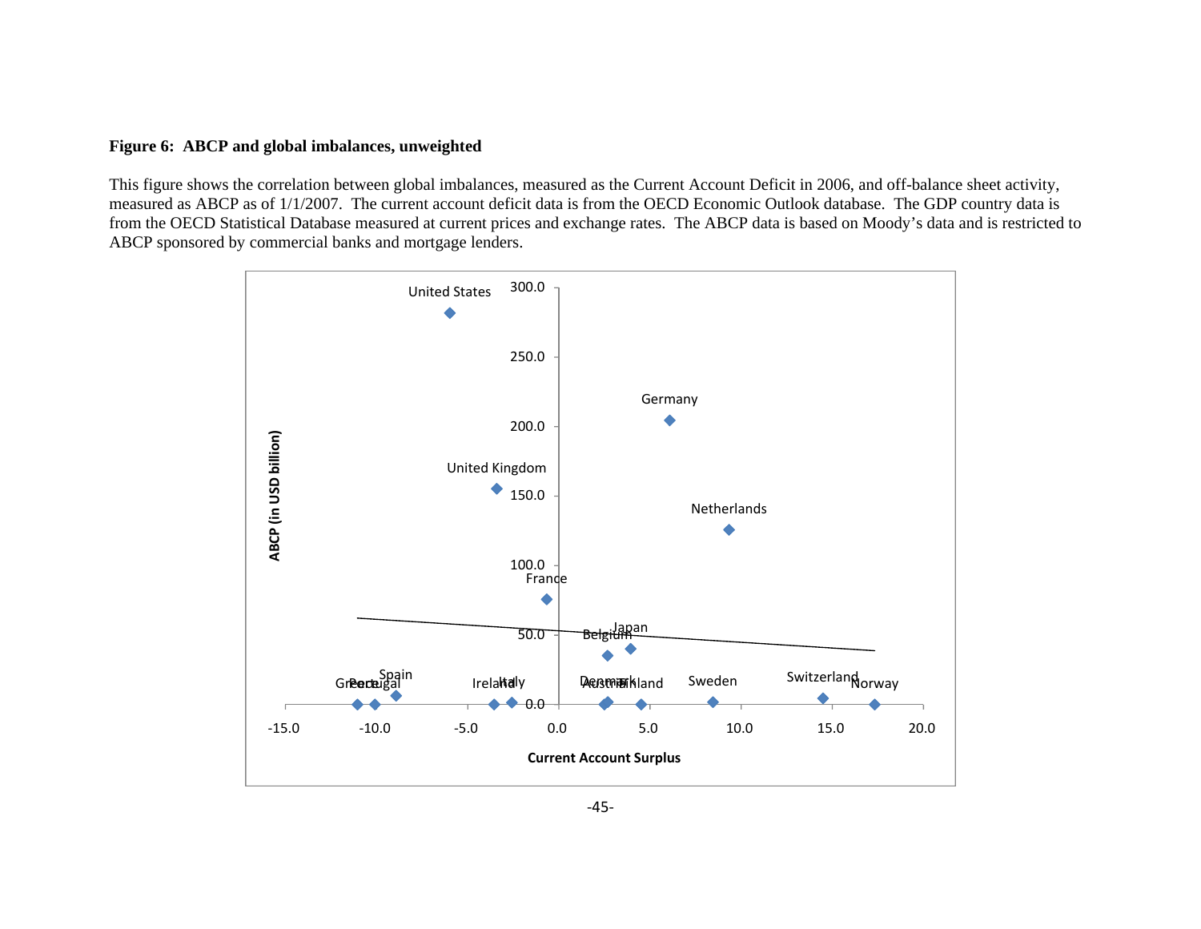**Figure 6: ABCP and global imbalances, unweighted**

This figure shows the correlation between global imbalances, measured as the Current Account Deficit in 2006, and off-balance sheet activity, measured as ABCP as of 1/1/2007. The current account deficit data is from the OECD Economic Outlook database. The GDP country data is from the OECD Statistical Database measured at current prices and exchange rates. The ABCP data is based on Moody's data and is restricted to ABCP sponsored by commercial banks and mortgage lenders.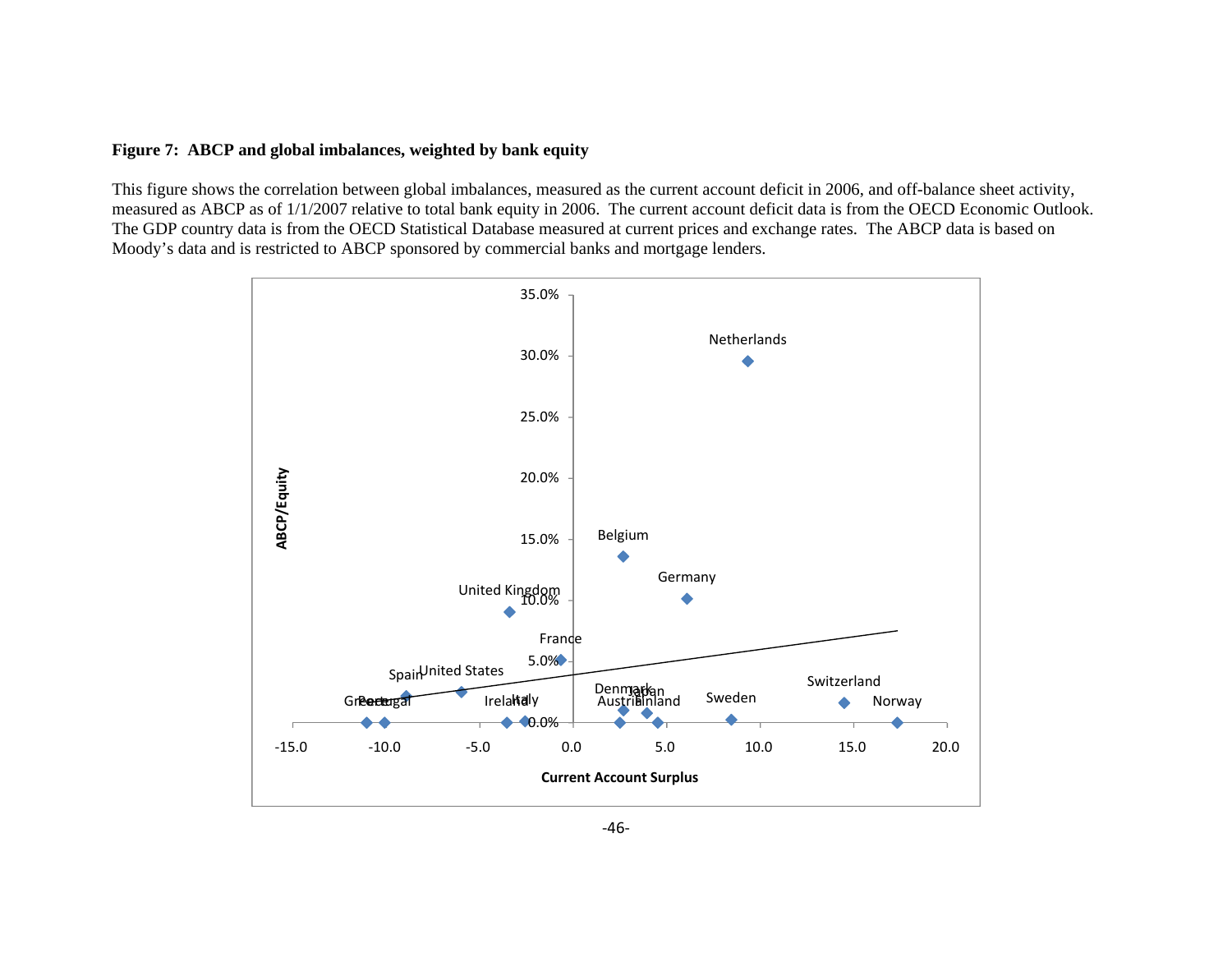**Figure 7: ABCP and global imbalances, weighted by bank equity**

This figure shows the correlation between global imbalances, measured as the current account deficit in 2006, and off-balance sheet activity, measured as ABCP as of 1/1/2007 relative to total bank equity in 2006. The current account deficit data is from the OECD Economic Outlook. The GDP country data is from the OECD Statistical Database measured at current prices and exchange rates. The ABCP data is based on Moody's data and is restricted to ABCP sponsored by commercial banks and mortgage lenders.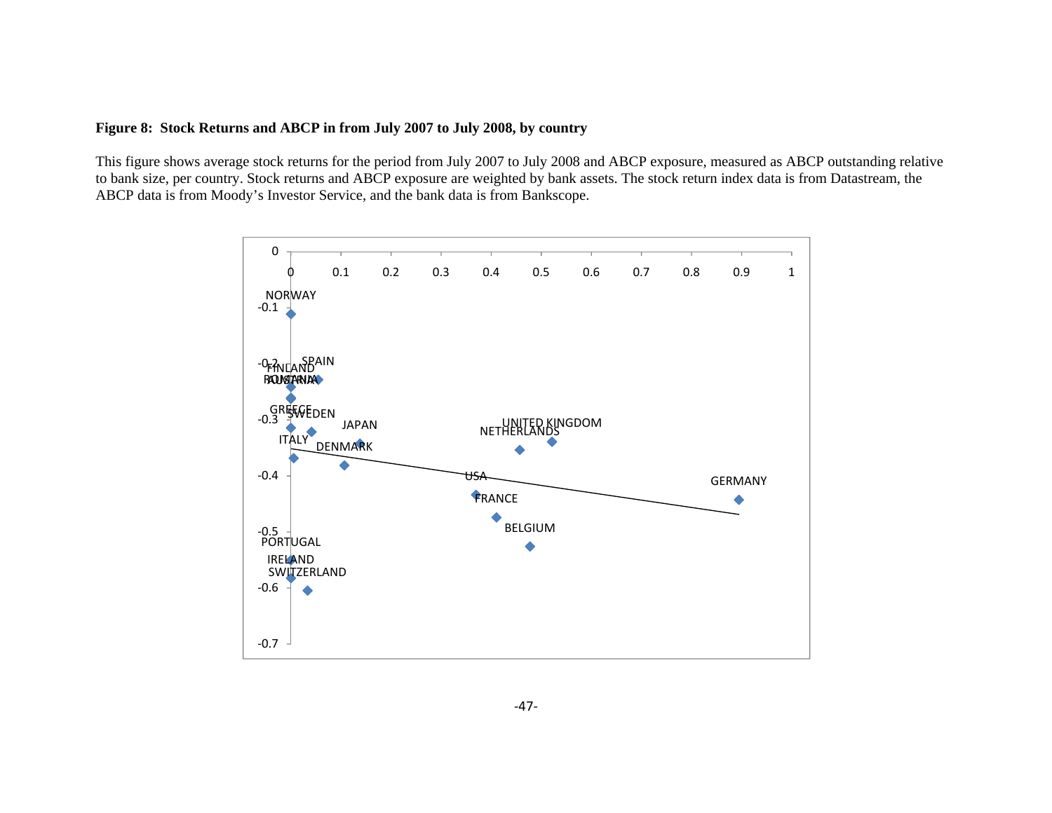**Figure 8: Stock Returns and ABCP in from July 2007 to July 2008, by country**

This figure shows average stock returns for the period from July 2007 to July 2008 and ABCP exposure, measured as ABCP outstanding relative to bank size, per country. Stock returns and ABCP exposure are weighted by bank assets. The stock return index data is from Datastream, the ABCP data is from Moody's Investor Service, and the bank data is from Bankscope.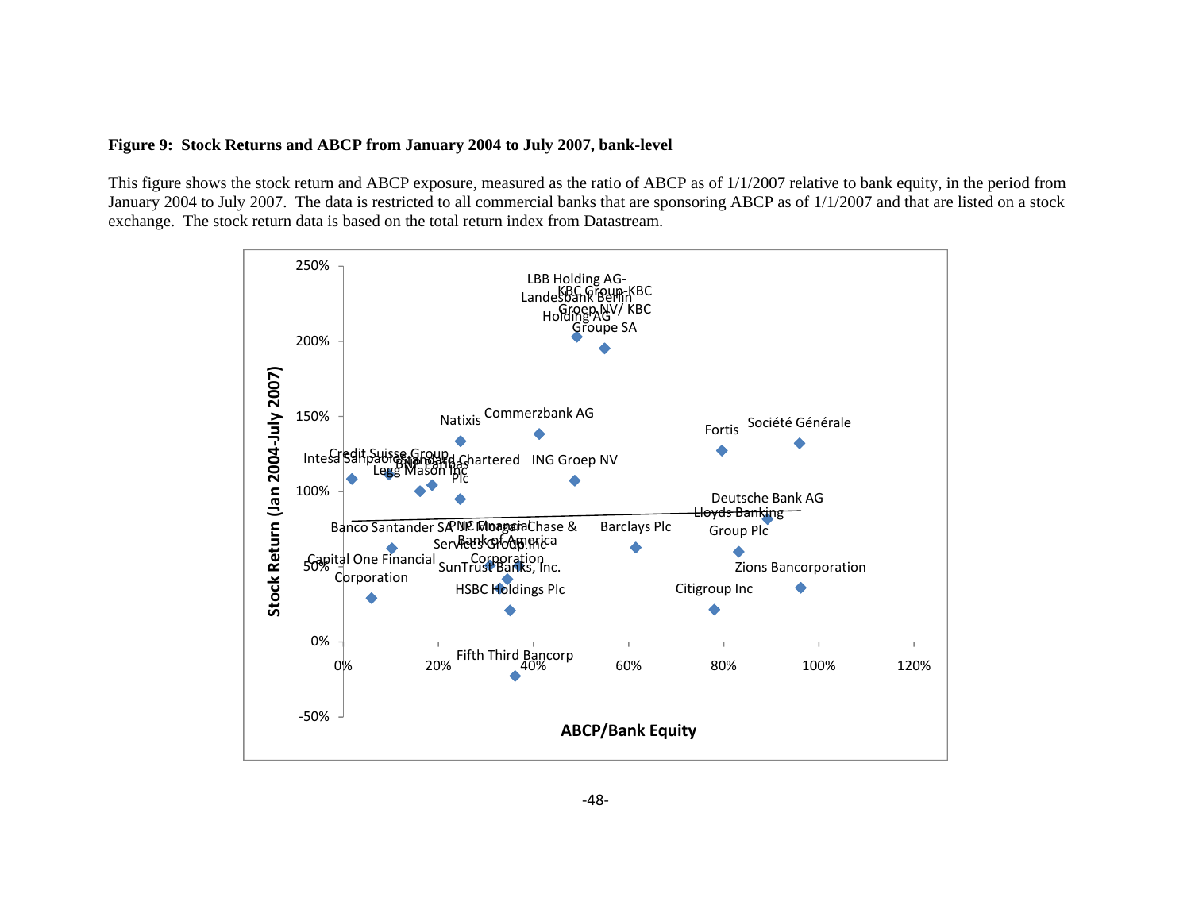**Figure 9: Stock Returns and ABCP from January 2004 to July 2007, bank-level**

This figure shows the stock return and ABCP exposure, measured as the ratio of ABCP as of 1/1/2007 relative to bank equity, in the period from January 2004 to July 2007. The data is restricted to all commercial banks that are sponsoring ABCP as of 1/1/2007 and that are listed on a stock exchange. The stock return data is based on the total return index from Datastream.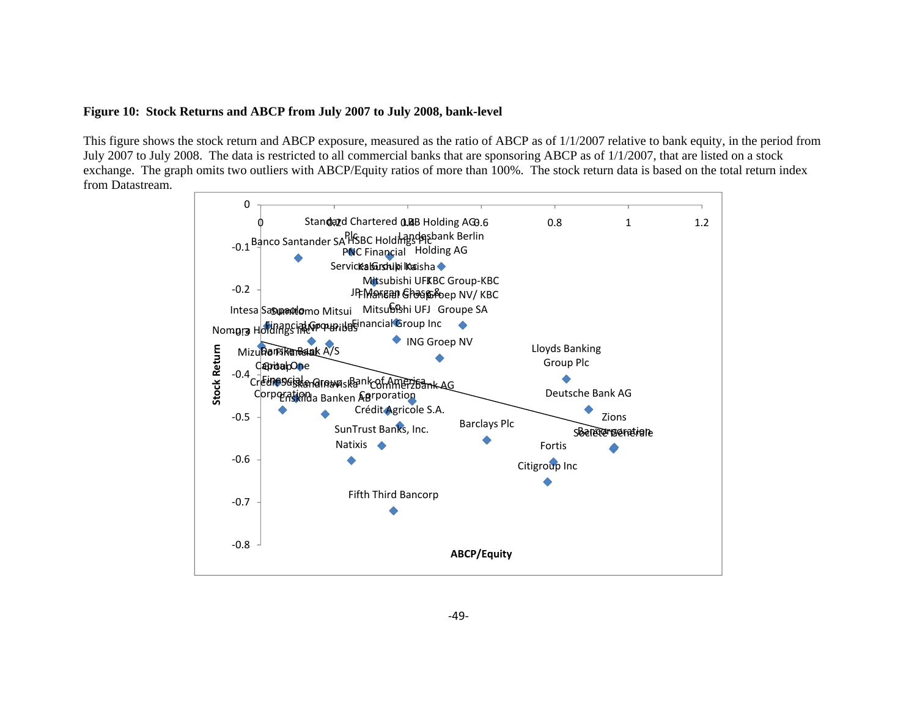**Figure 10: Stock Returns and ABCP from July 2007 to July 2008, bank-level**

This figure shows the stock return and ABCP exposure, measured as the ratio of ABCP as of 1/1/2007 relative to bank equity, in the period from July 2007 to July 2008. The data is restricted to all commercial banks that are sponsoring ABCP as of 1/1/2007, that are listed on a stock exchange. The graph omits two outliers with ABCP/Equity ratios of more than 100%. The stock return data is based on the total return index from Datastream.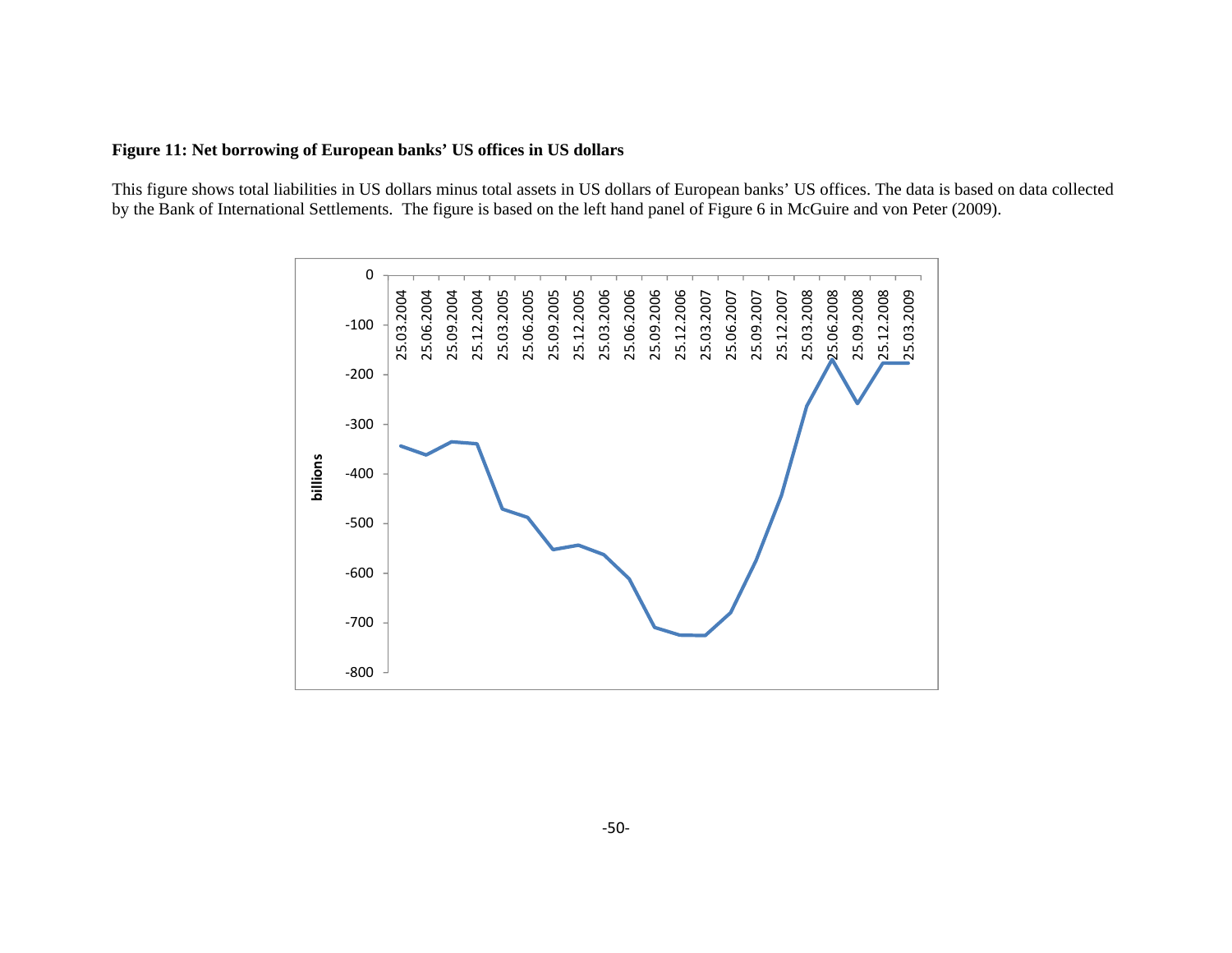**Figure 11: Net borrowing of European banks' US offices in US dollars**

This figure shows total liabilities in US dollars minus total assets in US dollars of European banks' US offices. The data is based on data collected by the Bank of International Settlements. The figure is based on the left hand panel of Figure 6 in McGuire and von Peter (2009).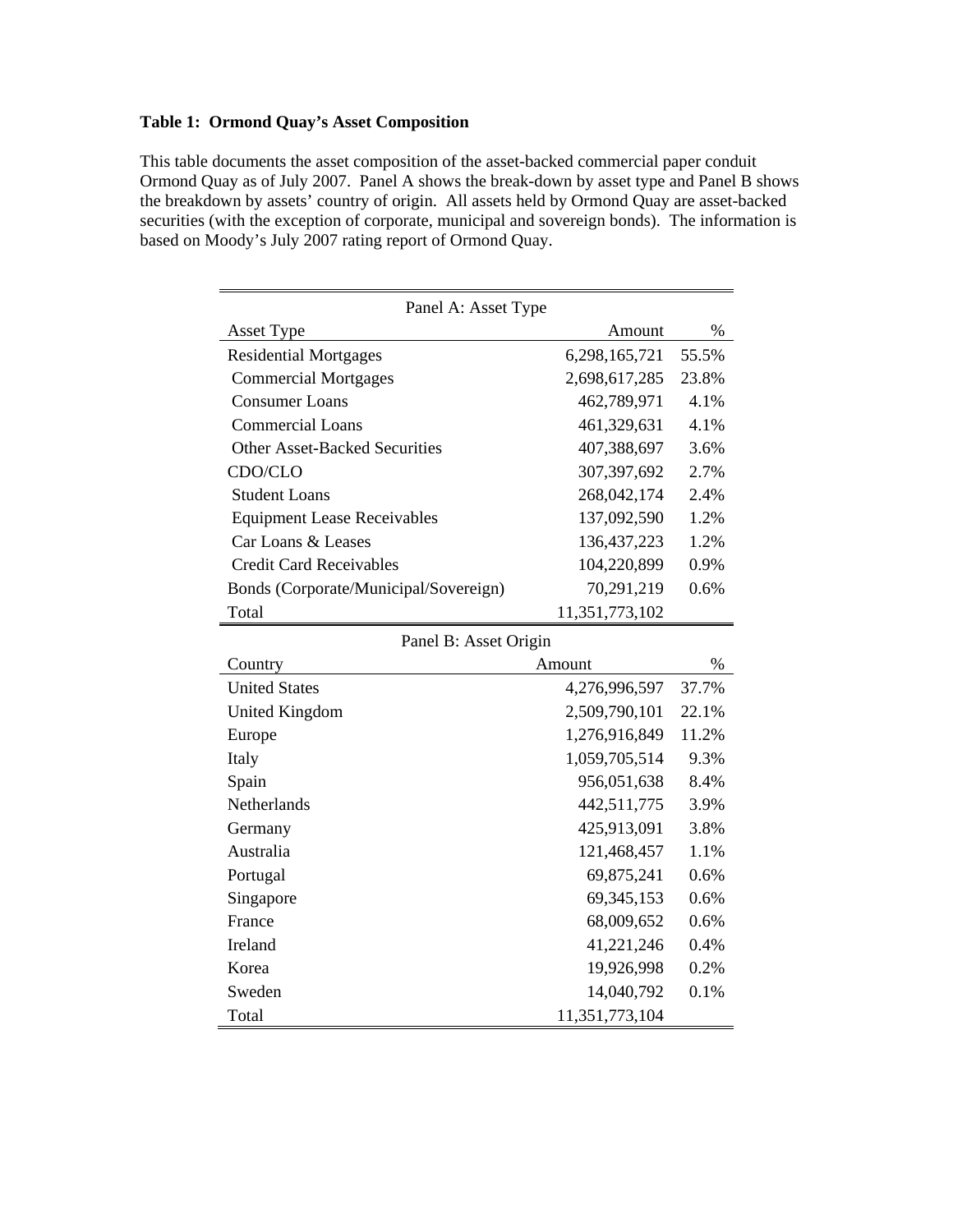**Table 1: Ormond Quay's Asset Composition**

This table documents the asset composition of the asset-backed commercial paper conduit Ormond Quay as of July 2007. Panel A shows the break-down by asset type and Panel B shows the breakdown by assets' country of origin. All assets held by Ormond Quay are asset-backed securities (with the exception of corporate, municipal and sovereign bonds). The information is based on Moody's July 2007 rating report of Ormond Quay.

| Panel A: Asset Type | | |
|---|---|---|
| Asset Type | Amount | % |
| Residential Mortgages | 6,298,165,721 | 55.5% |
| Commercial Mortgages | 2,698,617,285 | 23.8% |
| Consumer Loans | 462,789,971 | 4.1% |
| Commercial Loans | 461,329,631 | 4.1% |
| Other Asset-Backed Securities | 407,388,697 | 3.6% |
| CDO/CLO | 307,397,692 | 2.7% |
| Student Loans | 268,042,174 | 2.4% |
| Equipment Lease Receivables | 137,092,590 | 1.2% |
| Car Loans & Leases | 136,437,223 | 1.2% |
| Credit Card Receivables | 104,220,899 | 0.9% |
| Bonds (Corporate/Municipal/Sovereign) | 70,291,219 | 0.6% |
| Total | 11,351,773,102 | |
| **Panel B: Asset Origin** | | |
| Country | Amount | % |
| United States | 4,276,996,597 | 37.7% |
| United Kingdom | 2,509,790,101 | 22.1% |
| Europe | 1,276,916,849 | 11.2% |
| Italy | 1,059,705,514 | 9.3% |
| Spain | 956,051,638 | 8.4% |
| Netherlands | 442,511,775 | 3.9% |
| Germany | 425,913,091 | 3.8% |
| Australia | 121,468,457 | 1.1% |
| Portugal | 69,875,241 | 0.6% |
| Singapore | 69,345,153 | 0.6% |
| France | 68,009,652 | 0.6% |
| Ireland | 41,221,246 | 0.4% |
| Korea | 19,926,998 | 0.2% |
| Sweden | 14,040,792 | 0.1% |
| Total | 11,351,773,104 | |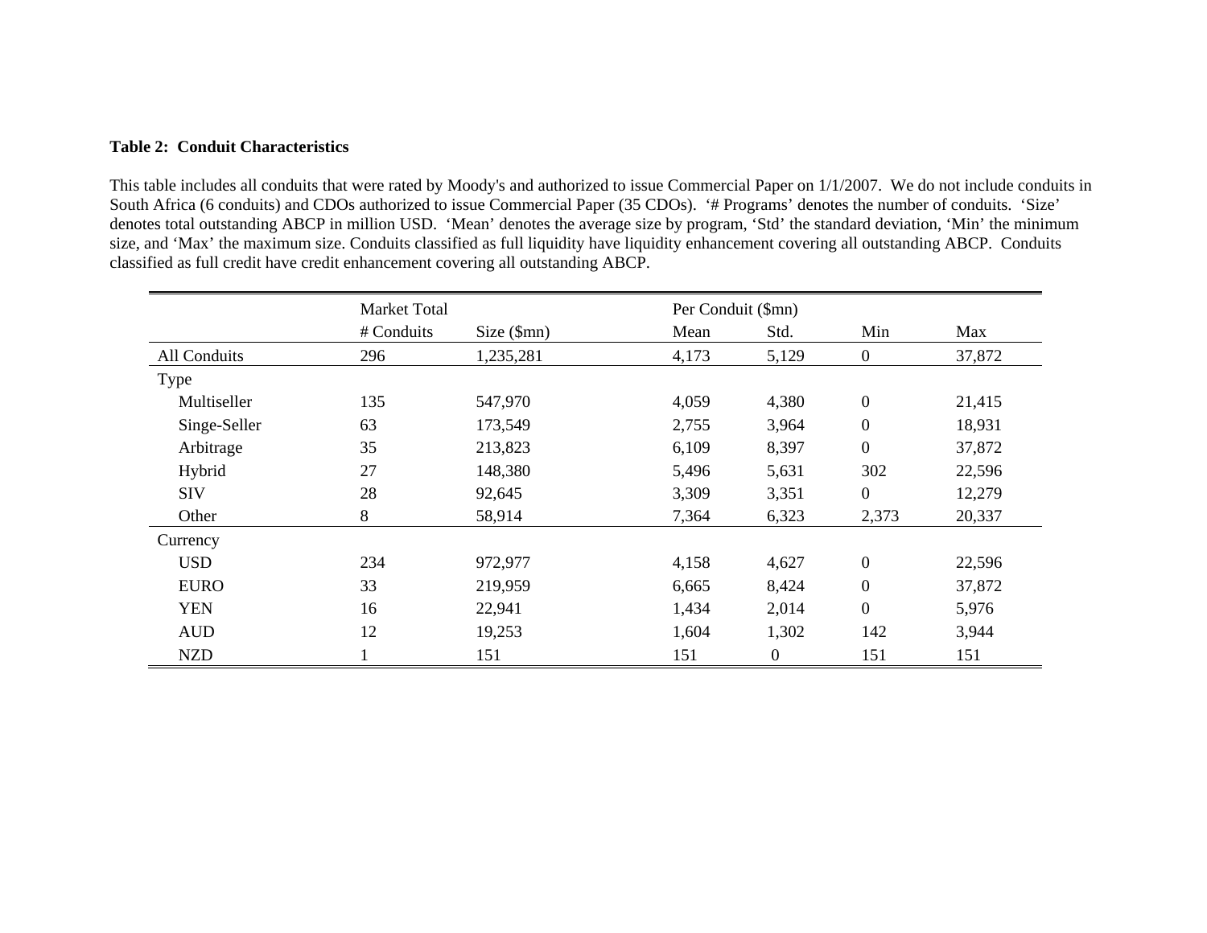**Table 2: Conduit Characteristics**

This table includes all conduits that were rated by Moody's and authorized to issue Commercial Paper on 1/1/2007. We do not include conduits in South Africa (6 conduits) and CDOs authorized to issue Commercial Paper (35 CDOs). '# Programs' denotes the number of conduits. 'Size' denotes total outstanding ABCP in million USD. 'Mean' denotes the average size by program, 'Std' the standard deviation, 'Min' the minimum size, and 'Max' the maximum size. Conduits classified as full liquidity have liquidity enhancement covering all outstanding ABCP. Conduits classified as full credit have credit enhancement covering all outstanding ABCP.

| | Market Total | | Per Conduit ($mn) | | | |
|---|---|---|---|---|---|---|
| | # Conduits | Size ($mn) | Mean | Std. | Min | Max |
| All Conduits | 296 | 1,235,281 | 4,173 | 5,129 | 0 | 37,872 |
| Type | | | | | | |
| Multiseller | 135 | 547,970 | 4,059 | 4,380 | 0 | 21,415 |
| Singe-Seller | 63 | 173,549 | 2,755 | 3,964 | 0 | 18,931 |
| Arbitrage | 35 | 213,823 | 6,109 | 8,397 | 0 | 37,872 |
| Hybrid | 27 | 148,380 | 5,496 | 5,631 | 302 | 22,596 |
| SIV | 28 | 92,645 | 3,309 | 3,351 | 0 | 12,279 |
| Other | 8 | 58,914 | 7,364 | 6,323 | 2,373 | 20,337 |
| Currency | | | | | | |
| USD | 234 | 972,977 | 4,158 | 4,627 | 0 | 22,596 |
| EURO | 33 | 219,959 | 6,665 | 8,424 | 0 | 37,872 |
| YEN | 16 | 22,941 | 1,434 | 2,014 | 0 | 5,976 |
| AUD | 12 | 19,253 | 1,604 | 1,302 | 142 | 3,944 |
| NZD | 1 | 151 | 151 | 0 | 151 | 151 |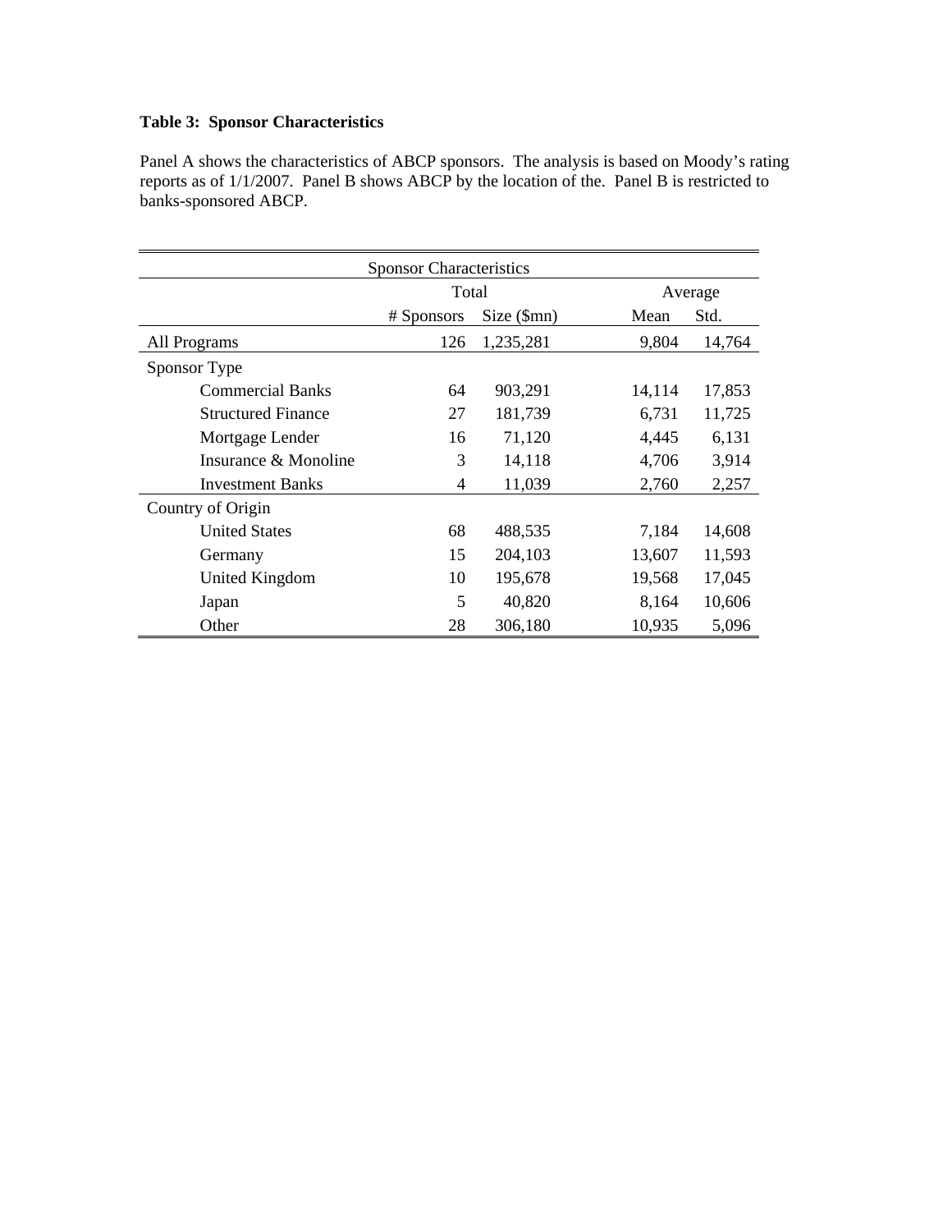**Table 3: Sponsor Characteristics**

Panel A shows the characteristics of ABCP sponsors. The analysis is based on Moody's rating reports as of 1/1/2007. Panel B shows ABCP by the location of the. Panel B is restricted to banks-sponsored ABCP.

| Sponsor Characteristics | | | | |
|---|---|---|---|---|
| | Total | | Average | |
| | # Sponsors | Size ($mn) | Mean | Std. |
| All Programs | 126 | 1,235,281 | 9,804 | 14,764 |
| Sponsor Type | | | | |
| Commercial Banks | 64 | 903,291 | 14,114 | 17,853 |
| Structured Finance | 27 | 181,739 | 6,731 | 11,725 |
| Mortgage Lender | 16 | 71,120 | 4,445 | 6,131 |
| Insurance & Monoline | 3 | 14,118 | 4,706 | 3,914 |
| Investment Banks | 4 | 11,039 | 2,760 | 2,257 |
| Country of Origin | | | | |
| United States | 68 | 488,535 | 7,184 | 14,608 |
| Germany | 15 | 204,103 | 13,607 | 11,593 |
| United Kingdom | 10 | 195,678 | 19,568 | 17,045 |
| Japan | 5 | 40,820 | 8,164 | 10,606 |
| Other | 28 | 306,180 | 10,935 | 5,096 |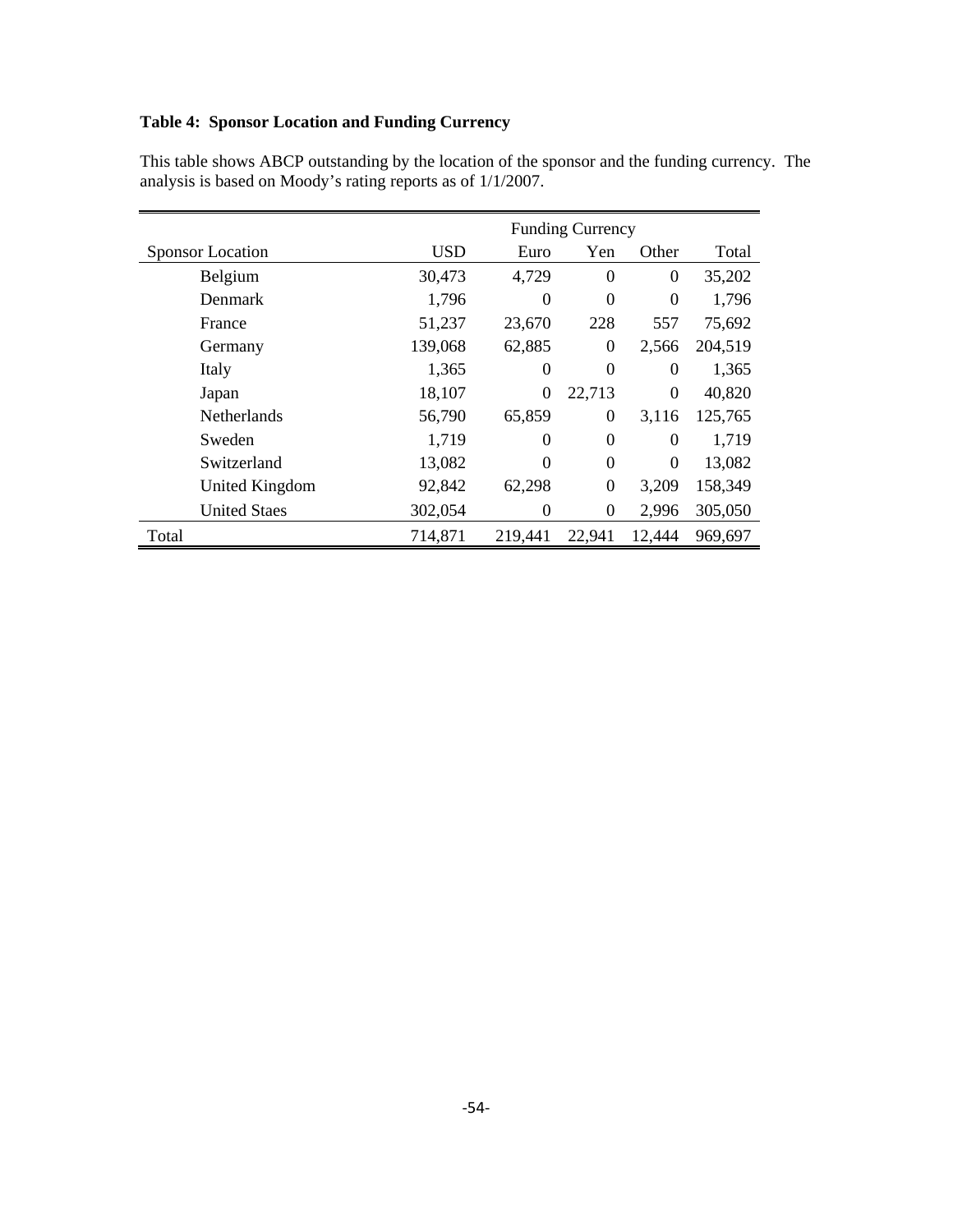**Table 4: Sponsor Location and Funding Currency**

This table shows ABCP outstanding by the location of the sponsor and the funding currency. The analysis is based on Moody's rating reports as of 1/1/2007.

| | Funding Currency | | | | |
|---|---|---|---|---|---|
| Sponsor Location | USD | Euro | Yen | Other | Total |
| Belgium | 30,473 | 4,729 | 0 | 0 | 35,202 |
| Denmark | 1,796 | 0 | 0 | 0 | 1,796 |
| France | 51,237 | 23,670 | 228 | 557 | 75,692 |
| Germany | 139,068 | 62,885 | 0 | 2,566 | 204,519 |
| Italy | 1,365 | 0 | 0 | 0 | 1,365 |
| Japan | 18,107 | 0 | 22,713 | 0 | 40,820 |
| Netherlands | 56,790 | 65,859 | 0 | 3,116 | 125,765 |
| Sweden | 1,719 | 0 | 0 | 0 | 1,719 |
| Switzerland | 13,082 | 0 | 0 | 0 | 13,082 |
| United Kingdom | 92,842 | 62,298 | 0 | 3,209 | 158,349 |
| United Staes | 302,054 | 0 | 0 | 2,996 | 305,050 |
| Total | 714,871 | 219,441 | 22,941 | 12,444 | 969,697 |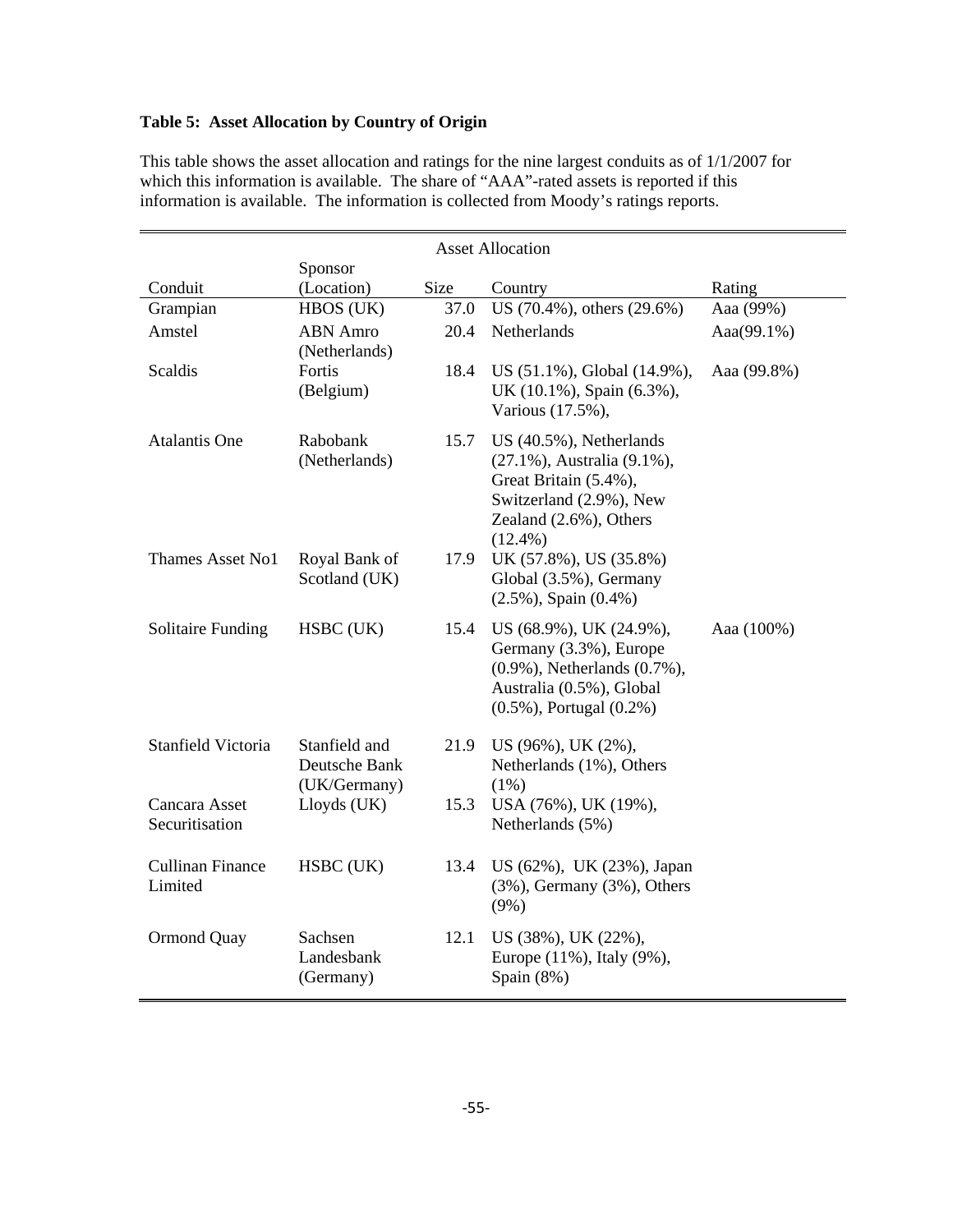**Table 5: Asset Allocation by Country of Origin**

This table shows the asset allocation and ratings for the nine largest conduits as of 1/1/2007 for which this information is available. The share of "AAA"-rated assets is reported if this information is available. The information is collected from Moody's ratings reports.

| | | Asset Allocation | | |
|---|---|---|---|---|
| Conduit | Sponsor (Location) | Size | Country | Rating |
| Grampian | HBOS (UK) | 37.0 | US (70.4%), others (29.6%) | Aaa (99%) |
| Amstel | ABN Amro (Netherlands) | 20.4 | Netherlands | Aaa(99.1%) |
| Scaldis | Fortis (Belgium) | 18.4 | US (51.1%), Global (14.9%), UK (10.1%), Spain (6.3%), Various (17.5%), | Aaa (99.8%) |
| Atalantis One | Rabobank (Netherlands) | 15.7 | US (40.5%), Netherlands (27.1%), Australia (9.1%), Great Britain (5.4%), Switzerland (2.9%), New Zealand (2.6%), Others (12.4%) | |
| Thames Asset No1 | Royal Bank of Scotland (UK) | 17.9 | UK (57.8%), US (35.8%) Global (3.5%), Germany (2.5%), Spain (0.4%) | |
| Solitaire Funding | HSBC (UK) | 15.4 | US (68.9%), UK (24.9%), Germany (3.3%), Europe (0.9%), Netherlands (0.7%), Australia (0.5%), Global (0.5%), Portugal (0.2%) | Aaa (100%) |
| Stanfield Victoria | Stanfield and Deutsche Bank (UK/Germany) | 21.9 | US (96%), UK (2%), Netherlands (1%), Others (1%) | |
| Cancara Asset Securitisation | Lloyds (UK) | 15.3 | USA (76%), UK (19%), Netherlands (5%) | |
| Cullinan Finance Limited | HSBC (UK) | 13.4 | US (62%), UK (23%), Japan (3%), Germany (3%), Others (9%) | |
| Ormond Quay | Sachsen Landesbank (Germany) | 12.1 | US (38%), UK (22%), Europe (11%), Italy (9%), Spain (8%) | |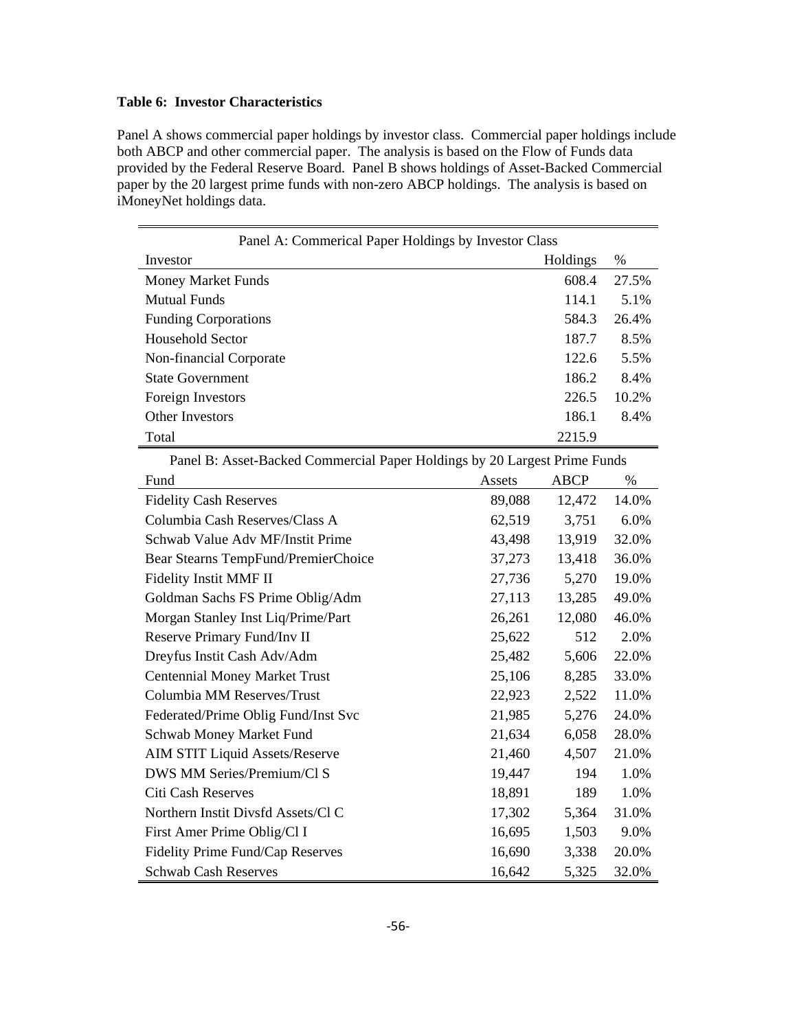**Table 6: Investor Characteristics**

Panel A shows commercial paper holdings by investor class. Commercial paper holdings include both ABCP and other commercial paper. The analysis is based on the Flow of Funds data provided by the Federal Reserve Board. Panel B shows holdings of Asset-Backed Commercial paper by the 20 largest prime funds with non-zero ABCP holdings. The analysis is based on iMoneyNet holdings data.

| Panel A: Commerical Paper Holdings by Investor Class | | |
|---|---|---|
| Investor | Holdings | % |
| Money Market Funds | 608.4 | 27.5% |
| Mutual Funds | 114.1 | 5.1% |
| Funding Corporations | 584.3 | 26.4% |
| Household Sector | 187.7 | 8.5% |
| Non-financial Corporate | 122.6 | 5.5% |
| State Government | 186.2 | 8.4% |
| Foreign Investors | 226.5 | 10.2% |
| Other Investors | 186.1 | 8.4% |
| Total | 2215.9 | |

| Panel B: Asset-Backed Commercial Paper Holdings by 20 Largest Prime Funds | | | |
|---|---|---|---|
| Fund | Assets | ABCP | % |
| Fidelity Cash Reserves | 89,088 | 12,472 | 14.0% |
| Columbia Cash Reserves/Class A | 62,519 | 3,751 | 6.0% |
| Schwab Value Adv MF/Instit Prime | 43,498 | 13,919 | 32.0% |
| Bear Stearns TempFund/PremierChoice | 37,273 | 13,418 | 36.0% |
| Fidelity Instit MMF II | 27,736 | 5,270 | 19.0% |
| Goldman Sachs FS Prime Oblig/Adm | 27,113 | 13,285 | 49.0% |
| Morgan Stanley Inst Liq/Prime/Part | 26,261 | 12,080 | 46.0% |
| Reserve Primary Fund/Inv II | 25,622 | 512 | 2.0% |
| Dreyfus Instit Cash Adv/Adm | 25,482 | 5,606 | 22.0% |
| Centennial Money Market Trust | 25,106 | 8,285 | 33.0% |
| Columbia MM Reserves/Trust | 22,923 | 2,522 | 11.0% |
| Federated/Prime Oblig Fund/Inst Svc | 21,985 | 5,276 | 24.0% |
| Schwab Money Market Fund | 21,634 | 6,058 | 28.0% |
| AIM STIT Liquid Assets/Reserve | 21,460 | 4,507 | 21.0% |
| DWS MM Series/Premium/Cl S | 19,447 | 194 | 1.0% |
| Citi Cash Reserves | 18,891 | 189 | 1.0% |
| Northern Instit Divsfd Assets/Cl C | 17,302 | 5,364 | 31.0% |
| First Amer Prime Oblig/Cl I | 16,695 | 1,503 | 9.0% |
| Fidelity Prime Fund/Cap Reserves | 16,690 | 3,338 | 20.0% |
| Schwab Cash Reserves | 16,642 | 5,325 | 32.0% |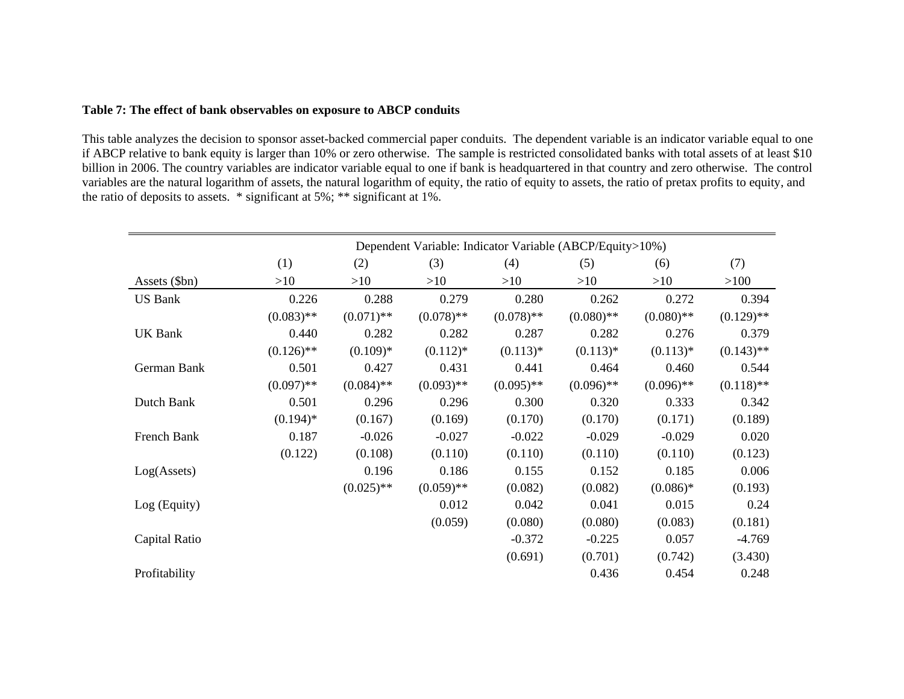**Table 7: The effect of bank observables on exposure to ABCP conduits**

This table analyzes the decision to sponsor asset-backed commercial paper conduits. The dependent variable is an indicator variable equal to one if ABCP relative to bank equity is larger than 10% or zero otherwise. The sample is restricted consolidated banks with total assets of at least $10 billion in 2006. The country variables are indicator variable equal to one if bank is headquartered in that country and zero otherwise. The control variables are the natural logarithm of assets, the natural logarithm of equity, the ratio of equity to assets, the ratio of pretax profits to equity, and the ratio of deposits to assets. * significant at 5%; ** significant at 1%.

| | Dependent Variable: Indicator Variable (ABCP/Equity>10%) | | | | | | |
|---|---|---|---|---|---|---|---|
| | (1) | (2) | (3) | (4) | (5) | (6) | (7) |
| Assets ($bn) | >10 | >10 | >10 | >10 | >10 | >10 | >100 |
| US Bank | 0.226 | 0.288 | 0.279 | 0.280 | 0.262 | 0.272 | 0.394 |
| | (0.083)** | (0.071)** | (0.078)** | (0.078)** | (0.080)** | (0.080)** | (0.129)** |
| UK Bank | 0.440 | 0.282 | 0.282 | 0.287 | 0.282 | 0.276 | 0.379 |
| | (0.126)** | (0.109)* | (0.112)* | (0.113)* | (0.113)* | (0.113)* | (0.143)** |
| German Bank | 0.501 | 0.427 | 0.431 | 0.441 | 0.464 | 0.460 | 0.544 |
| | (0.097)** | (0.084)** | (0.093)** | (0.095)** | (0.096)** | (0.096)** | (0.118)** |
| Dutch Bank | 0.501 | 0.296 | 0.296 | 0.300 | 0.320 | 0.333 | 0.342 |
| | (0.194)* | (0.167) | (0.169) | (0.170) | (0.170) | (0.171) | (0.189) |
| French Bank | 0.187 | -0.026 | -0.027 | -0.022 | -0.029 | -0.029 | 0.020 |
| | (0.122) | (0.108) | (0.110) | (0.110) | (0.110) | (0.110) | (0.123) |
| Log(Assets) | | 0.196 | 0.186 | 0.155 | 0.152 | 0.185 | 0.006 |
| | | (0.025)** | (0.059)** | (0.082) | (0.082) | (0.086)* | (0.193) |
| Log (Equity) | | | 0.012 | 0.042 | 0.041 | 0.015 | 0.24 |
| | | | (0.059) | (0.080) | (0.080) | (0.083) | (0.181) |
| Capital Ratio | | | | -0.372 | -0.225 | 0.057 | -4.769 |
| | | | | (0.691) | (0.701) | (0.742) | (3.430) |
| Profitability | | | | | 0.436 | 0.454 | 0.248 |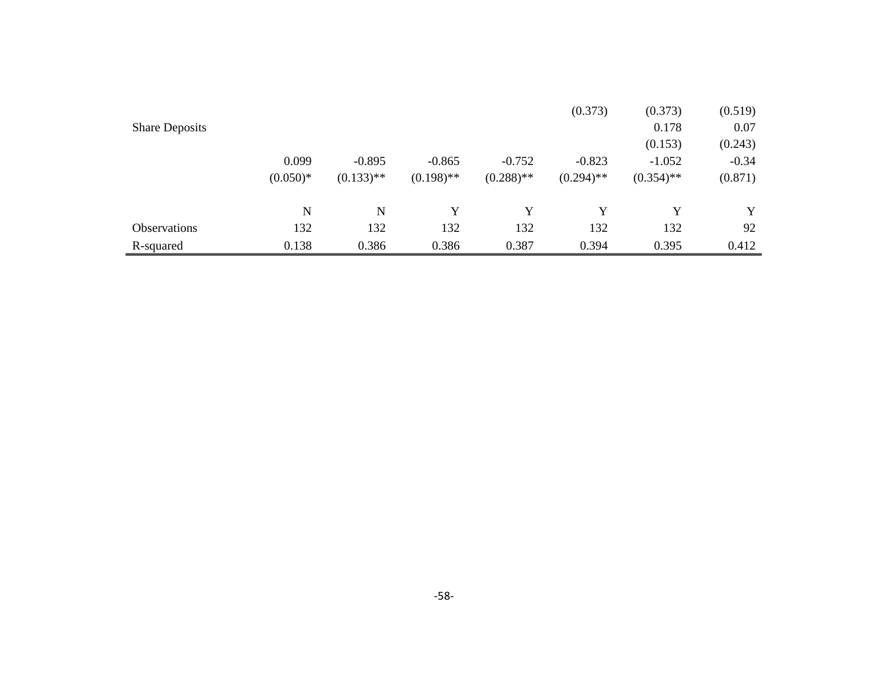| | | | | | | | |
|---|---|---|---|---|---|---|---|
| | | | | | (0.373) | (0.373) | (0.519) |
| Share Deposits | | | | | | 0.178 | 0.07 |
| | | | | | | (0.153) | (0.243) |
| | 0.099 | -0.895 | -0.865 | -0.752 | -0.823 | -1.052 | -0.34 |
| | (0.050)* | (0.133)** | (0.198)** | (0.288)** | (0.294)** | (0.354)** | (0.871) |
| | | | | | | | |
| | N | N | Y | Y | Y | Y | Y |
| Observations | 132 | 132 | 132 | 132 | 132 | 132 | 92 |
| R-squared | 0.138 | 0.386 | 0.386 | 0.387 | 0.394 | 0.395 | 0.412 |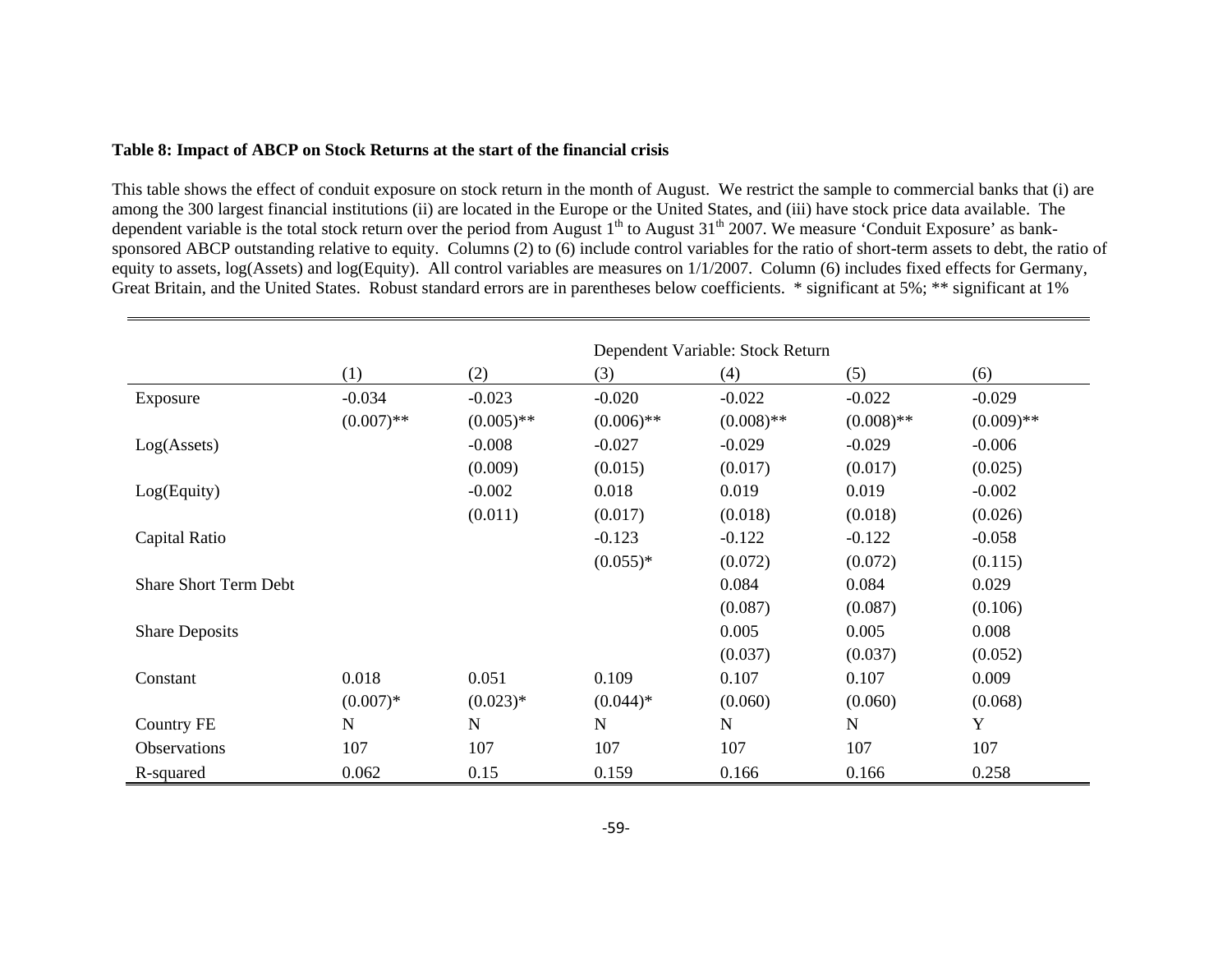**Table 8: Impact of ABCP on Stock Returns at the start of the financial crisis**

This table shows the effect of conduit exposure on stock return in the month of August. We restrict the sample to commercial banks that (i) are among the 300 largest financial institutions (ii) are located in the Europe or the United States, and (iii) have stock price data available. The dependent variable is the total stock return over the period from August 1[th] to August 31[th] 2007. We measure 'Conduit Exposure' as bank-sponsored ABCP outstanding relative to equity. Columns (2) to (6) include control variables for the ratio of short-term assets to debt, the ratio of equity to assets, log(Assets) and log(Equity). All control variables are measures on 1/1/2007. Column (6) includes fixed effects for Germany, Great Britain, and the United States. Robust standard errors are in parentheses below coefficients. * significant at 5%; ** significant at 1%

| | Dependent Variable: Stock Return | | | | | |
|---|---|---|---|---|---|---|
| | (1) | (2) | (3) | (4) | (5) | (6) |
| Exposure | -0.034 | -0.023 | -0.020 | -0.022 | -0.022 | -0.029 |
| | (0.007)** | (0.005)** | (0.006)** | (0.008)** | (0.008)** | (0.009)** |
| Log(Assets) | | -0.008 | -0.027 | -0.029 | -0.029 | -0.006 |
| | | (0.009) | (0.015) | (0.017) | (0.017) | (0.025) |
| Log(Equity) | | -0.002 | 0.018 | 0.019 | 0.019 | -0.002 |
| | | (0.011) | (0.017) | (0.018) | (0.018) | (0.026) |
| Capital Ratio | | | -0.123 | -0.122 | -0.122 | -0.058 |
| | | | (0.055)* | (0.072) | (0.072) | (0.115) |
| Share Short Term Debt | | | | 0.084 | 0.084 | 0.029 |
| | | | | (0.087) | (0.087) | (0.106) |
| Share Deposits | | | | 0.005 | 0.005 | 0.008 |
| | | | | (0.037) | (0.037) | (0.052) |
| Constant | 0.018 | 0.051 | 0.109 | 0.107 | 0.107 | 0.009 |
| | (0.007)* | (0.023)* | (0.044)* | (0.060) | (0.060) | (0.068) |
| Country FE | N | N | N | N | N | Y |
| Observations | 107 | 107 | 107 | 107 | 107 | 107 |
| R-squared | 0.062 | 0.15 | 0.159 | 0.166 | 0.166 | 0.258 |